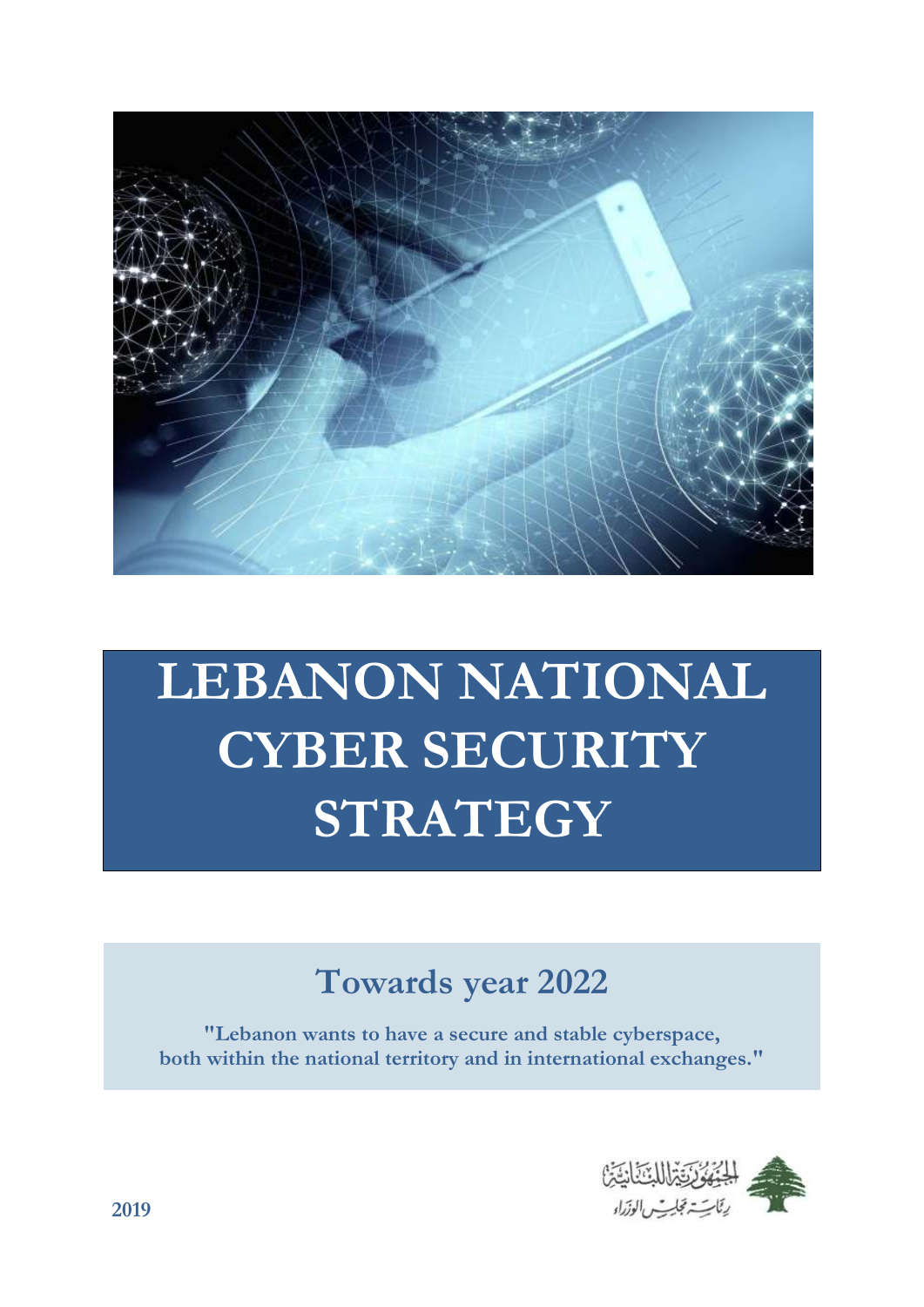# LEBANON NATIONAL CYBER SECURITY STRATEGY

## Towards year 2022

**"Lebanon wants to have a secure and stable cyberspace, both within the national territory and in international exchanges."**

الجمهورية اللبنانية
رئاسة مجلس الوزراء

**2019**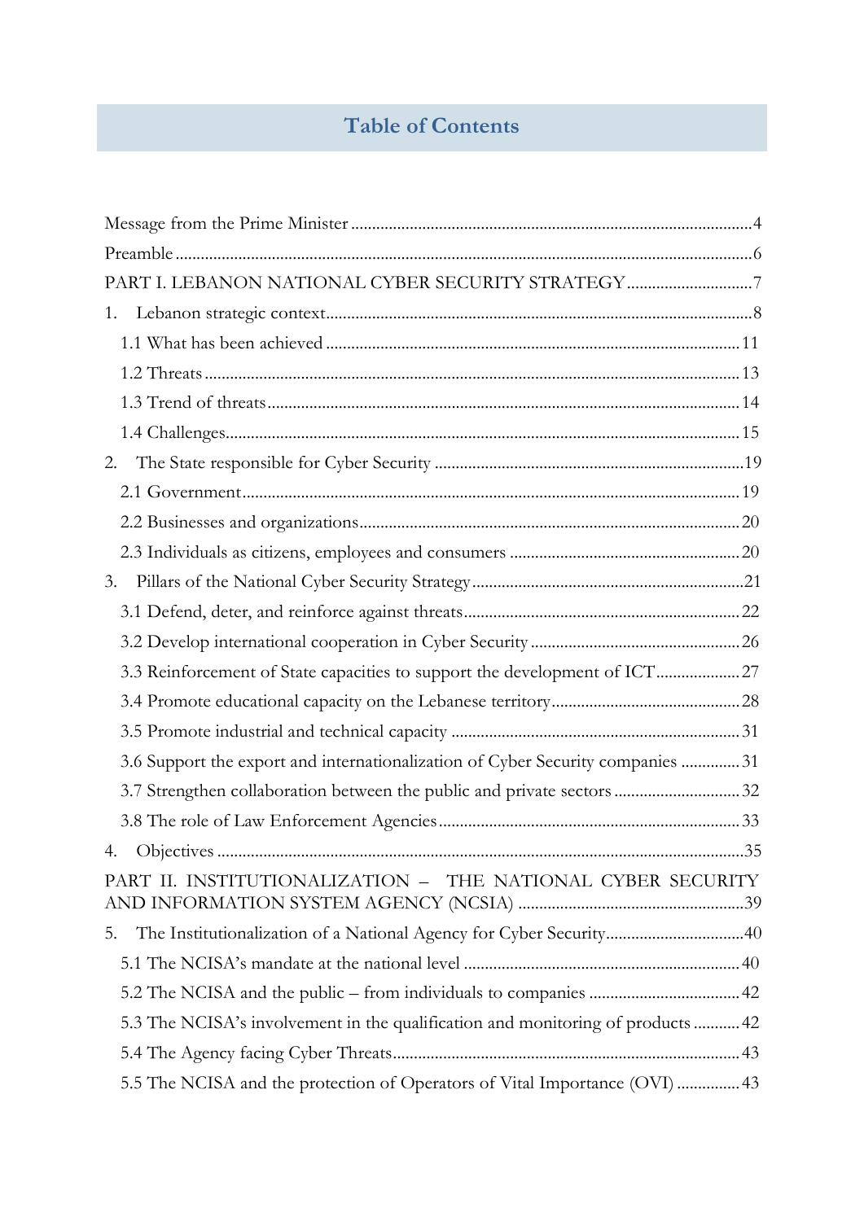# Table of Contents

Message from the Prime Minister ..... 4

Preamble ..... 6

PART I. LEBANON NATIONAL CYBER SECURITY STRATEGY ..... 7

1. Lebanon strategic context ..... 8
   - 1.1 What has been achieved ..... 11
   - 1.2 Threats ..... 13
   - 1.3 Trend of threats ..... 14
   - 1.4 Challenges ..... 15
2. The State responsible for Cyber Security ..... 19
   - 2.1 Government ..... 19
   - 2.2 Businesses and organizations ..... 20
   - 2.3 Individuals as citizens, employees and consumers ..... 20
3. Pillars of the National Cyber Security Strategy ..... 21
   - 3.1 Defend, deter, and reinforce against threats ..... 22
   - 3.2 Develop international cooperation in Cyber Security ..... 26
   - 3.3 Reinforcement of State capacities to support the development of ICT ..... 27
   - 3.4 Promote educational capacity on the Lebanese territory ..... 28
   - 3.5 Promote industrial and technical capacity ..... 31
   - 3.6 Support the export and internationalization of Cyber Security companies ..... 31
   - 3.7 Strengthen collaboration between the public and private sectors ..... 32
   - 3.8 The role of Law Enforcement Agencies ..... 33
4. Objectives ..... 35

PART II. INSTITUTIONALIZATION – THE NATIONAL CYBER SECURITY AND INFORMATION SYSTEM AGENCY (NCSIA) ..... 39

5. The Institutionalization of a National Agency for Cyber Security ..... 40
   - 5.1 The NCISA's mandate at the national level ..... 40
   - 5.2 The NCISA and the public – from individuals to companies ..... 42
   - 5.3 The NCISA's involvement in the qualification and monitoring of products ..... 42
   - 5.4 The Agency facing Cyber Threats ..... 43
   - 5.5 The NCISA and the protection of Operators of Vital Importance (OVI) ..... 43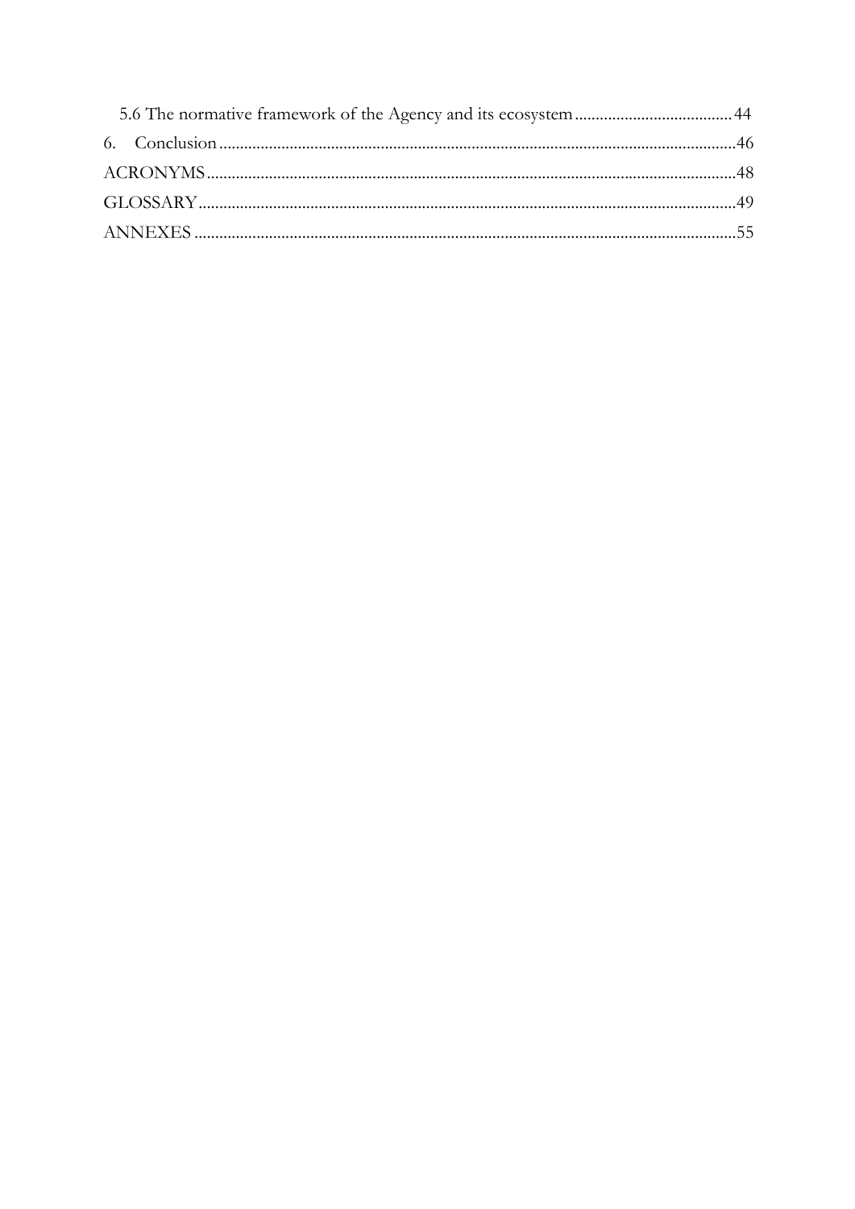5.6 The normative framework of the Agency and its ecosystem ...................................... 44

6. Conclusion ............................................................................................................ 46

ACRONYMS ............................................................................................................... 48

GLOSSARY ................................................................................................................. 49

ANNEXES .................................................................................................................. 55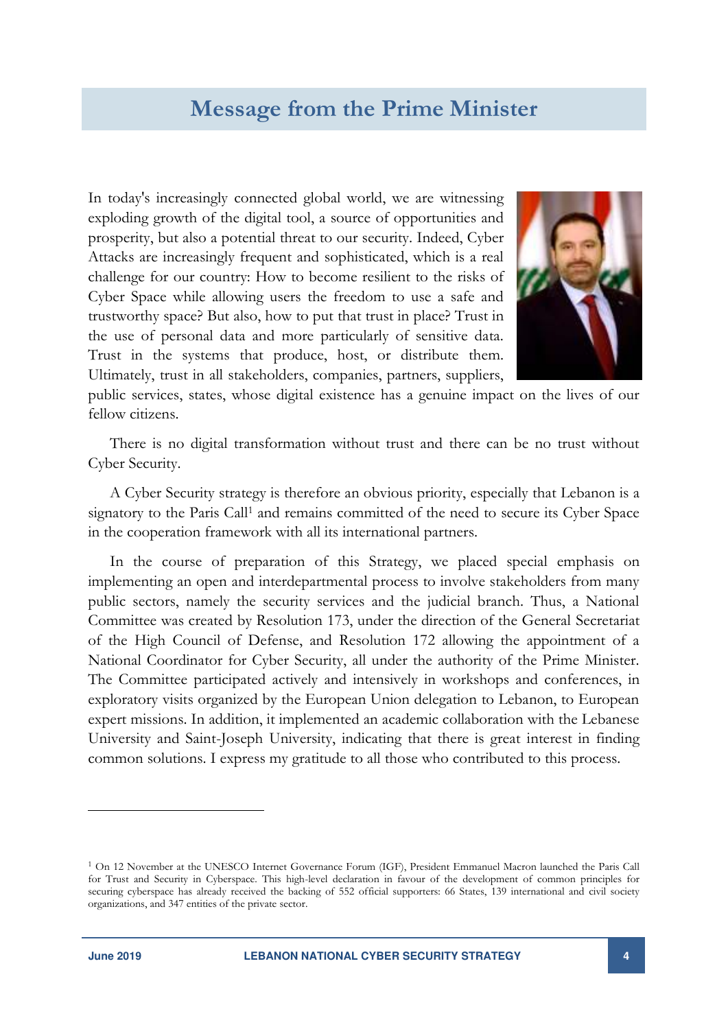## Message from the Prime Minister

In today's increasingly connected global world, we are witnessing exploding growth of the digital tool, a source of opportunities and prosperity, but also a potential threat to our security. Indeed, Cyber Attacks are increasingly frequent and sophisticated, which is a real challenge for our country: How to become resilient to the risks of Cyber Space while allowing users the freedom to use a safe and trustworthy space? But also, how to put that trust in place? Trust in the use of personal data and more particularly of sensitive data. Trust in the systems that produce, host, or distribute them. Ultimately, trust in all stakeholders, companies, partners, suppliers, public services, states, whose digital existence has a genuine impact on the lives of our fellow citizens.

There is no digital transformation without trust and there can be no trust without Cyber Security.

A Cyber Security strategy is therefore an obvious priority, especially that Lebanon is a signatory to the Paris Call[1] and remains committed of the need to secure its Cyber Space in the cooperation framework with all its international partners.

In the course of preparation of this Strategy, we placed special emphasis on implementing an open and interdepartmental process to involve stakeholders from many public sectors, namely the security services and the judicial branch. Thus, a National Committee was created by Resolution 173, under the direction of the General Secretariat of the High Council of Defense, and Resolution 172 allowing the appointment of a National Coordinator for Cyber Security, all under the authority of the Prime Minister. The Committee participated actively and intensively in workshops and conferences, in exploratory visits organized by the European Union delegation to Lebanon, to European expert missions. In addition, it implemented an academic collaboration with the Lebanese University and Saint-Joseph University, indicating that there is great interest in finding common solutions. I express my gratitude to all those who contributed to this process.

---

[1] On 12 November at the UNESCO Internet Governance Forum (IGF), President Emmanuel Macron launched the Paris Call for Trust and Security in Cyberspace. This high-level declaration in favour of the development of common principles for securing cyberspace has already received the backing of 552 official supporters: 66 States, 139 international and civil society organizations, and 347 entities of the private sector.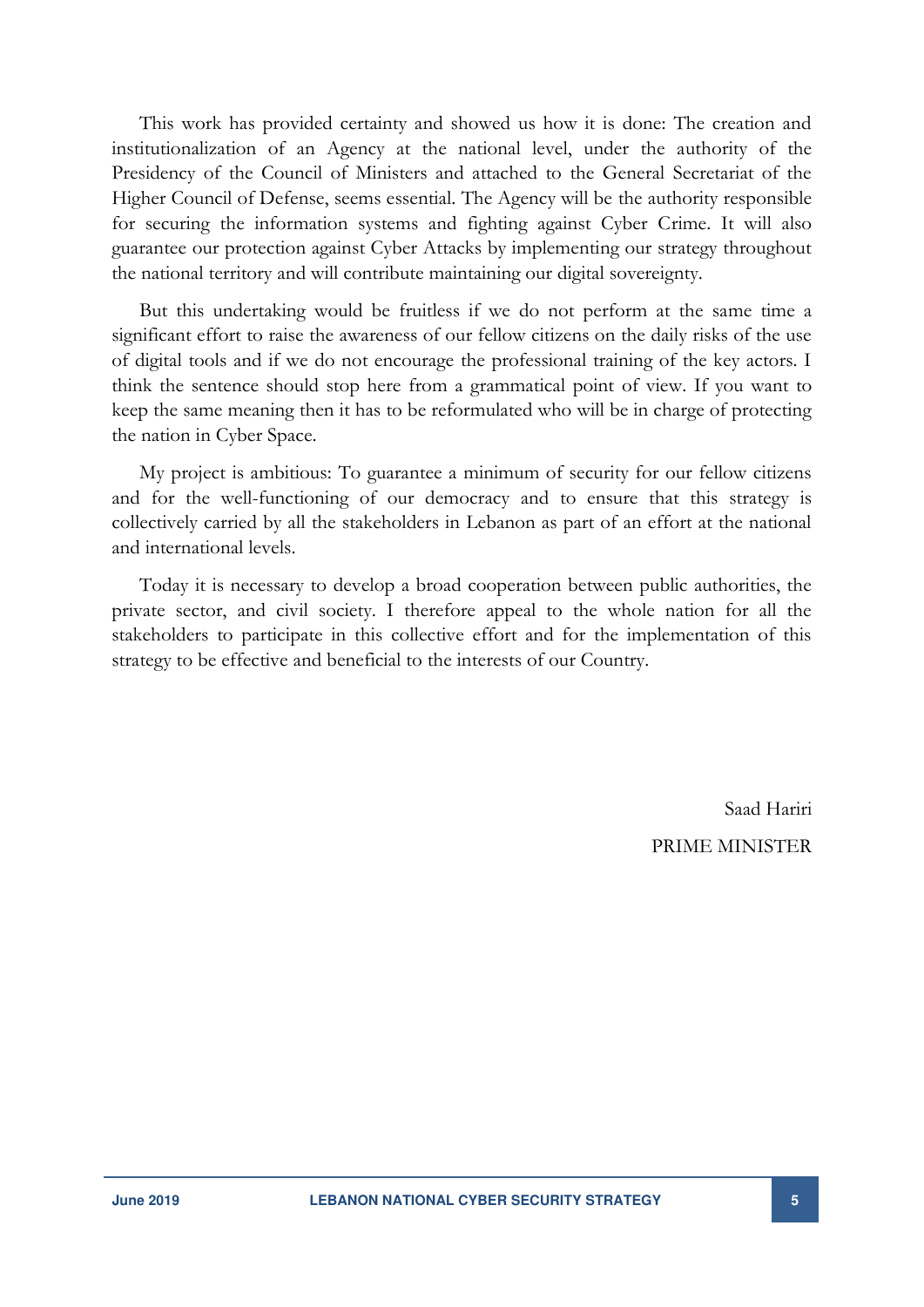This work has provided certainty and showed us how it is done: The creation and institutionalization of an Agency at the national level, under the authority of the Presidency of the Council of Ministers and attached to the General Secretariat of the Higher Council of Defense, seems essential. The Agency will be the authority responsible for securing the information systems and fighting against Cyber Crime. It will also guarantee our protection against Cyber Attacks by implementing our strategy throughout the national territory and will contribute maintaining our digital sovereignty.

But this undertaking would be fruitless if we do not perform at the same time a significant effort to raise the awareness of our fellow citizens on the daily risks of the use of digital tools and if we do not encourage the professional training of the key actors. I think the sentence should stop here from a grammatical point of view. If you want to keep the same meaning then it has to be reformulated who will be in charge of protecting the nation in Cyber Space.

My project is ambitious: To guarantee a minimum of security for our fellow citizens and for the well-functioning of our democracy and to ensure that this strategy is collectively carried by all the stakeholders in Lebanon as part of an effort at the national and international levels.

Today it is necessary to develop a broad cooperation between public authorities, the private sector, and civil society. I therefore appeal to the whole nation for all the stakeholders to participate in this collective effort and for the implementation of this strategy to be effective and beneficial to the interests of our Country.

Saad Hariri

PRIME MINISTER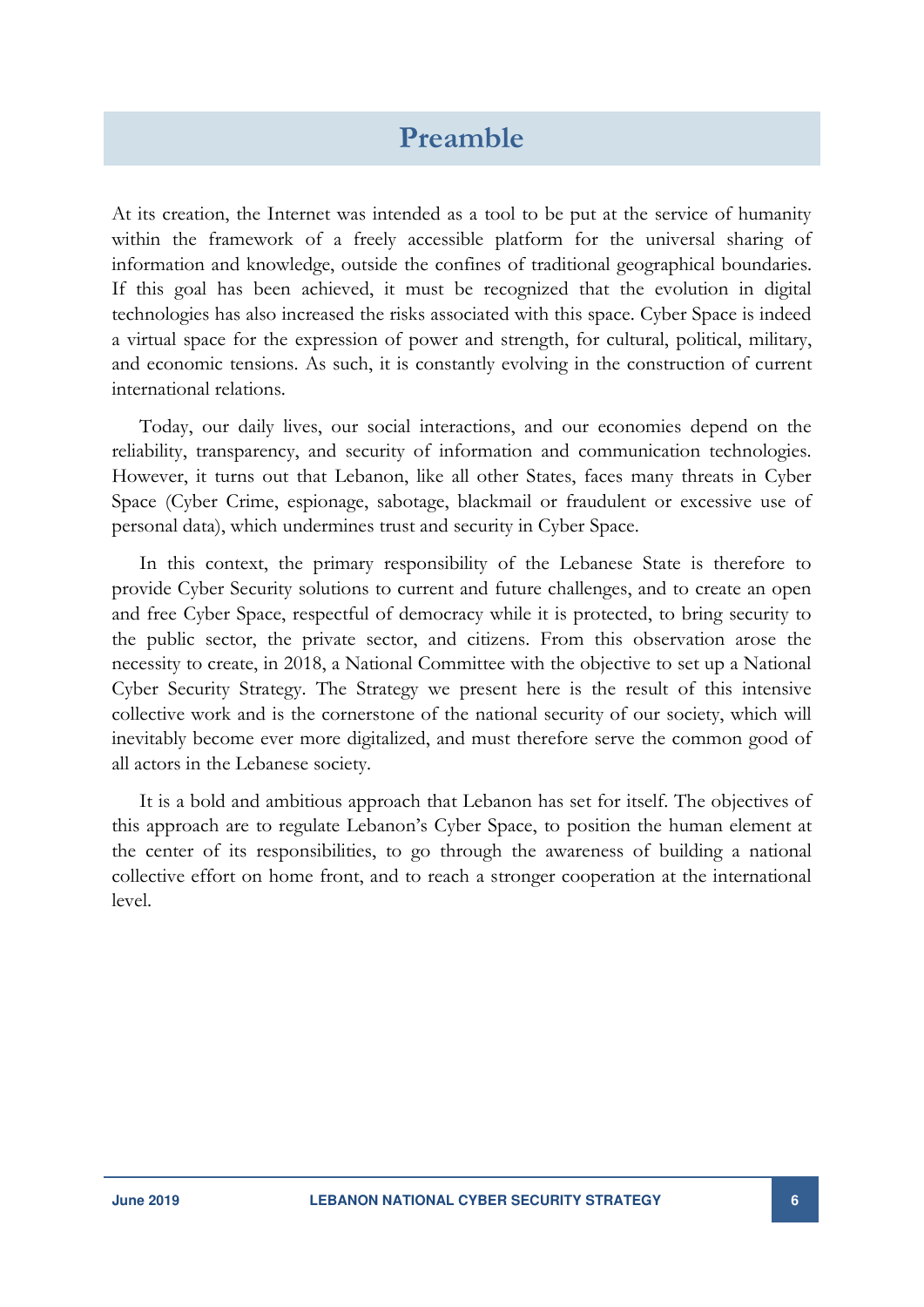# Preamble

At its creation, the Internet was intended as a tool to be put at the service of humanity within the framework of a freely accessible platform for the universal sharing of information and knowledge, outside the confines of traditional geographical boundaries. If this goal has been achieved, it must be recognized that the evolution in digital technologies has also increased the risks associated with this space. Cyber Space is indeed a virtual space for the expression of power and strength, for cultural, political, military, and economic tensions. As such, it is constantly evolving in the construction of current international relations.

Today, our daily lives, our social interactions, and our economies depend on the reliability, transparency, and security of information and communication technologies. However, it turns out that Lebanon, like all other States, faces many threats in Cyber Space (Cyber Crime, espionage, sabotage, blackmail or fraudulent or excessive use of personal data), which undermines trust and security in Cyber Space.

In this context, the primary responsibility of the Lebanese State is therefore to provide Cyber Security solutions to current and future challenges, and to create an open and free Cyber Space, respectful of democracy while it is protected, to bring security to the public sector, the private sector, and citizens. From this observation arose the necessity to create, in 2018, a National Committee with the objective to set up a National Cyber Security Strategy. The Strategy we present here is the result of this intensive collective work and is the cornerstone of the national security of our society, which will inevitably become ever more digitalized, and must therefore serve the common good of all actors in the Lebanese society.

It is a bold and ambitious approach that Lebanon has set for itself. The objectives of this approach are to regulate Lebanon's Cyber Space, to position the human element at the center of its responsibilities, to go through the awareness of building a national collective effort on home front, and to reach a stronger cooperation at the international level.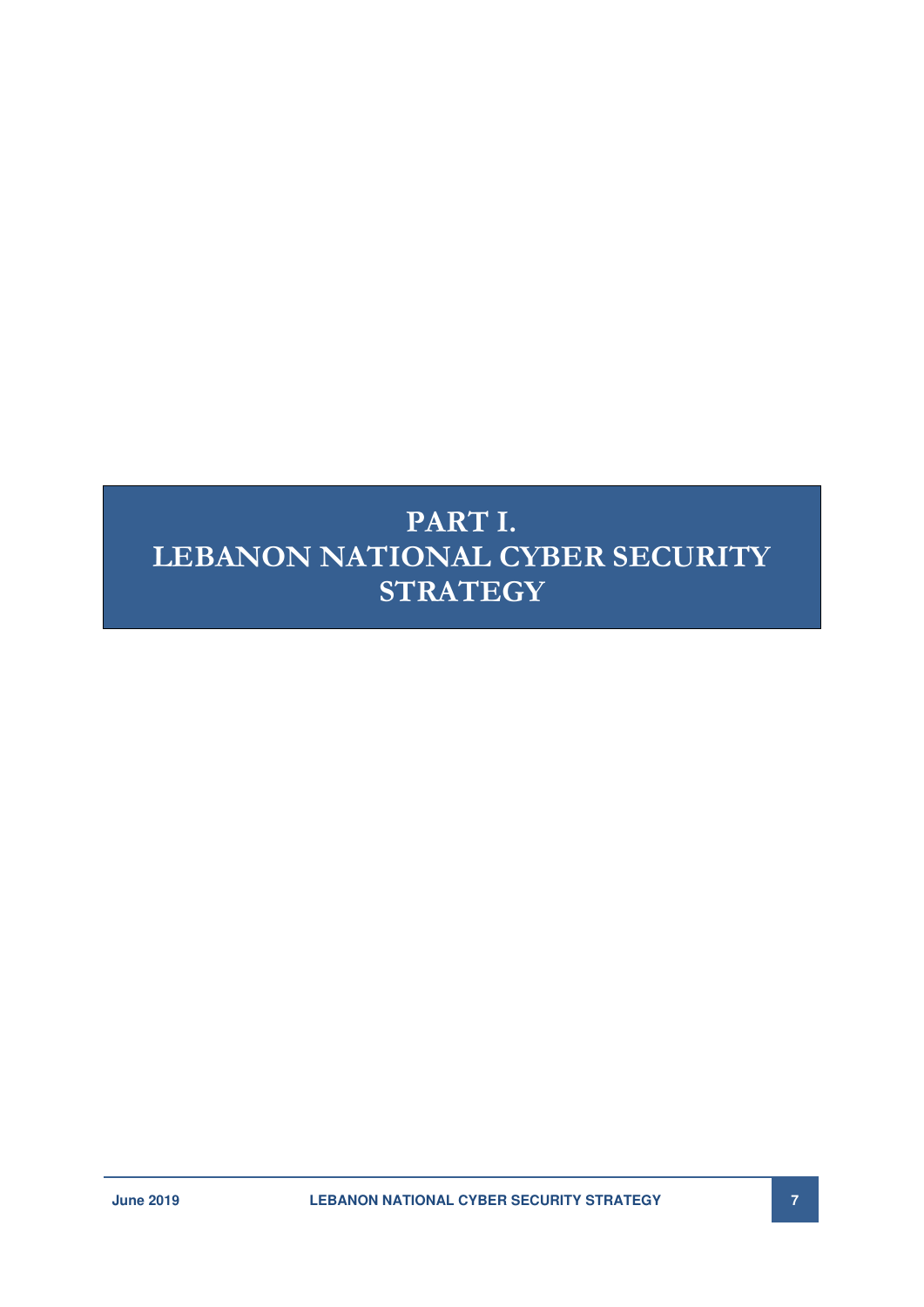# PART I.
# LEBANON NATIONAL CYBER SECURITY STRATEGY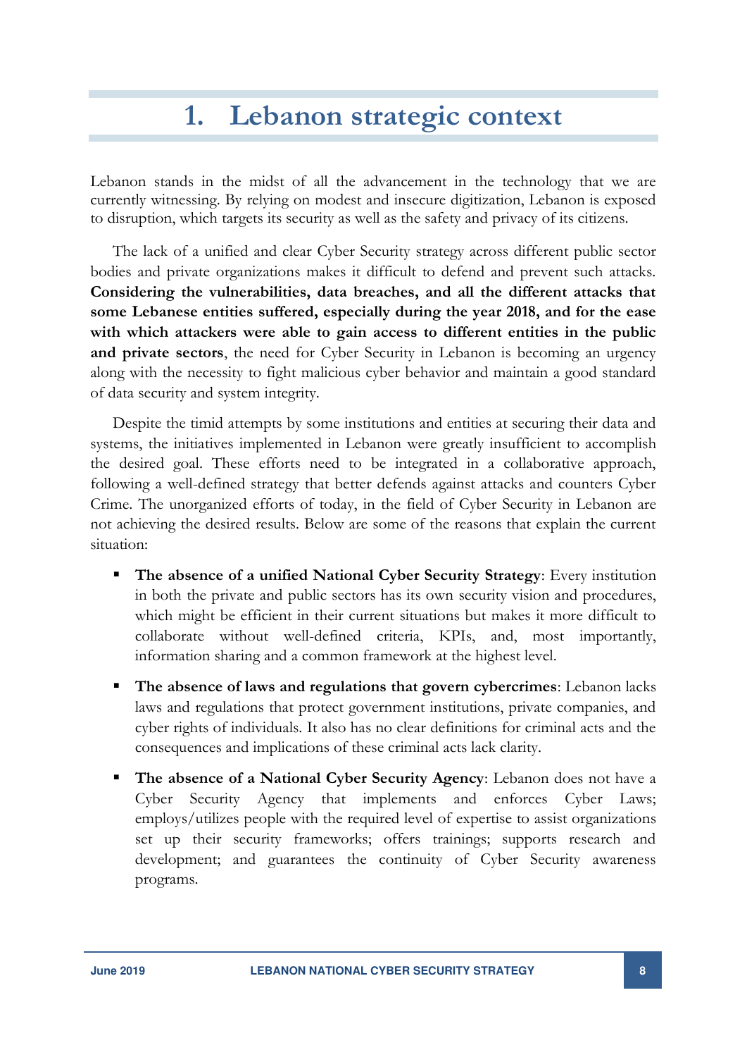# 1. Lebanon strategic context

Lebanon stands in the midst of all the advancement in the technology that we are currently witnessing. By relying on modest and insecure digitization, Lebanon is exposed to disruption, which targets its security as well as the safety and privacy of its citizens.

The lack of a unified and clear Cyber Security strategy across different public sector bodies and private organizations makes it difficult to defend and prevent such attacks. **Considering the vulnerabilities, data breaches, and all the different attacks that some Lebanese entities suffered, especially during the year 2018, and for the ease with which attackers were able to gain access to different entities in the public and private sectors**, the need for Cyber Security in Lebanon is becoming an urgency along with the necessity to fight malicious cyber behavior and maintain a good standard of data security and system integrity.

Despite the timid attempts by some institutions and entities at securing their data and systems, the initiatives implemented in Lebanon were greatly insufficient to accomplish the desired goal. These efforts need to be integrated in a collaborative approach, following a well-defined strategy that better defends against attacks and counters Cyber Crime. The unorganized efforts of today, in the field of Cyber Security in Lebanon are not achieving the desired results. Below are some of the reasons that explain the current situation:

- **The absence of a unified National Cyber Security Strategy**: Every institution in both the private and public sectors has its own security vision and procedures, which might be efficient in their current situations but makes it more difficult to collaborate without well-defined criteria, KPIs, and, most importantly, information sharing and a common framework at the highest level.
- **The absence of laws and regulations that govern cybercrimes**: Lebanon lacks laws and regulations that protect government institutions, private companies, and cyber rights of individuals. It also has no clear definitions for criminal acts and the consequences and implications of these criminal acts lack clarity.
- **The absence of a National Cyber Security Agency**: Lebanon does not have a Cyber Security Agency that implements and enforces Cyber Laws; employs/utilizes people with the required level of expertise to assist organizations set up their security frameworks; offers trainings; supports research and development; and guarantees the continuity of Cyber Security awareness programs.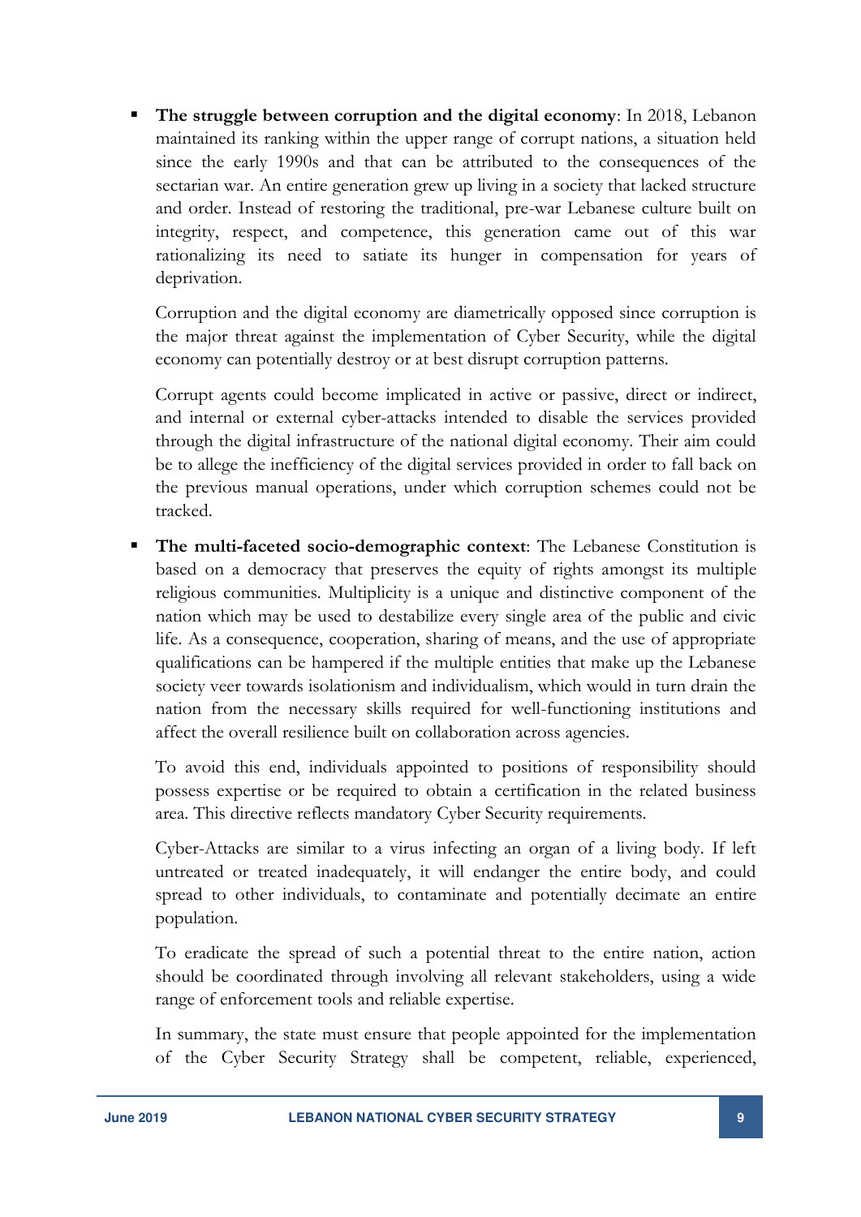- **The struggle between corruption and the digital economy**: In 2018, Lebanon maintained its ranking within the upper range of corrupt nations, a situation held since the early 1990s and that can be attributed to the consequences of the sectarian war. An entire generation grew up living in a society that lacked structure and order. Instead of restoring the traditional, pre-war Lebanese culture built on integrity, respect, and competence, this generation came out of this war rationalizing its need to satiate its hunger in compensation for years of deprivation.

  Corruption and the digital economy are diametrically opposed since corruption is the major threat against the implementation of Cyber Security, while the digital economy can potentially destroy or at best disrupt corruption patterns.

  Corrupt agents could become implicated in active or passive, direct or indirect, and internal or external cyber-attacks intended to disable the services provided through the digital infrastructure of the national digital economy. Their aim could be to allege the inefficiency of the digital services provided in order to fall back on the previous manual operations, under which corruption schemes could not be tracked.

- **The multi-faceted socio-demographic context**: The Lebanese Constitution is based on a democracy that preserves the equity of rights amongst its multiple religious communities. Multiplicity is a unique and distinctive component of the nation which may be used to destabilize every single area of the public and civic life. As a consequence, cooperation, sharing of means, and the use of appropriate qualifications can be hampered if the multiple entities that make up the Lebanese society veer towards isolationism and individualism, which would in turn drain the nation from the necessary skills required for well-functioning institutions and affect the overall resilience built on collaboration across agencies.

  To avoid this end, individuals appointed to positions of responsibility should possess expertise or be required to obtain a certification in the related business area. This directive reflects mandatory Cyber Security requirements.

  Cyber-Attacks are similar to a virus infecting an organ of a living body. If left untreated or treated inadequately, it will endanger the entire body, and could spread to other individuals, to contaminate and potentially decimate an entire population.

  To eradicate the spread of such a potential threat to the entire nation, action should be coordinated through involving all relevant stakeholders, using a wide range of enforcement tools and reliable expertise.

  In summary, the state must ensure that people appointed for the implementation of the Cyber Security Strategy shall be competent, reliable, experienced,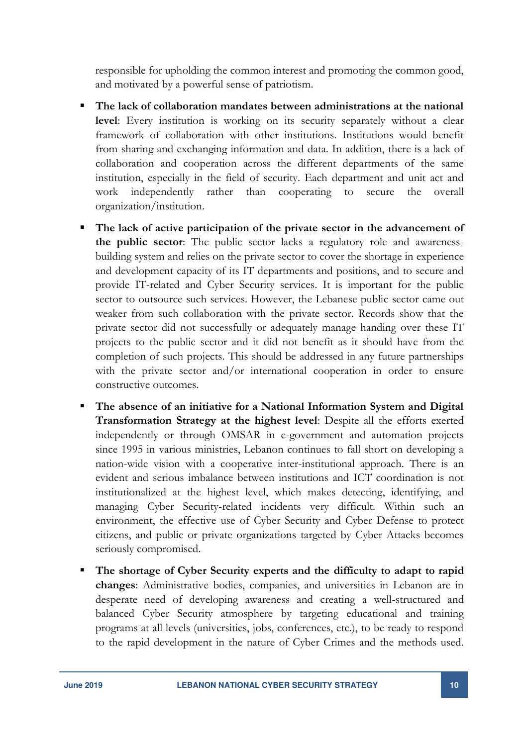responsible for upholding the common interest and promoting the common good, and motivated by a powerful sense of patriotism.

- **The lack of collaboration mandates between administrations at the national level**: Every institution is working on its security separately without a clear framework of collaboration with other institutions. Institutions would benefit from sharing and exchanging information and data. In addition, there is a lack of collaboration and cooperation across the different departments of the same institution, especially in the field of security. Each department and unit act and work independently rather than cooperating to secure the overall organization/institution.
- **The lack of active participation of the private sector in the advancement of the public sector**: The public sector lacks a regulatory role and awareness-building system and relies on the private sector to cover the shortage in experience and development capacity of its IT departments and positions, and to secure and provide IT-related and Cyber Security services. It is important for the public sector to outsource such services. However, the Lebanese public sector came out weaker from such collaboration with the private sector. Records show that the private sector did not successfully or adequately manage handing over these IT projects to the public sector and it did not benefit as it should have from the completion of such projects. This should be addressed in any future partnerships with the private sector and/or international cooperation in order to ensure constructive outcomes.
- **The absence of an initiative for a National Information System and Digital Transformation Strategy at the highest level**: Despite all the efforts exerted independently or through OMSAR in e-government and automation projects since 1995 in various ministries, Lebanon continues to fall short on developing a nation-wide vision with a cooperative inter-institutional approach. There is an evident and serious imbalance between institutions and ICT coordination is not institutionalized at the highest level, which makes detecting, identifying, and managing Cyber Security-related incidents very difficult. Within such an environment, the effective use of Cyber Security and Cyber Defense to protect citizens, and public or private organizations targeted by Cyber Attacks becomes seriously compromised.
- **The shortage of Cyber Security experts and the difficulty to adapt to rapid changes**: Administrative bodies, companies, and universities in Lebanon are in desperate need of developing awareness and creating a well-structured and balanced Cyber Security atmosphere by targeting educational and training programs at all levels (universities, jobs, conferences, etc.), to be ready to respond to the rapid development in the nature of Cyber Crimes and the methods used.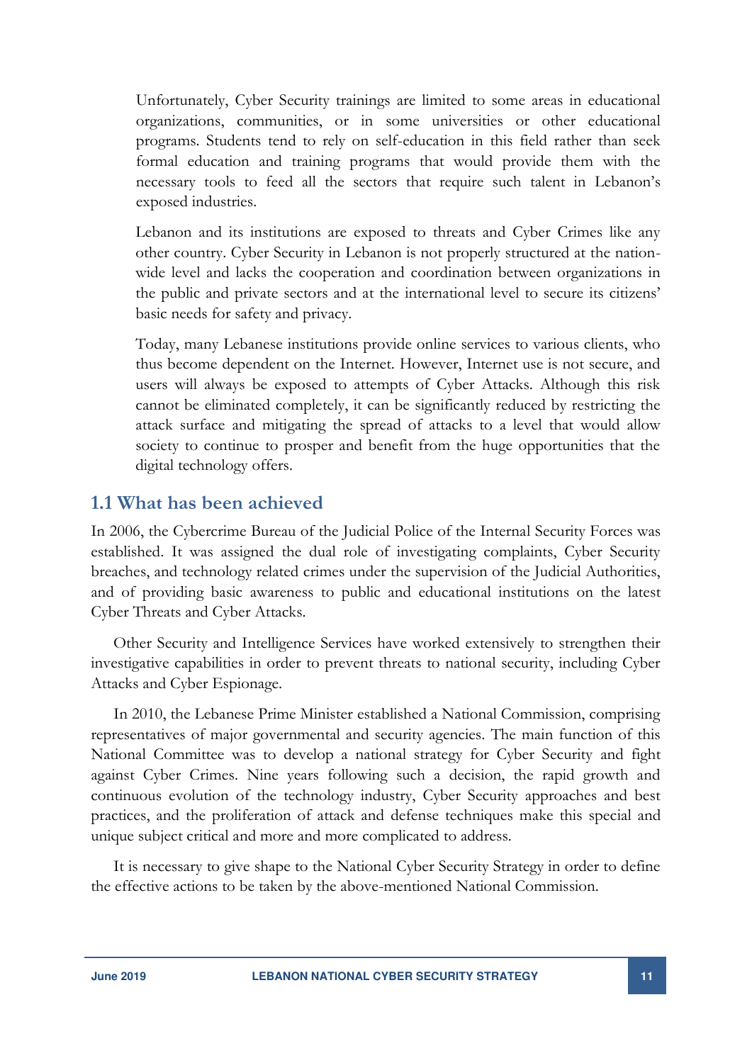Unfortunately, Cyber Security trainings are limited to some areas in educational organizations, communities, or in some universities or other educational programs. Students tend to rely on self-education in this field rather than seek formal education and training programs that would provide them with the necessary tools to feed all the sectors that require such talent in Lebanon's exposed industries.

Lebanon and its institutions are exposed to threats and Cyber Crimes like any other country. Cyber Security in Lebanon is not properly structured at the nation-wide level and lacks the cooperation and coordination between organizations in the public and private sectors and at the international level to secure its citizens' basic needs for safety and privacy.

Today, many Lebanese institutions provide online services to various clients, who thus become dependent on the Internet. However, Internet use is not secure, and users will always be exposed to attempts of Cyber Attacks. Although this risk cannot be eliminated completely, it can be significantly reduced by restricting the attack surface and mitigating the spread of attacks to a level that would allow society to continue to prosper and benefit from the huge opportunities that the digital technology offers.

## 1.1 What has been achieved

In 2006, the Cybercrime Bureau of the Judicial Police of the Internal Security Forces was established. It was assigned the dual role of investigating complaints, Cyber Security breaches, and technology related crimes under the supervision of the Judicial Authorities, and of providing basic awareness to public and educational institutions on the latest Cyber Threats and Cyber Attacks.

Other Security and Intelligence Services have worked extensively to strengthen their investigative capabilities in order to prevent threats to national security, including Cyber Attacks and Cyber Espionage.

In 2010, the Lebanese Prime Minister established a National Commission, comprising representatives of major governmental and security agencies. The main function of this National Committee was to develop a national strategy for Cyber Security and fight against Cyber Crimes. Nine years following such a decision, the rapid growth and continuous evolution of the technology industry, Cyber Security approaches and best practices, and the proliferation of attack and defense techniques make this special and unique subject critical and more and more complicated to address.

It is necessary to give shape to the National Cyber Security Strategy in order to define the effective actions to be taken by the above-mentioned National Commission.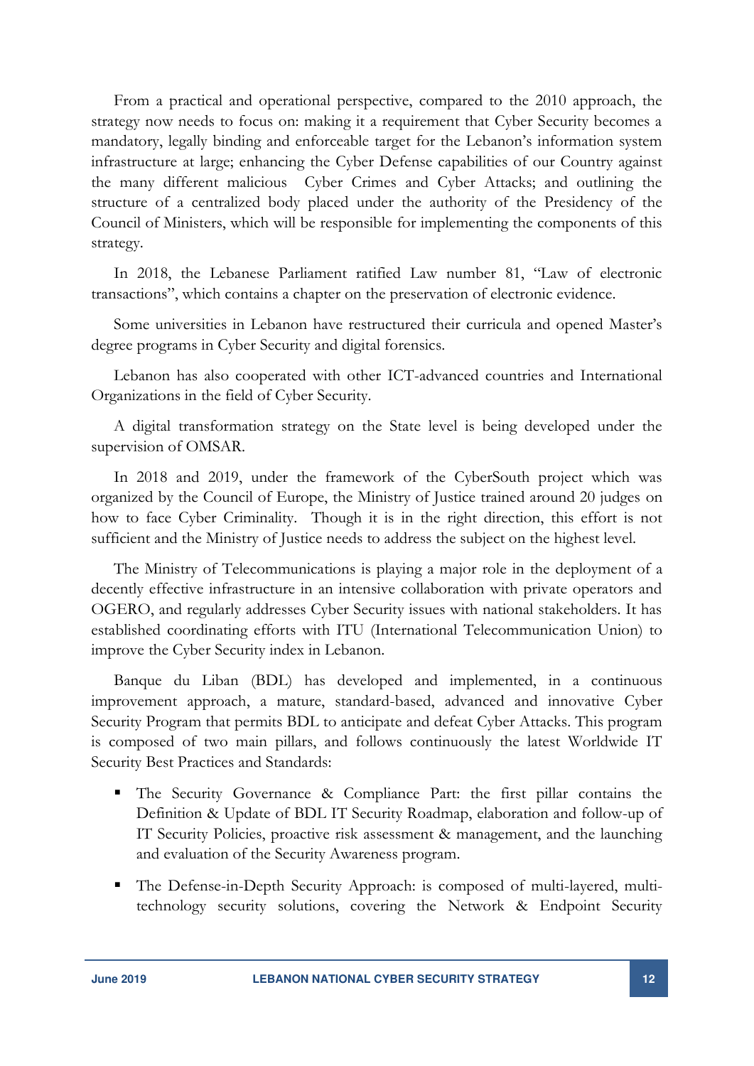From a practical and operational perspective, compared to the 2010 approach, the strategy now needs to focus on: making it a requirement that Cyber Security becomes a mandatory, legally binding and enforceable target for the Lebanon's information system infrastructure at large; enhancing the Cyber Defense capabilities of our Country against the many different malicious Cyber Crimes and Cyber Attacks; and outlining the structure of a centralized body placed under the authority of the Presidency of the Council of Ministers, which will be responsible for implementing the components of this strategy.

In 2018, the Lebanese Parliament ratified Law number 81, "Law of electronic transactions", which contains a chapter on the preservation of electronic evidence.

Some universities in Lebanon have restructured their curricula and opened Master's degree programs in Cyber Security and digital forensics.

Lebanon has also cooperated with other ICT-advanced countries and International Organizations in the field of Cyber Security.

A digital transformation strategy on the State level is being developed under the supervision of OMSAR.

In 2018 and 2019, under the framework of the CyberSouth project which was organized by the Council of Europe, the Ministry of Justice trained around 20 judges on how to face Cyber Criminality. Though it is in the right direction, this effort is not sufficient and the Ministry of Justice needs to address the subject on the highest level.

The Ministry of Telecommunications is playing a major role in the deployment of a decently effective infrastructure in an intensive collaboration with private operators and OGERO, and regularly addresses Cyber Security issues with national stakeholders. It has established coordinating efforts with ITU (International Telecommunication Union) to improve the Cyber Security index in Lebanon.

Banque du Liban (BDL) has developed and implemented, in a continuous improvement approach, a mature, standard-based, advanced and innovative Cyber Security Program that permits BDL to anticipate and defeat Cyber Attacks. This program is composed of two main pillars, and follows continuously the latest Worldwide IT Security Best Practices and Standards:

- The Security Governance & Compliance Part: the first pillar contains the Definition & Update of BDL IT Security Roadmap, elaboration and follow-up of IT Security Policies, proactive risk assessment & management, and the launching and evaluation of the Security Awareness program.
- The Defense-in-Depth Security Approach: is composed of multi-layered, multi-technology security solutions, covering the Network & Endpoint Security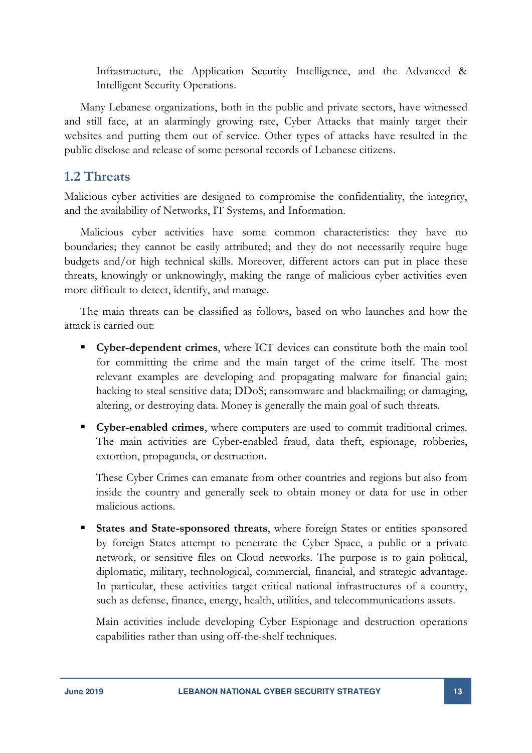Infrastructure, the Application Security Intelligence, and the Advanced & Intelligent Security Operations.

Many Lebanese organizations, both in the public and private sectors, have witnessed and still face, at an alarmingly growing rate, Cyber Attacks that mainly target their websites and putting them out of service. Other types of attacks have resulted in the public disclose and release of some personal records of Lebanese citizens.

## 1.2 Threats

Malicious cyber activities are designed to compromise the confidentiality, the integrity, and the availability of Networks, IT Systems, and Information.

Malicious cyber activities have some common characteristics: they have no boundaries; they cannot be easily attributed; and they do not necessarily require huge budgets and/or high technical skills. Moreover, different actors can put in place these threats, knowingly or unknowingly, making the range of malicious cyber activities even more difficult to detect, identify, and manage.

The main threats can be classified as follows, based on who launches and how the attack is carried out:

- **Cyber-dependent crimes**, where ICT devices can constitute both the main tool for committing the crime and the main target of the crime itself. The most relevant examples are developing and propagating malware for financial gain; hacking to steal sensitive data; DDoS; ransomware and blackmailing; or damaging, altering, or destroying data. Money is generally the main goal of such threats.

- **Cyber-enabled crimes**, where computers are used to commit traditional crimes. The main activities are Cyber-enabled fraud, data theft, espionage, robberies, extortion, propaganda, or destruction.

  These Cyber Crimes can emanate from other countries and regions but also from inside the country and generally seek to obtain money or data for use in other malicious actions.

- **States and State-sponsored threats**, where foreign States or entities sponsored by foreign States attempt to penetrate the Cyber Space, a public or a private network, or sensitive files on Cloud networks. The purpose is to gain political, diplomatic, military, technological, commercial, financial, and strategic advantage. In particular, these activities target critical national infrastructures of a country, such as defense, finance, energy, health, utilities, and telecommunications assets.

  Main activities include developing Cyber Espionage and destruction operations capabilities rather than using off-the-shelf techniques.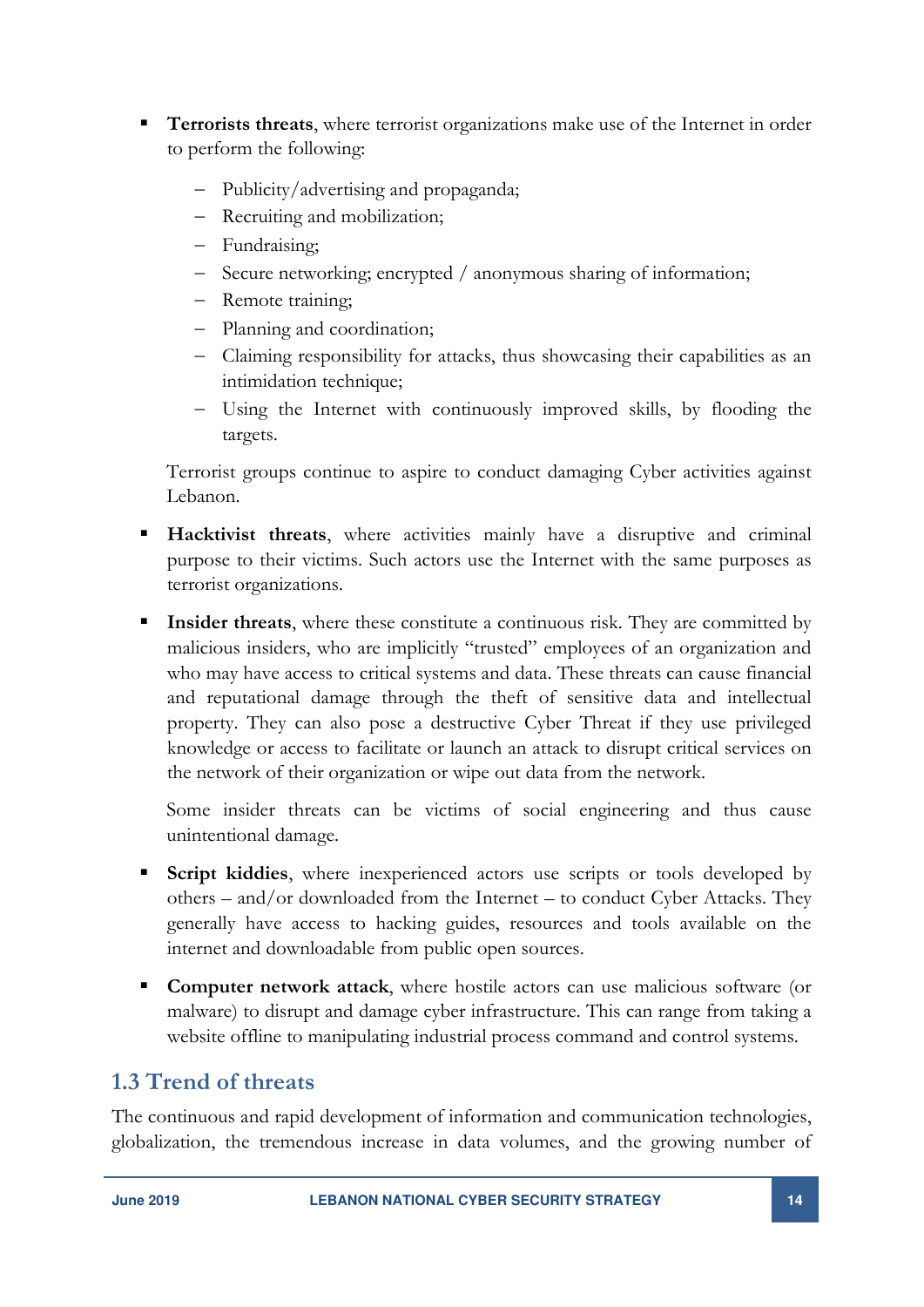- **Terrorists threats**, where terrorist organizations make use of the Internet in order to perform the following:
  - Publicity/advertising and propaganda;
  - Recruiting and mobilization;
  - Fundraising;
  - Secure networking; encrypted / anonymous sharing of information;
  - Remote training;
  - Planning and coordination;
  - Claiming responsibility for attacks, thus showcasing their capabilities as an intimidation technique;
  - Using the Internet with continuously improved skills, by flooding the targets.

  Terrorist groups continue to aspire to conduct damaging Cyber activities against Lebanon.

- **Hacktivist threats**, where activities mainly have a disruptive and criminal purpose to their victims. Such actors use the Internet with the same purposes as terrorist organizations.

- **Insider threats**, where these constitute a continuous risk. They are committed by malicious insiders, who are implicitly "trusted" employees of an organization and who may have access to critical systems and data. These threats can cause financial and reputational damage through the theft of sensitive data and intellectual property. They can also pose a destructive Cyber Threat if they use privileged knowledge or access to facilitate or launch an attack to disrupt critical services on the network of their organization or wipe out data from the network.

  Some insider threats can be victims of social engineering and thus cause unintentional damage.

- **Script kiddies**, where inexperienced actors use scripts or tools developed by others – and/or downloaded from the Internet – to conduct Cyber Attacks. They generally have access to hacking guides, resources and tools available on the internet and downloadable from public open sources.

- **Computer network attack**, where hostile actors can use malicious software (or malware) to disrupt and damage cyber infrastructure. This can range from taking a website offline to manipulating industrial process command and control systems.

## 1.3 Trend of threats

The continuous and rapid development of information and communication technologies, globalization, the tremendous increase in data volumes, and the growing number of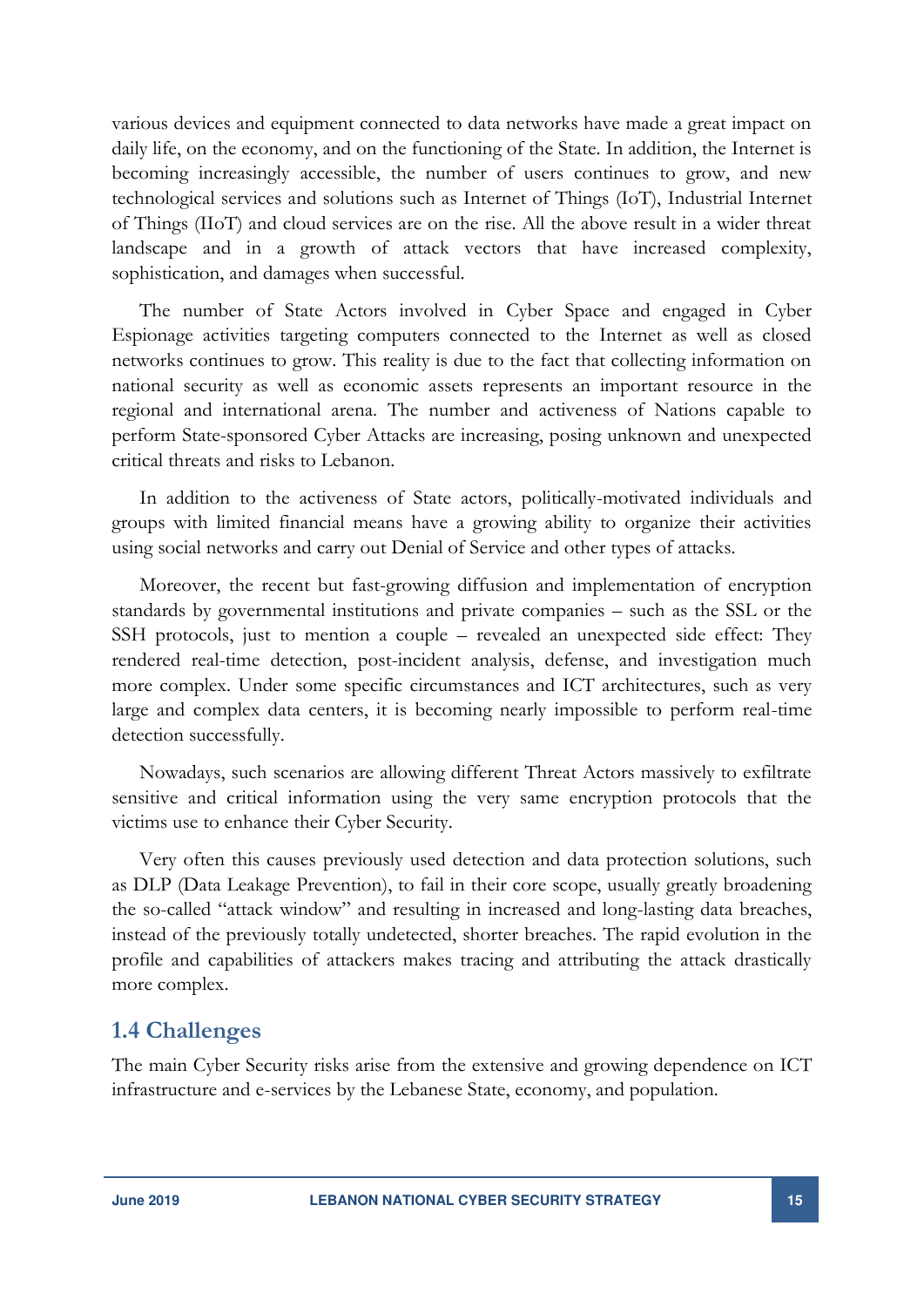various devices and equipment connected to data networks have made a great impact on daily life, on the economy, and on the functioning of the State. In addition, the Internet is becoming increasingly accessible, the number of users continues to grow, and new technological services and solutions such as Internet of Things (IoT), Industrial Internet of Things (IIoT) and cloud services are on the rise. All the above result in a wider threat landscape and in a growth of attack vectors that have increased complexity, sophistication, and damages when successful.

The number of State Actors involved in Cyber Space and engaged in Cyber Espionage activities targeting computers connected to the Internet as well as closed networks continues to grow. This reality is due to the fact that collecting information on national security as well as economic assets represents an important resource in the regional and international arena. The number and activeness of Nations capable to perform State-sponsored Cyber Attacks are increasing, posing unknown and unexpected critical threats and risks to Lebanon.

In addition to the activeness of State actors, politically-motivated individuals and groups with limited financial means have a growing ability to organize their activities using social networks and carry out Denial of Service and other types of attacks.

Moreover, the recent but fast-growing diffusion and implementation of encryption standards by governmental institutions and private companies – such as the SSL or the SSH protocols, just to mention a couple – revealed an unexpected side effect: They rendered real-time detection, post-incident analysis, defense, and investigation much more complex. Under some specific circumstances and ICT architectures, such as very large and complex data centers, it is becoming nearly impossible to perform real-time detection successfully.

Nowadays, such scenarios are allowing different Threat Actors massively to exfiltrate sensitive and critical information using the very same encryption protocols that the victims use to enhance their Cyber Security.

Very often this causes previously used detection and data protection solutions, such as DLP (Data Leakage Prevention), to fail in their core scope, usually greatly broadening the so-called "attack window" and resulting in increased and long-lasting data breaches, instead of the previously totally undetected, shorter breaches. The rapid evolution in the profile and capabilities of attackers makes tracing and attributing the attack drastically more complex.

## 1.4 Challenges

The main Cyber Security risks arise from the extensive and growing dependence on ICT infrastructure and e-services by the Lebanese State, economy, and population.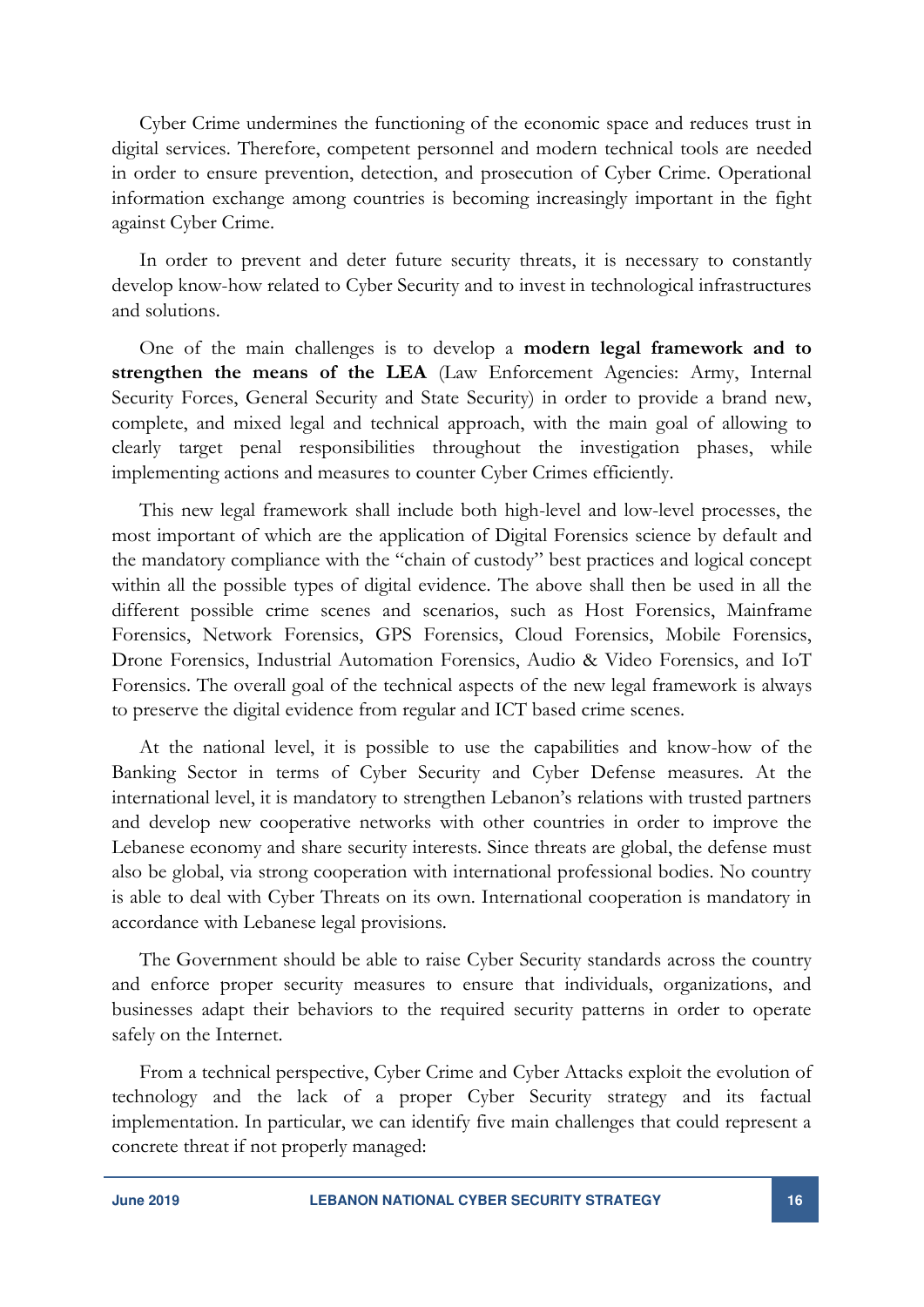Cyber Crime undermines the functioning of the economic space and reduces trust in digital services. Therefore, competent personnel and modern technical tools are needed in order to ensure prevention, detection, and prosecution of Cyber Crime. Operational information exchange among countries is becoming increasingly important in the fight against Cyber Crime.

In order to prevent and deter future security threats, it is necessary to constantly develop know-how related to Cyber Security and to invest in technological infrastructures and solutions.

One of the main challenges is to develop a **modern legal framework and to strengthen the means of the LEA** (Law Enforcement Agencies: Army, Internal Security Forces, General Security and State Security) in order to provide a brand new, complete, and mixed legal and technical approach, with the main goal of allowing to clearly target penal responsibilities throughout the investigation phases, while implementing actions and measures to counter Cyber Crimes efficiently.

This new legal framework shall include both high-level and low-level processes, the most important of which are the application of Digital Forensics science by default and the mandatory compliance with the "chain of custody" best practices and logical concept within all the possible types of digital evidence. The above shall then be used in all the different possible crime scenes and scenarios, such as Host Forensics, Mainframe Forensics, Network Forensics, GPS Forensics, Cloud Forensics, Mobile Forensics, Drone Forensics, Industrial Automation Forensics, Audio & Video Forensics, and IoT Forensics. The overall goal of the technical aspects of the new legal framework is always to preserve the digital evidence from regular and ICT based crime scenes.

At the national level, it is possible to use the capabilities and know-how of the Banking Sector in terms of Cyber Security and Cyber Defense measures. At the international level, it is mandatory to strengthen Lebanon's relations with trusted partners and develop new cooperative networks with other countries in order to improve the Lebanese economy and share security interests. Since threats are global, the defense must also be global, via strong cooperation with international professional bodies. No country is able to deal with Cyber Threats on its own. International cooperation is mandatory in accordance with Lebanese legal provisions.

The Government should be able to raise Cyber Security standards across the country and enforce proper security measures to ensure that individuals, organizations, and businesses adapt their behaviors to the required security patterns in order to operate safely on the Internet.

From a technical perspective, Cyber Crime and Cyber Attacks exploit the evolution of technology and the lack of a proper Cyber Security strategy and its factual implementation. In particular, we can identify five main challenges that could represent a concrete threat if not properly managed: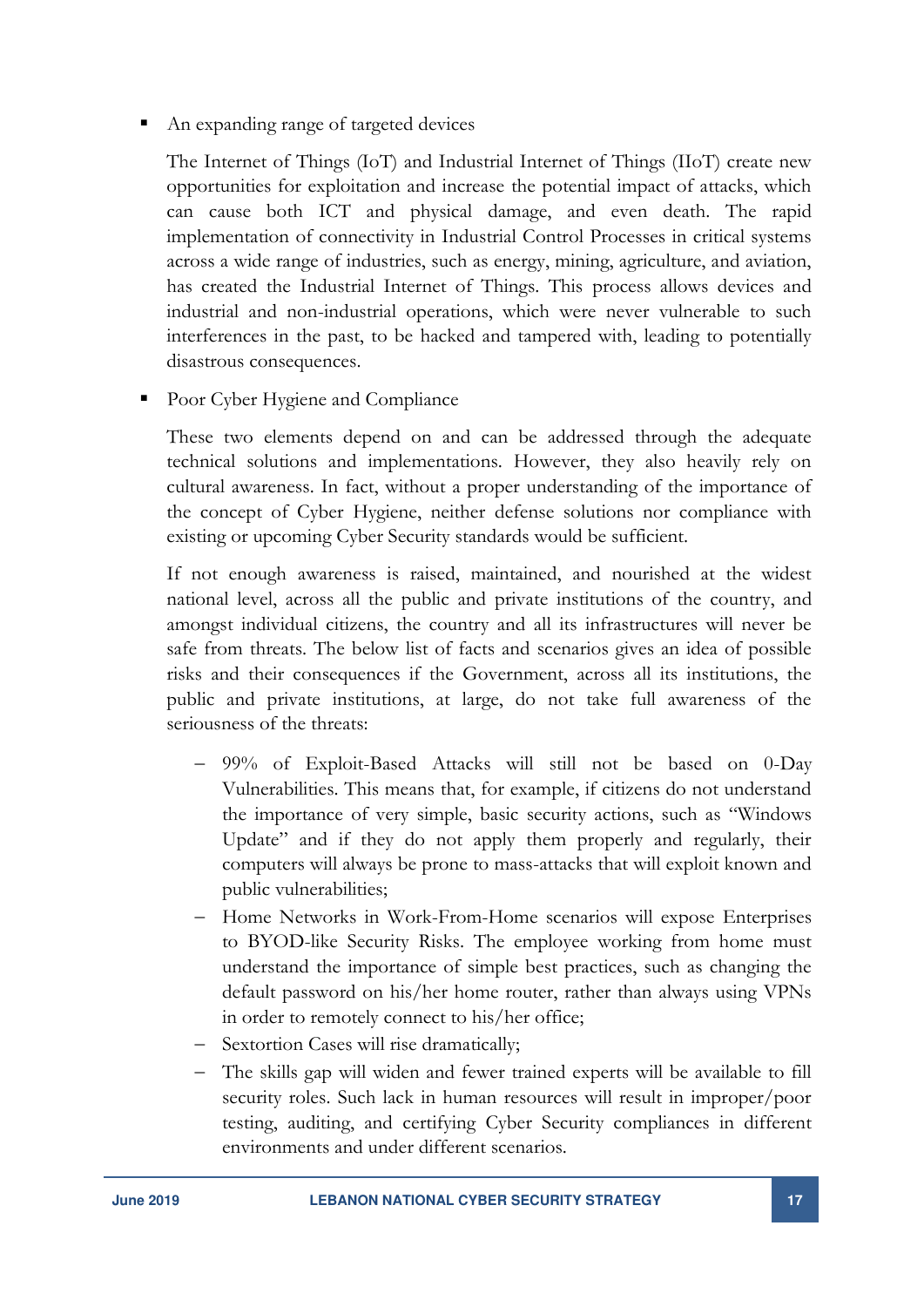- An expanding range of targeted devices

  The Internet of Things (IoT) and Industrial Internet of Things (IIoT) create new opportunities for exploitation and increase the potential impact of attacks, which can cause both ICT and physical damage, and even death. The rapid implementation of connectivity in Industrial Control Processes in critical systems across a wide range of industries, such as energy, mining, agriculture, and aviation, has created the Industrial Internet of Things. This process allows devices and industrial and non-industrial operations, which were never vulnerable to such interferences in the past, to be hacked and tampered with, leading to potentially disastrous consequences.

- Poor Cyber Hygiene and Compliance

  These two elements depend on and can be addressed through the adequate technical solutions and implementations. However, they also heavily rely on cultural awareness. In fact, without a proper understanding of the importance of the concept of Cyber Hygiene, neither defense solutions nor compliance with existing or upcoming Cyber Security standards would be sufficient.

  If not enough awareness is raised, maintained, and nourished at the widest national level, across all the public and private institutions of the country, and amongst individual citizens, the country and all its infrastructures will never be safe from threats. The below list of facts and scenarios gives an idea of possible risks and their consequences if the Government, across all its institutions, the public and private institutions, at large, do not take full awareness of the seriousness of the threats:

  - 99% of Exploit-Based Attacks will still not be based on 0-Day Vulnerabilities. This means that, for example, if citizens do not understand the importance of very simple, basic security actions, such as "Windows Update" and if they do not apply them properly and regularly, their computers will always be prone to mass-attacks that will exploit known and public vulnerabilities;
  - Home Networks in Work-From-Home scenarios will expose Enterprises to BYOD-like Security Risks. The employee working from home must understand the importance of simple best practices, such as changing the default password on his/her home router, rather than always using VPNs in order to remotely connect to his/her office;
  - Sextortion Cases will rise dramatically;
  - The skills gap will widen and fewer trained experts will be available to fill security roles. Such lack in human resources will result in improper/poor testing, auditing, and certifying Cyber Security compliances in different environments and under different scenarios.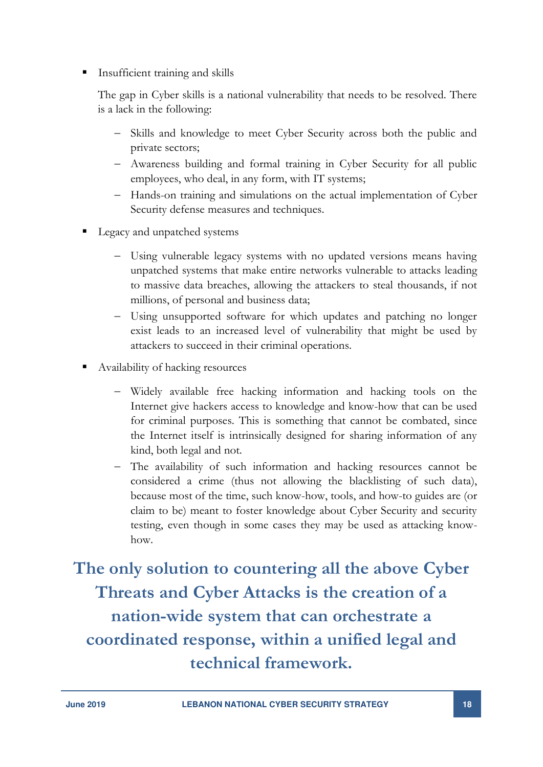- Insufficient training and skills

  The gap in Cyber skills is a national vulnerability that needs to be resolved. There is a lack in the following:

  - Skills and knowledge to meet Cyber Security across both the public and private sectors;
  - Awareness building and formal training in Cyber Security for all public employees, who deal, in any form, with IT systems;
  - Hands-on training and simulations on the actual implementation of Cyber Security defense measures and techniques.

- Legacy and unpatched systems

  - Using vulnerable legacy systems with no updated versions means having unpatched systems that make entire networks vulnerable to attacks leading to massive data breaches, allowing the attackers to steal thousands, if not millions, of personal and business data;
  - Using unsupported software for which updates and patching no longer exist leads to an increased level of vulnerability that might be used by attackers to succeed in their criminal operations.

- Availability of hacking resources

  - Widely available free hacking information and hacking tools on the Internet give hackers access to knowledge and know-how that can be used for criminal purposes. This is something that cannot be combated, since the Internet itself is intrinsically designed for sharing information of any kind, both legal and not.
  - The availability of such information and hacking resources cannot be considered a crime (thus not allowing the blacklisting of such data), because most of the time, such know-how, tools, and how-to guides are (or claim to be) meant to foster knowledge about Cyber Security and security testing, even though in some cases they may be used as attacking know-how.

**The only solution to countering all the above Cyber Threats and Cyber Attacks is the creation of a nation-wide system that can orchestrate a coordinated response, within a unified legal and technical framework.**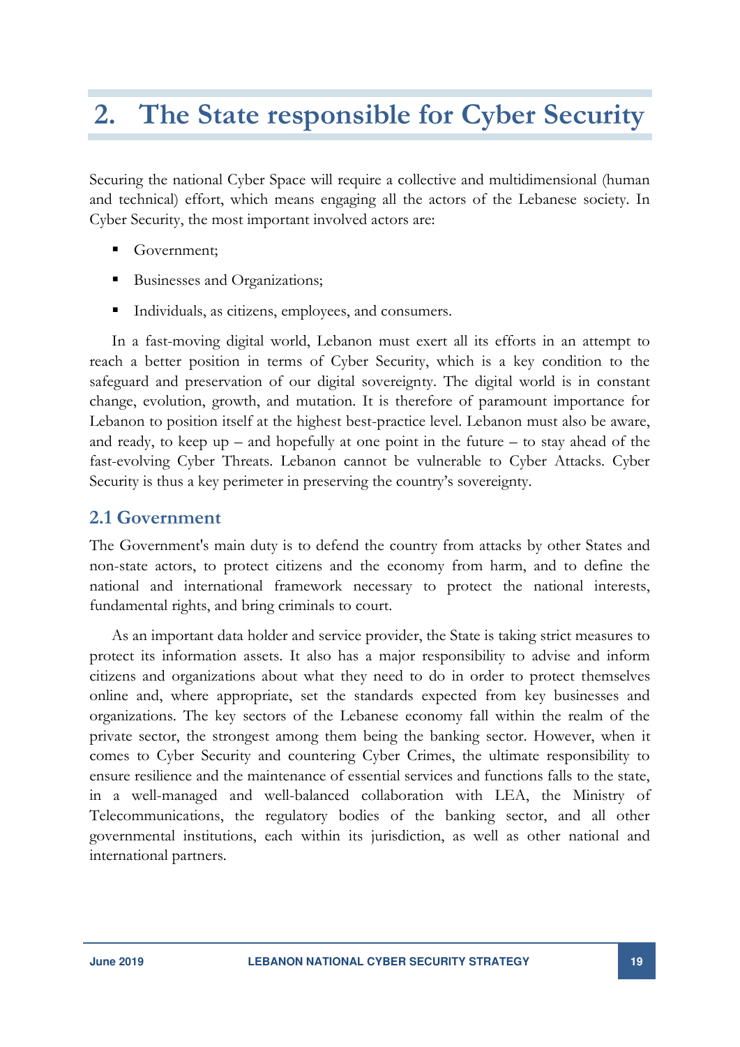# 2. The State responsible for Cyber Security

Securing the national Cyber Space will require a collective and multidimensional (human and technical) effort, which means engaging all the actors of the Lebanese society. In Cyber Security, the most important involved actors are:

- Government;
- Businesses and Organizations;
- Individuals, as citizens, employees, and consumers.

In a fast-moving digital world, Lebanon must exert all its efforts in an attempt to reach a better position in terms of Cyber Security, which is a key condition to the safeguard and preservation of our digital sovereignty. The digital world is in constant change, evolution, growth, and mutation. It is therefore of paramount importance for Lebanon to position itself at the highest best-practice level. Lebanon must also be aware, and ready, to keep up – and hopefully at one point in the future – to stay ahead of the fast-evolving Cyber Threats. Lebanon cannot be vulnerable to Cyber Attacks. Cyber Security is thus a key perimeter in preserving the country's sovereignty.

## 2.1 Government

The Government's main duty is to defend the country from attacks by other States and non-state actors, to protect citizens and the economy from harm, and to define the national and international framework necessary to protect the national interests, fundamental rights, and bring criminals to court.

As an important data holder and service provider, the State is taking strict measures to protect its information assets. It also has a major responsibility to advise and inform citizens and organizations about what they need to do in order to protect themselves online and, where appropriate, set the standards expected from key businesses and organizations. The key sectors of the Lebanese economy fall within the realm of the private sector, the strongest among them being the banking sector. However, when it comes to Cyber Security and countering Cyber Crimes, the ultimate responsibility to ensure resilience and the maintenance of essential services and functions falls to the state, in a well-managed and well-balanced collaboration with LEA, the Ministry of Telecommunications, the regulatory bodies of the banking sector, and all other governmental institutions, each within its jurisdiction, as well as other national and international partners.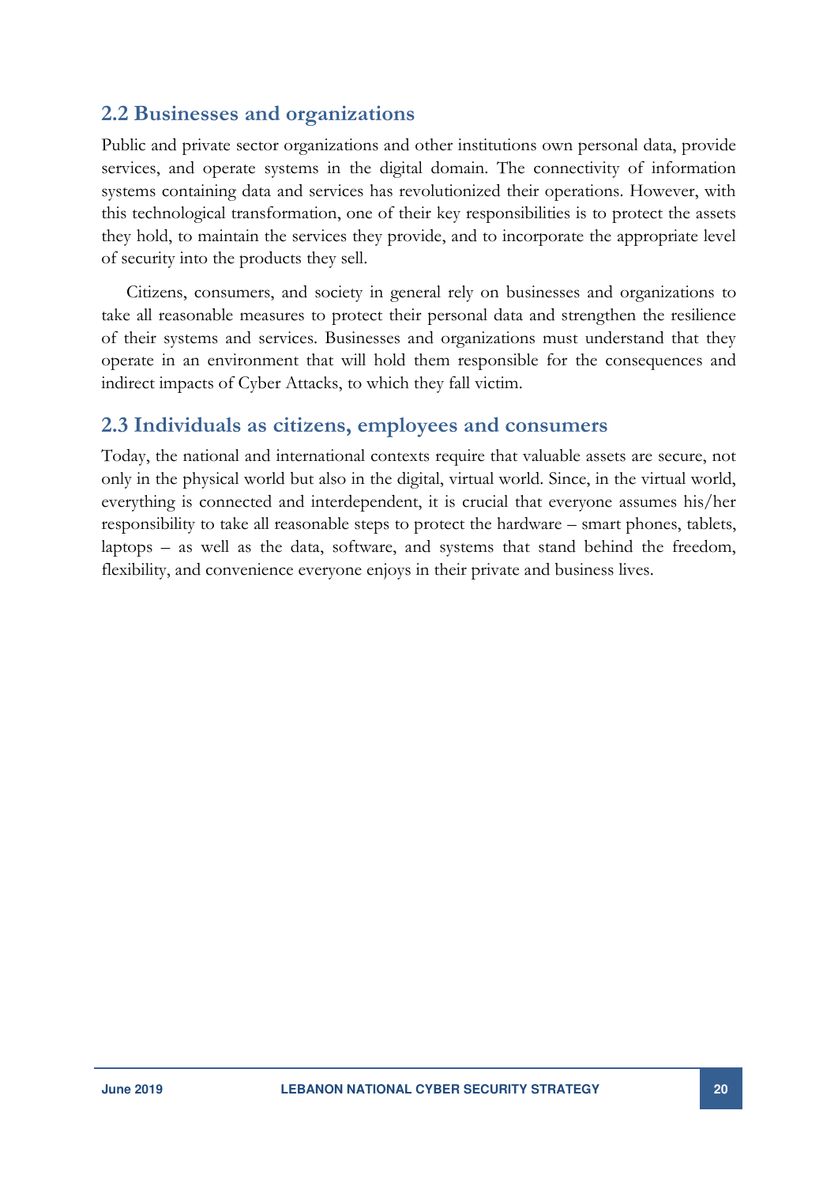## 2.2 Businesses and organizations

Public and private sector organizations and other institutions own personal data, provide services, and operate systems in the digital domain. The connectivity of information systems containing data and services has revolutionized their operations. However, with this technological transformation, one of their key responsibilities is to protect the assets they hold, to maintain the services they provide, and to incorporate the appropriate level of security into the products they sell.

Citizens, consumers, and society in general rely on businesses and organizations to take all reasonable measures to protect their personal data and strengthen the resilience of their systems and services. Businesses and organizations must understand that they operate in an environment that will hold them responsible for the consequences and indirect impacts of Cyber Attacks, to which they fall victim.

## 2.3 Individuals as citizens, employees and consumers

Today, the national and international contexts require that valuable assets are secure, not only in the physical world but also in the digital, virtual world. Since, in the virtual world, everything is connected and interdependent, it is crucial that everyone assumes his/her responsibility to take all reasonable steps to protect the hardware – smart phones, tablets, laptops – as well as the data, software, and systems that stand behind the freedom, flexibility, and convenience everyone enjoys in their private and business lives.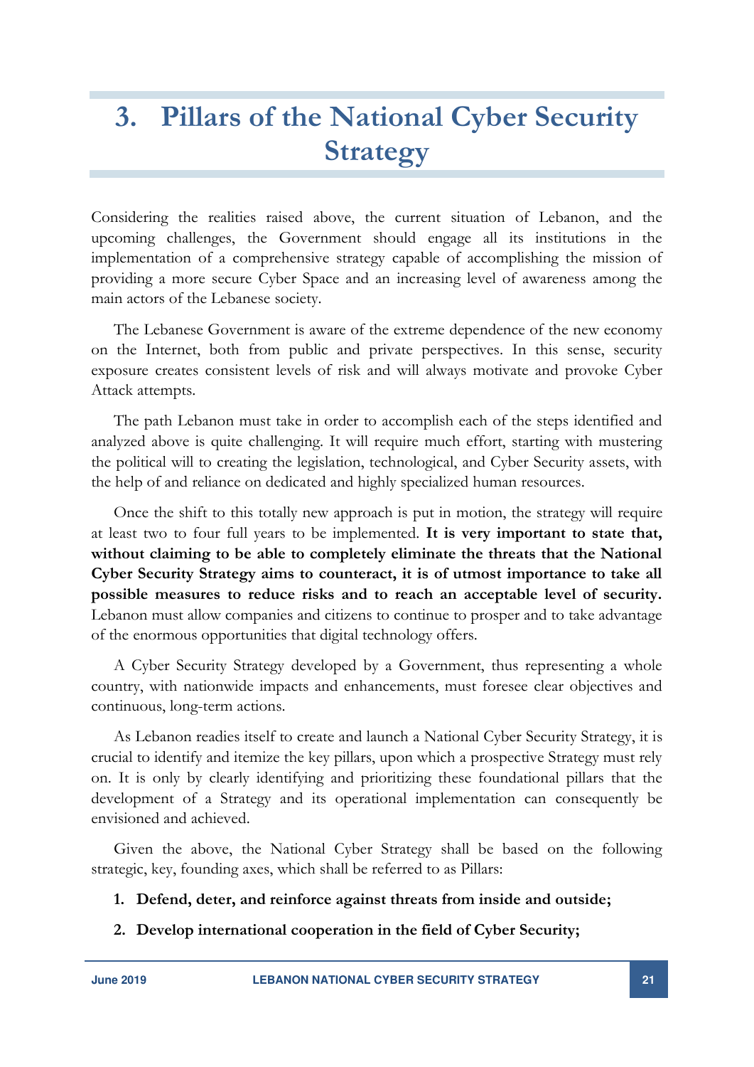# 3. Pillars of the National Cyber Security Strategy

Considering the realities raised above, the current situation of Lebanon, and the upcoming challenges, the Government should engage all its institutions in the implementation of a comprehensive strategy capable of accomplishing the mission of providing a more secure Cyber Space and an increasing level of awareness among the main actors of the Lebanese society.

The Lebanese Government is aware of the extreme dependence of the new economy on the Internet, both from public and private perspectives. In this sense, security exposure creates consistent levels of risk and will always motivate and provoke Cyber Attack attempts.

The path Lebanon must take in order to accomplish each of the steps identified and analyzed above is quite challenging. It will require much effort, starting with mustering the political will to creating the legislation, technological, and Cyber Security assets, with the help of and reliance on dedicated and highly specialized human resources.

Once the shift to this totally new approach is put in motion, the strategy will require at least two to four full years to be implemented. **It is very important to state that, without claiming to be able to completely eliminate the threats that the National Cyber Security Strategy aims to counteract, it is of utmost importance to take all possible measures to reduce risks and to reach an acceptable level of security.** Lebanon must allow companies and citizens to continue to prosper and to take advantage of the enormous opportunities that digital technology offers.

A Cyber Security Strategy developed by a Government, thus representing a whole country, with nationwide impacts and enhancements, must foresee clear objectives and continuous, long-term actions.

As Lebanon readies itself to create and launch a National Cyber Security Strategy, it is crucial to identify and itemize the key pillars, upon which a prospective Strategy must rely on. It is only by clearly identifying and prioritizing these foundational pillars that the development of a Strategy and its operational implementation can consequently be envisioned and achieved.

Given the above, the National Cyber Strategy shall be based on the following strategic, key, founding axes, which shall be referred to as Pillars:

1. **Defend, deter, and reinforce against threats from inside and outside;**
2. **Develop international cooperation in the field of Cyber Security;**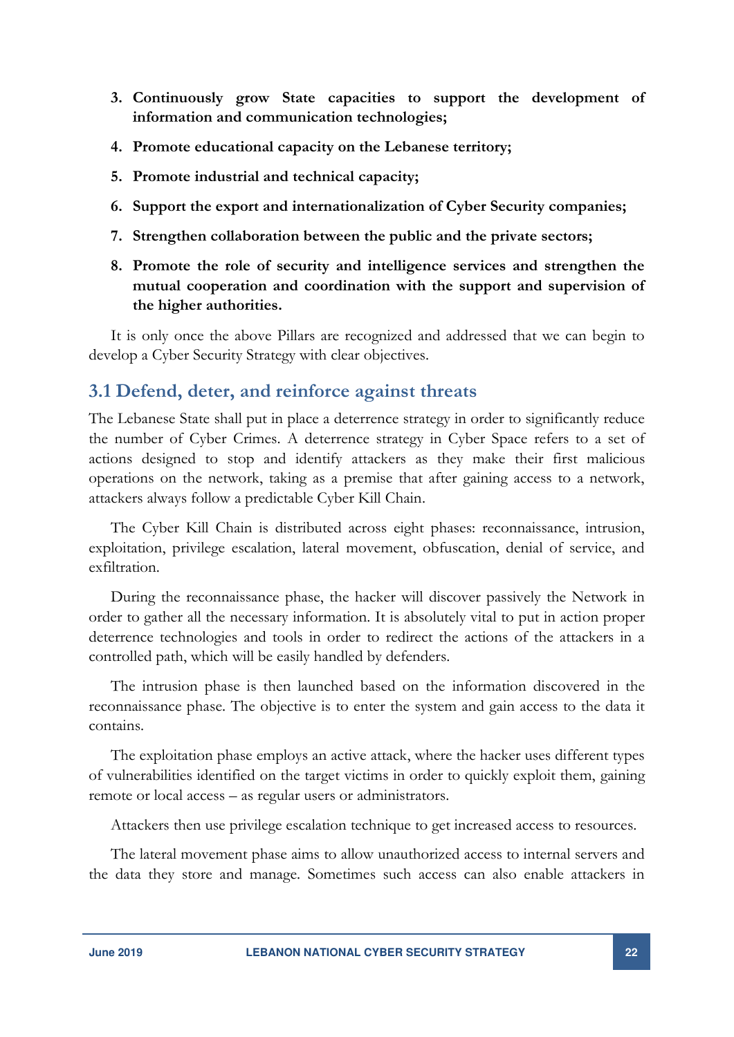3. **Continuously grow State capacities to support the development of information and communication technologies;**
4. **Promote educational capacity on the Lebanese territory;**
5. **Promote industrial and technical capacity;**
6. **Support the export and internationalization of Cyber Security companies;**
7. **Strengthen collaboration between the public and the private sectors;**
8. **Promote the role of security and intelligence services and strengthen the mutual cooperation and coordination with the support and supervision of the higher authorities.**

It is only once the above Pillars are recognized and addressed that we can begin to develop a Cyber Security Strategy with clear objectives.

## 3.1 Defend, deter, and reinforce against threats

The Lebanese State shall put in place a deterrence strategy in order to significantly reduce the number of Cyber Crimes. A deterrence strategy in Cyber Space refers to a set of actions designed to stop and identify attackers as they make their first malicious operations on the network, taking as a premise that after gaining access to a network, attackers always follow a predictable Cyber Kill Chain.

The Cyber Kill Chain is distributed across eight phases: reconnaissance, intrusion, exploitation, privilege escalation, lateral movement, obfuscation, denial of service, and exfiltration.

During the reconnaissance phase, the hacker will discover passively the Network in order to gather all the necessary information. It is absolutely vital to put in action proper deterrence technologies and tools in order to redirect the actions of the attackers in a controlled path, which will be easily handled by defenders.

The intrusion phase is then launched based on the information discovered in the reconnaissance phase. The objective is to enter the system and gain access to the data it contains.

The exploitation phase employs an active attack, where the hacker uses different types of vulnerabilities identified on the target victims in order to quickly exploit them, gaining remote or local access – as regular users or administrators.

Attackers then use privilege escalation technique to get increased access to resources.

The lateral movement phase aims to allow unauthorized access to internal servers and the data they store and manage. Sometimes such access can also enable attackers in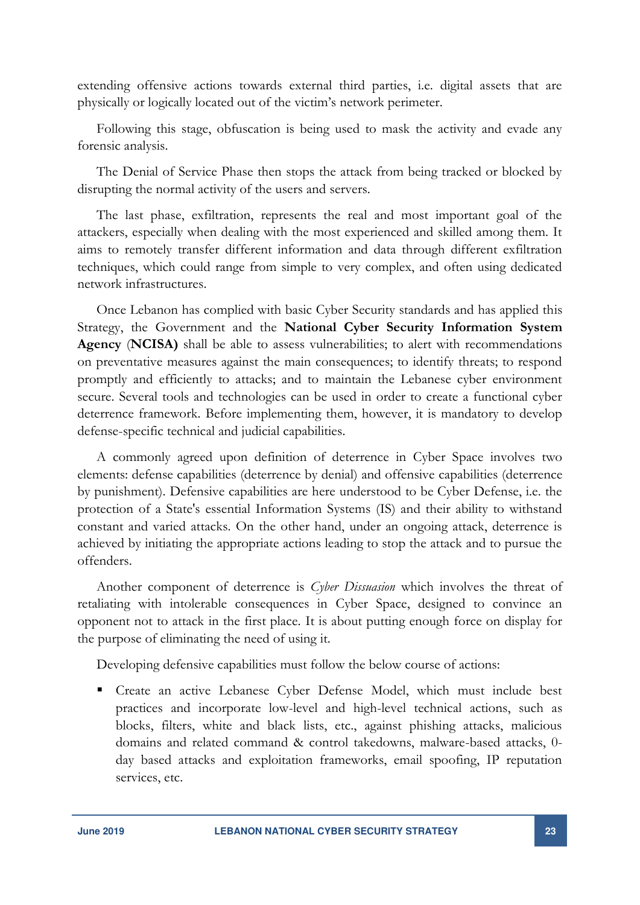extending offensive actions towards external third parties, i.e. digital assets that are physically or logically located out of the victim's network perimeter.

Following this stage, obfuscation is being used to mask the activity and evade any forensic analysis.

The Denial of Service Phase then stops the attack from being tracked or blocked by disrupting the normal activity of the users and servers.

The last phase, exfiltration, represents the real and most important goal of the attackers, especially when dealing with the most experienced and skilled among them. It aims to remotely transfer different information and data through different exfiltration techniques, which could range from simple to very complex, and often using dedicated network infrastructures.

Once Lebanon has complied with basic Cyber Security standards and has applied this Strategy, the Government and the **National Cyber Security Information System Agency** (**NCISA)** shall be able to assess vulnerabilities; to alert with recommendations on preventative measures against the main consequences; to identify threats; to respond promptly and efficiently to attacks; and to maintain the Lebanese cyber environment secure. Several tools and technologies can be used in order to create a functional cyber deterrence framework. Before implementing them, however, it is mandatory to develop defense-specific technical and judicial capabilities.

A commonly agreed upon definition of deterrence in Cyber Space involves two elements: defense capabilities (deterrence by denial) and offensive capabilities (deterrence by punishment). Defensive capabilities are here understood to be Cyber Defense, i.e. the protection of a State's essential Information Systems (IS) and their ability to withstand constant and varied attacks. On the other hand, under an ongoing attack, deterrence is achieved by initiating the appropriate actions leading to stop the attack and to pursue the offenders.

Another component of deterrence is *Cyber Dissuasion* which involves the threat of retaliating with intolerable consequences in Cyber Space, designed to convince an opponent not to attack in the first place. It is about putting enough force on display for the purpose of eliminating the need of using it.

Developing defensive capabilities must follow the below course of actions:

- Create an active Lebanese Cyber Defense Model, which must include best practices and incorporate low-level and high-level technical actions, such as blocks, filters, white and black lists, etc., against phishing attacks, malicious domains and related command & control takedowns, malware-based attacks, 0-day based attacks and exploitation frameworks, email spoofing, IP reputation services, etc.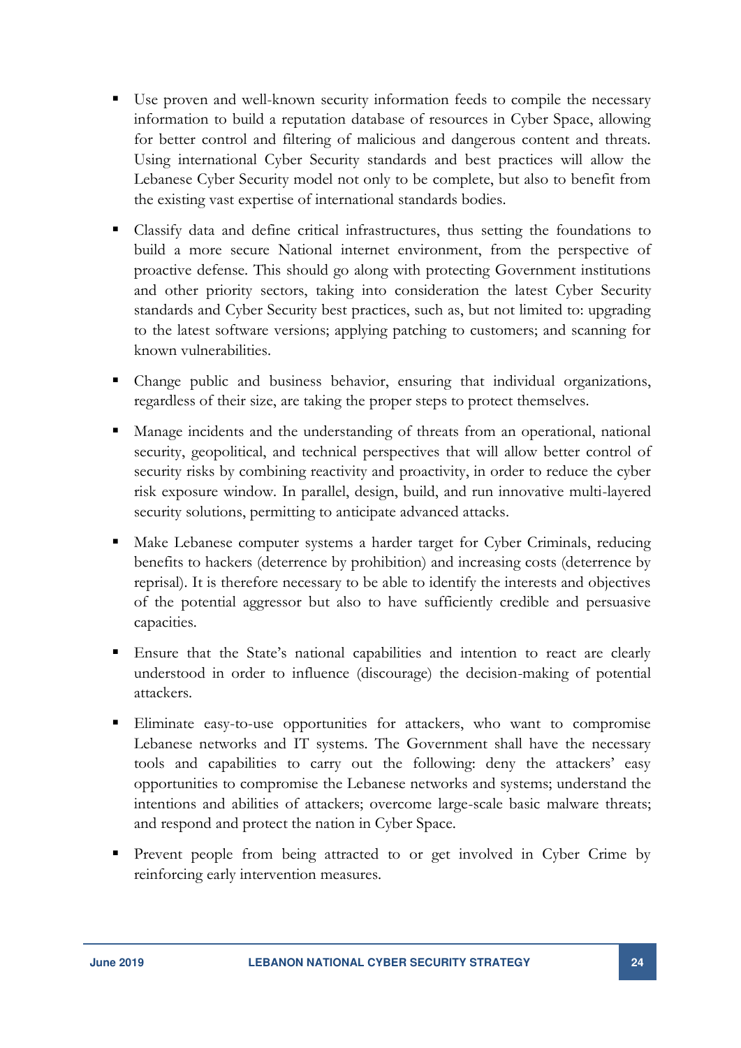- Use proven and well-known security information feeds to compile the necessary information to build a reputation database of resources in Cyber Space, allowing for better control and filtering of malicious and dangerous content and threats. Using international Cyber Security standards and best practices will allow the Lebanese Cyber Security model not only to be complete, but also to benefit from the existing vast expertise of international standards bodies.

- Classify data and define critical infrastructures, thus setting the foundations to build a more secure National internet environment, from the perspective of proactive defense. This should go along with protecting Government institutions and other priority sectors, taking into consideration the latest Cyber Security standards and Cyber Security best practices, such as, but not limited to: upgrading to the latest software versions; applying patching to customers; and scanning for known vulnerabilities.

- Change public and business behavior, ensuring that individual organizations, regardless of their size, are taking the proper steps to protect themselves.

- Manage incidents and the understanding of threats from an operational, national security, geopolitical, and technical perspectives that will allow better control of security risks by combining reactivity and proactivity, in order to reduce the cyber risk exposure window. In parallel, design, build, and run innovative multi-layered security solutions, permitting to anticipate advanced attacks.

- Make Lebanese computer systems a harder target for Cyber Criminals, reducing benefits to hackers (deterrence by prohibition) and increasing costs (deterrence by reprisal). It is therefore necessary to be able to identify the interests and objectives of the potential aggressor but also to have sufficiently credible and persuasive capacities.

- Ensure that the State's national capabilities and intention to react are clearly understood in order to influence (discourage) the decision-making of potential attackers.

- Eliminate easy-to-use opportunities for attackers, who want to compromise Lebanese networks and IT systems. The Government shall have the necessary tools and capabilities to carry out the following: deny the attackers' easy opportunities to compromise the Lebanese networks and systems; understand the intentions and abilities of attackers; overcome large-scale basic malware threats; and respond and protect the nation in Cyber Space.

- Prevent people from being attracted to or get involved in Cyber Crime by reinforcing early intervention measures.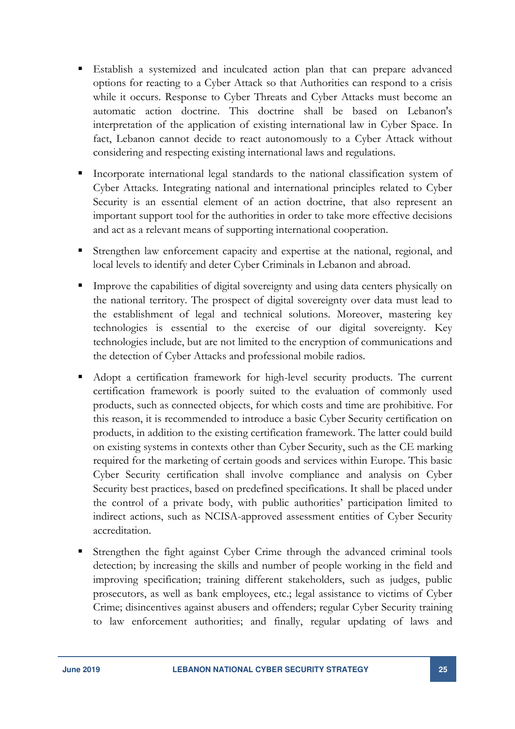- Establish a systemized and inculcated action plan that can prepare advanced options for reacting to a Cyber Attack so that Authorities can respond to a crisis while it occurs. Response to Cyber Threats and Cyber Attacks must become an automatic action doctrine. This doctrine shall be based on Lebanon's interpretation of the application of existing international law in Cyber Space. In fact, Lebanon cannot decide to react autonomously to a Cyber Attack without considering and respecting existing international laws and regulations.

- Incorporate international legal standards to the national classification system of Cyber Attacks. Integrating national and international principles related to Cyber Security is an essential element of an action doctrine, that also represent an important support tool for the authorities in order to take more effective decisions and act as a relevant means of supporting international cooperation.

- Strengthen law enforcement capacity and expertise at the national, regional, and local levels to identify and deter Cyber Criminals in Lebanon and abroad.

- Improve the capabilities of digital sovereignty and using data centers physically on the national territory. The prospect of digital sovereignty over data must lead to the establishment of legal and technical solutions. Moreover, mastering key technologies is essential to the exercise of our digital sovereignty. Key technologies include, but are not limited to the encryption of communications and the detection of Cyber Attacks and professional mobile radios.

- Adopt a certification framework for high-level security products. The current certification framework is poorly suited to the evaluation of commonly used products, such as connected objects, for which costs and time are prohibitive. For this reason, it is recommended to introduce a basic Cyber Security certification on products, in addition to the existing certification framework. The latter could build on existing systems in contexts other than Cyber Security, such as the CE marking required for the marketing of certain goods and services within Europe. This basic Cyber Security certification shall involve compliance and analysis on Cyber Security best practices, based on predefined specifications. It shall be placed under the control of a private body, with public authorities' participation limited to indirect actions, such as NCISA-approved assessment entities of Cyber Security accreditation.

- Strengthen the fight against Cyber Crime through the advanced criminal tools detection; by increasing the skills and number of people working in the field and improving specification; training different stakeholders, such as judges, public prosecutors, as well as bank employees, etc.; legal assistance to victims of Cyber Crime; disincentives against abusers and offenders; regular Cyber Security training to law enforcement authorities; and finally, regular updating of laws and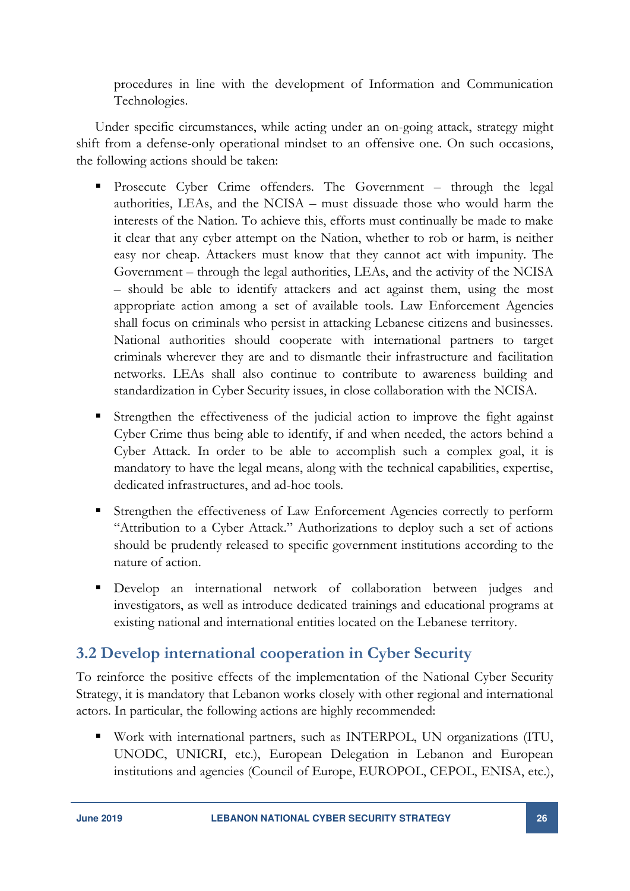procedures in line with the development of Information and Communication Technologies.

Under specific circumstances, while acting under an on-going attack, strategy might shift from a defense-only operational mindset to an offensive one. On such occasions, the following actions should be taken:

- Prosecute Cyber Crime offenders. The Government – through the legal authorities, LEAs, and the NCISA – must dissuade those who would harm the interests of the Nation. To achieve this, efforts must continually be made to make it clear that any cyber attempt on the Nation, whether to rob or harm, is neither easy nor cheap. Attackers must know that they cannot act with impunity. The Government – through the legal authorities, LEAs, and the activity of the NCISA – should be able to identify attackers and act against them, using the most appropriate action among a set of available tools. Law Enforcement Agencies shall focus on criminals who persist in attacking Lebanese citizens and businesses. National authorities should cooperate with international partners to target criminals wherever they are and to dismantle their infrastructure and facilitation networks. LEAs shall also continue to contribute to awareness building and standardization in Cyber Security issues, in close collaboration with the NCISA.
- Strengthen the effectiveness of the judicial action to improve the fight against Cyber Crime thus being able to identify, if and when needed, the actors behind a Cyber Attack. In order to be able to accomplish such a complex goal, it is mandatory to have the legal means, along with the technical capabilities, expertise, dedicated infrastructures, and ad-hoc tools.
- Strengthen the effectiveness of Law Enforcement Agencies correctly to perform "Attribution to a Cyber Attack." Authorizations to deploy such a set of actions should be prudently released to specific government institutions according to the nature of action.
- Develop an international network of collaboration between judges and investigators, as well as introduce dedicated trainings and educational programs at existing national and international entities located on the Lebanese territory.

## 3.2 Develop international cooperation in Cyber Security

To reinforce the positive effects of the implementation of the National Cyber Security Strategy, it is mandatory that Lebanon works closely with other regional and international actors. In particular, the following actions are highly recommended:

- Work with international partners, such as INTERPOL, UN organizations (ITU, UNODC, UNICRI, etc.), European Delegation in Lebanon and European institutions and agencies (Council of Europe, EUROPOL, CEPOL, ENISA, etc.),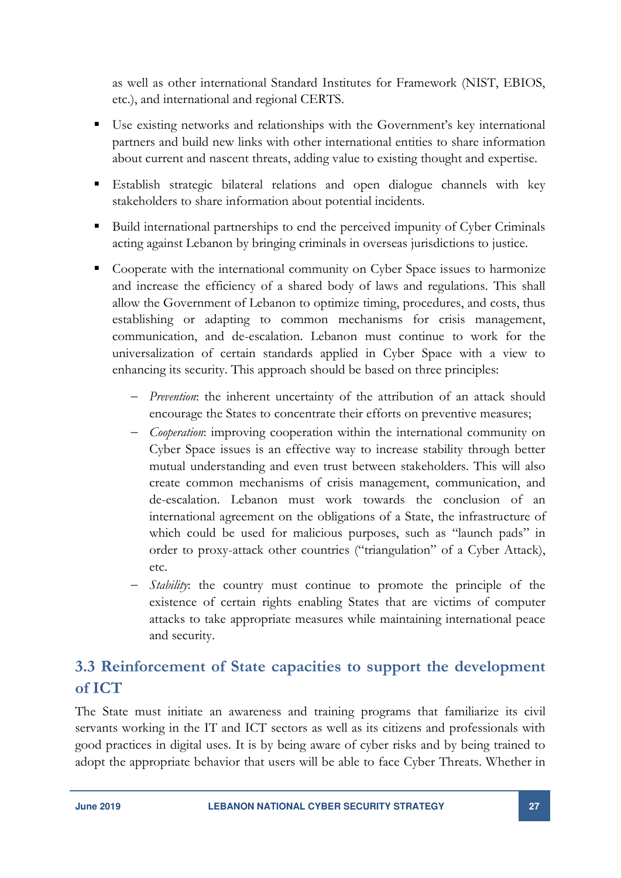as well as other international Standard Institutes for Framework (NIST, EBIOS, etc.), and international and regional CERTS.

- Use existing networks and relationships with the Government's key international partners and build new links with other international entities to share information about current and nascent threats, adding value to existing thought and expertise.
- Establish strategic bilateral relations and open dialogue channels with key stakeholders to share information about potential incidents.
- Build international partnerships to end the perceived impunity of Cyber Criminals acting against Lebanon by bringing criminals in overseas jurisdictions to justice.
- Cooperate with the international community on Cyber Space issues to harmonize and increase the efficiency of a shared body of laws and regulations. This shall allow the Government of Lebanon to optimize timing, procedures, and costs, thus establishing or adapting to common mechanisms for crisis management, communication, and de-escalation. Lebanon must continue to work for the universalization of certain standards applied in Cyber Space with a view to enhancing its security. This approach should be based on three principles:
  - *Prevention*: the inherent uncertainty of the attribution of an attack should encourage the States to concentrate their efforts on preventive measures;
  - *Cooperation*: improving cooperation within the international community on Cyber Space issues is an effective way to increase stability through better mutual understanding and even trust between stakeholders. This will also create common mechanisms of crisis management, communication, and de-escalation. Lebanon must work towards the conclusion of an international agreement on the obligations of a State, the infrastructure of which could be used for malicious purposes, such as "launch pads" in order to proxy-attack other countries ("triangulation" of a Cyber Attack), etc.
  - *Stability*: the country must continue to promote the principle of the existence of certain rights enabling States that are victims of computer attacks to take appropriate measures while maintaining international peace and security.

## 3.3 Reinforcement of State capacities to support the development of ICT

The State must initiate an awareness and training programs that familiarize its civil servants working in the IT and ICT sectors as well as its citizens and professionals with good practices in digital uses. It is by being aware of cyber risks and by being trained to adopt the appropriate behavior that users will be able to face Cyber Threats. Whether in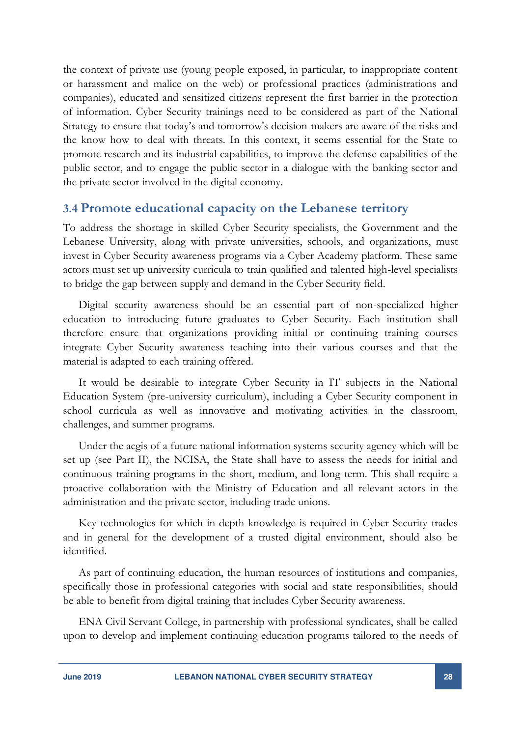the context of private use (young people exposed, in particular, to inappropriate content or harassment and malice on the web) or professional practices (administrations and companies), educated and sensitized citizens represent the first barrier in the protection of information. Cyber Security trainings need to be considered as part of the National Strategy to ensure that today's and tomorrow's decision-makers are aware of the risks and the know how to deal with threats. In this context, it seems essential for the State to promote research and its industrial capabilities, to improve the defense capabilities of the public sector, and to engage the public sector in a dialogue with the banking sector and the private sector involved in the digital economy.

## 3.4 Promote educational capacity on the Lebanese territory

To address the shortage in skilled Cyber Security specialists, the Government and the Lebanese University, along with private universities, schools, and organizations, must invest in Cyber Security awareness programs via a Cyber Academy platform. These same actors must set up university curricula to train qualified and talented high-level specialists to bridge the gap between supply and demand in the Cyber Security field.

Digital security awareness should be an essential part of non-specialized higher education to introducing future graduates to Cyber Security. Each institution shall therefore ensure that organizations providing initial or continuing training courses integrate Cyber Security awareness teaching into their various courses and that the material is adapted to each training offered.

It would be desirable to integrate Cyber Security in IT subjects in the National Education System (pre-university curriculum), including a Cyber Security component in school curricula as well as innovative and motivating activities in the classroom, challenges, and summer programs.

Under the aegis of a future national information systems security agency which will be set up (see Part II), the NCISA, the State shall have to assess the needs for initial and continuous training programs in the short, medium, and long term. This shall require a proactive collaboration with the Ministry of Education and all relevant actors in the administration and the private sector, including trade unions.

Key technologies for which in-depth knowledge is required in Cyber Security trades and in general for the development of a trusted digital environment, should also be identified.

As part of continuing education, the human resources of institutions and companies, specifically those in professional categories with social and state responsibilities, should be able to benefit from digital training that includes Cyber Security awareness.

ENA Civil Servant College, in partnership with professional syndicates, shall be called upon to develop and implement continuing education programs tailored to the needs of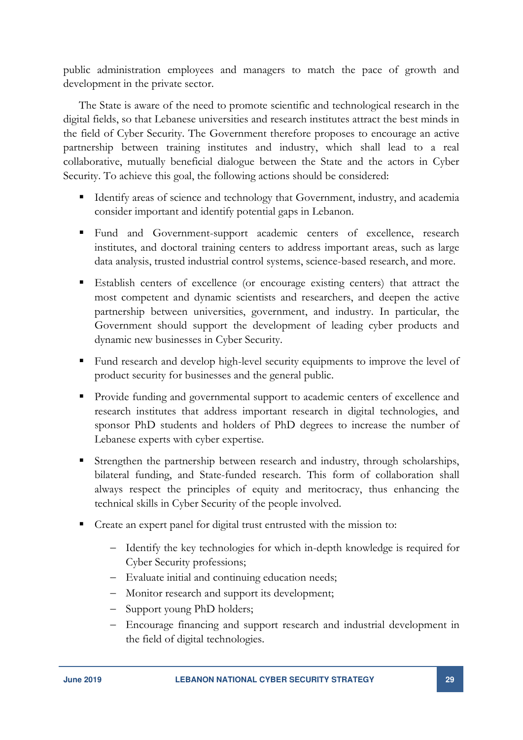public administration employees and managers to match the pace of growth and development in the private sector.

The State is aware of the need to promote scientific and technological research in the digital fields, so that Lebanese universities and research institutes attract the best minds in the field of Cyber Security. The Government therefore proposes to encourage an active partnership between training institutes and industry, which shall lead to a real collaborative, mutually beneficial dialogue between the State and the actors in Cyber Security. To achieve this goal, the following actions should be considered:

- Identify areas of science and technology that Government, industry, and academia consider important and identify potential gaps in Lebanon.
- Fund and Government-support academic centers of excellence, research institutes, and doctoral training centers to address important areas, such as large data analysis, trusted industrial control systems, science-based research, and more.
- Establish centers of excellence (or encourage existing centers) that attract the most competent and dynamic scientists and researchers, and deepen the active partnership between universities, government, and industry. In particular, the Government should support the development of leading cyber products and dynamic new businesses in Cyber Security.
- Fund research and develop high-level security equipments to improve the level of product security for businesses and the general public.
- Provide funding and governmental support to academic centers of excellence and research institutes that address important research in digital technologies, and sponsor PhD students and holders of PhD degrees to increase the number of Lebanese experts with cyber expertise.
- Strengthen the partnership between research and industry, through scholarships, bilateral funding, and State-funded research. This form of collaboration shall always respect the principles of equity and meritocracy, thus enhancing the technical skills in Cyber Security of the people involved.
- Create an expert panel for digital trust entrusted with the mission to:
  - Identify the key technologies for which in-depth knowledge is required for Cyber Security professions;
  - Evaluate initial and continuing education needs;
  - Monitor research and support its development;
  - Support young PhD holders;
  - Encourage financing and support research and industrial development in the field of digital technologies.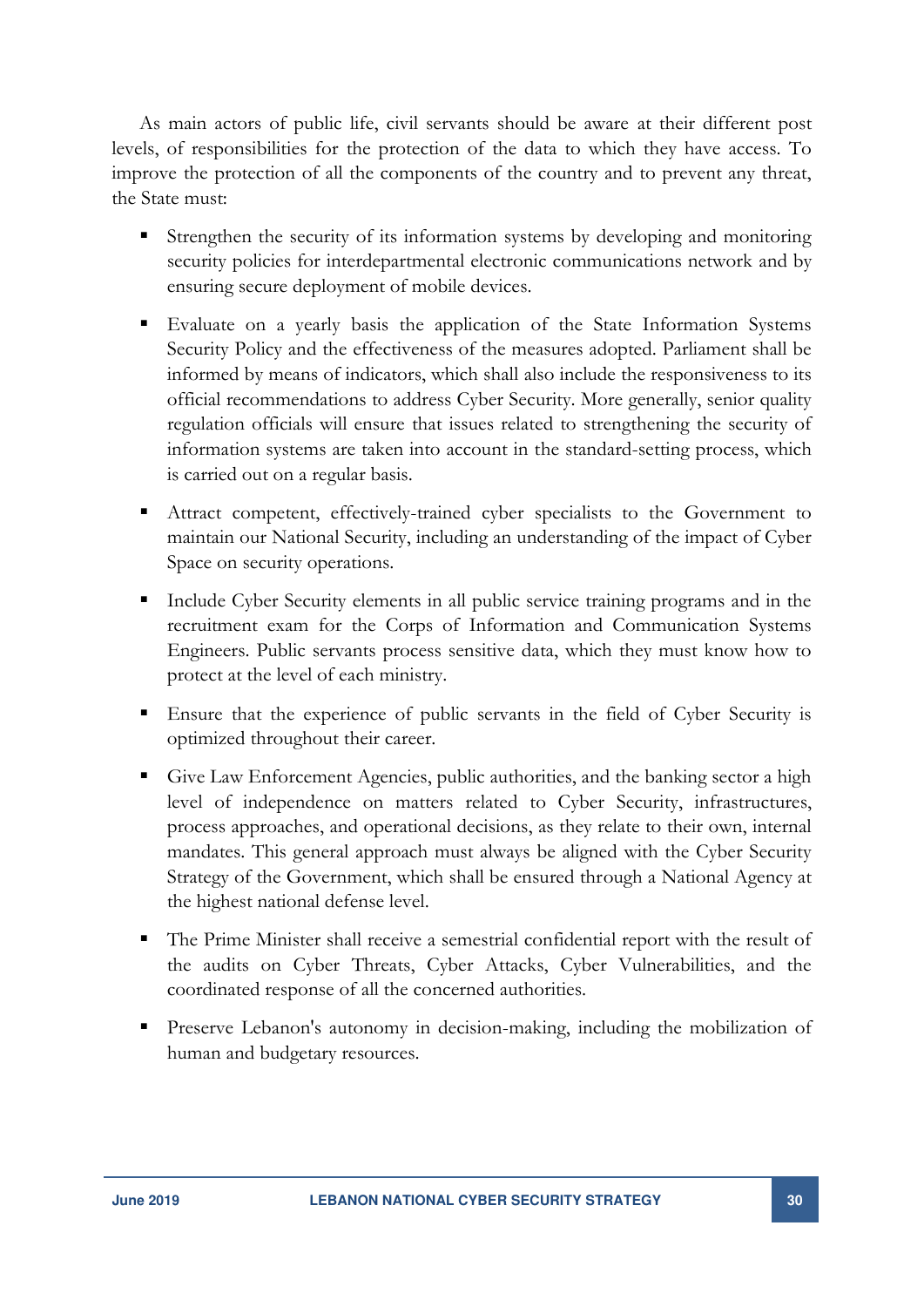As main actors of public life, civil servants should be aware at their different post levels, of responsibilities for the protection of the data to which they have access. To improve the protection of all the components of the country and to prevent any threat, the State must:

- Strengthen the security of its information systems by developing and monitoring security policies for interdepartmental electronic communications network and by ensuring secure deployment of mobile devices.
- Evaluate on a yearly basis the application of the State Information Systems Security Policy and the effectiveness of the measures adopted. Parliament shall be informed by means of indicators, which shall also include the responsiveness to its official recommendations to address Cyber Security. More generally, senior quality regulation officials will ensure that issues related to strengthening the security of information systems are taken into account in the standard-setting process, which is carried out on a regular basis.
- Attract competent, effectively-trained cyber specialists to the Government to maintain our National Security, including an understanding of the impact of Cyber Space on security operations.
- Include Cyber Security elements in all public service training programs and in the recruitment exam for the Corps of Information and Communication Systems Engineers. Public servants process sensitive data, which they must know how to protect at the level of each ministry.
- Ensure that the experience of public servants in the field of Cyber Security is optimized throughout their career.
- Give Law Enforcement Agencies, public authorities, and the banking sector a high level of independence on matters related to Cyber Security, infrastructures, process approaches, and operational decisions, as they relate to their own, internal mandates. This general approach must always be aligned with the Cyber Security Strategy of the Government, which shall be ensured through a National Agency at the highest national defense level.
- The Prime Minister shall receive a semestrial confidential report with the result of the audits on Cyber Threats, Cyber Attacks, Cyber Vulnerabilities, and the coordinated response of all the concerned authorities.
- Preserve Lebanon's autonomy in decision-making, including the mobilization of human and budgetary resources.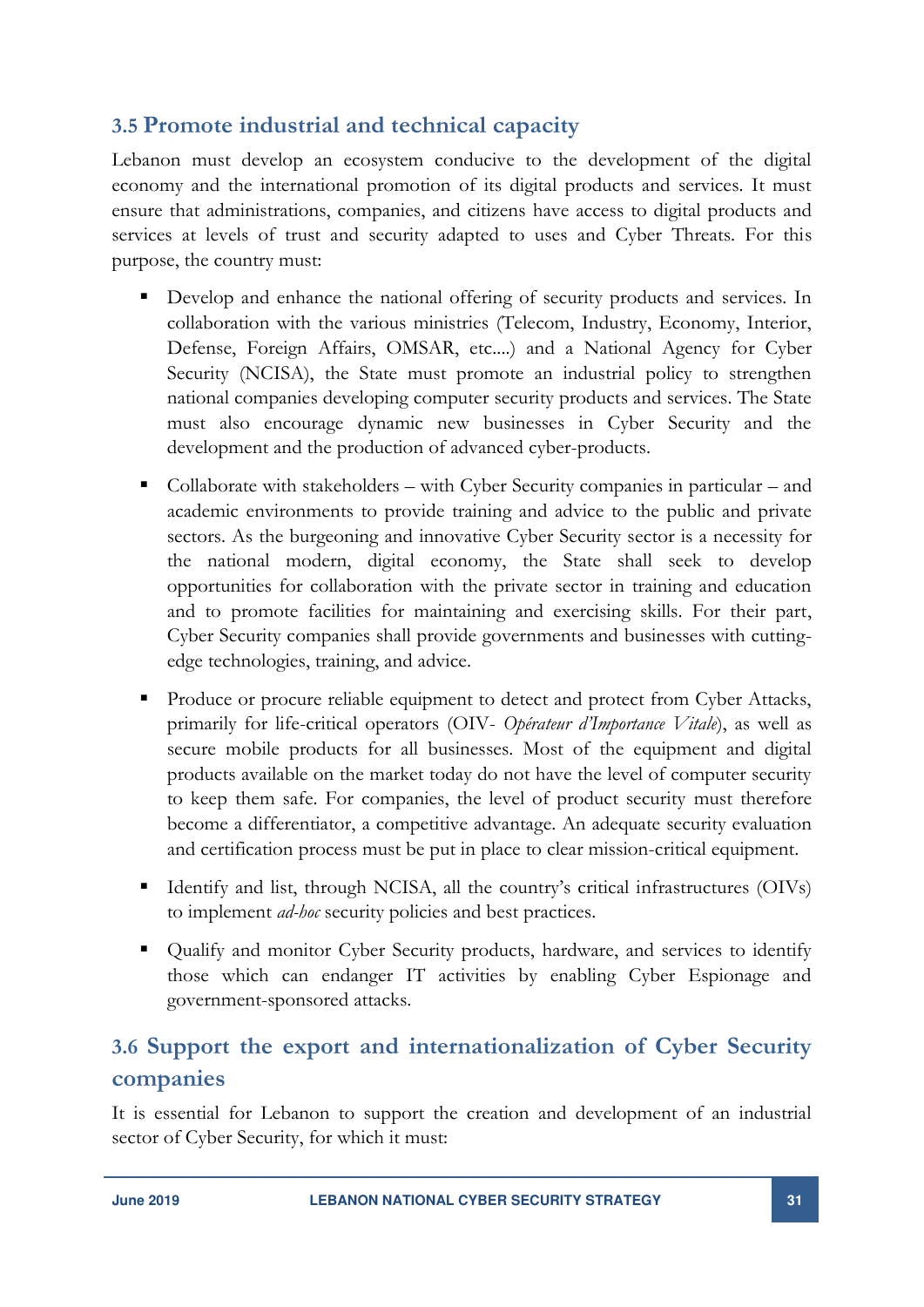## 3.5 Promote industrial and technical capacity

Lebanon must develop an ecosystem conducive to the development of the digital economy and the international promotion of its digital products and services. It must ensure that administrations, companies, and citizens have access to digital products and services at levels of trust and security adapted to uses and Cyber Threats. For this purpose, the country must:

- Develop and enhance the national offering of security products and services. In collaboration with the various ministries (Telecom, Industry, Economy, Interior, Defense, Foreign Affairs, OMSAR, etc....) and a National Agency for Cyber Security (NCISA), the State must promote an industrial policy to strengthen national companies developing computer security products and services. The State must also encourage dynamic new businesses in Cyber Security and the development and the production of advanced cyber-products.

- Collaborate with stakeholders – with Cyber Security companies in particular – and academic environments to provide training and advice to the public and private sectors. As the burgeoning and innovative Cyber Security sector is a necessity for the national modern, digital economy, the State shall seek to develop opportunities for collaboration with the private sector in training and education and to promote facilities for maintaining and exercising skills. For their part, Cyber Security companies shall provide governments and businesses with cutting-edge technologies, training, and advice.

- Produce or procure reliable equipment to detect and protect from Cyber Attacks, primarily for life-critical operators (OIV- *Opérateur d'Importance Vitale*), as well as secure mobile products for all businesses. Most of the equipment and digital products available on the market today do not have the level of computer security to keep them safe. For companies, the level of product security must therefore become a differentiator, a competitive advantage. An adequate security evaluation and certification process must be put in place to clear mission-critical equipment.

- Identify and list, through NCISA, all the country's critical infrastructures (OIVs) to implement *ad-hoc* security policies and best practices.

- Qualify and monitor Cyber Security products, hardware, and services to identify those which can endanger IT activities by enabling Cyber Espionage and government-sponsored attacks.

## 3.6 Support the export and internationalization of Cyber Security companies

It is essential for Lebanon to support the creation and development of an industrial sector of Cyber Security, for which it must: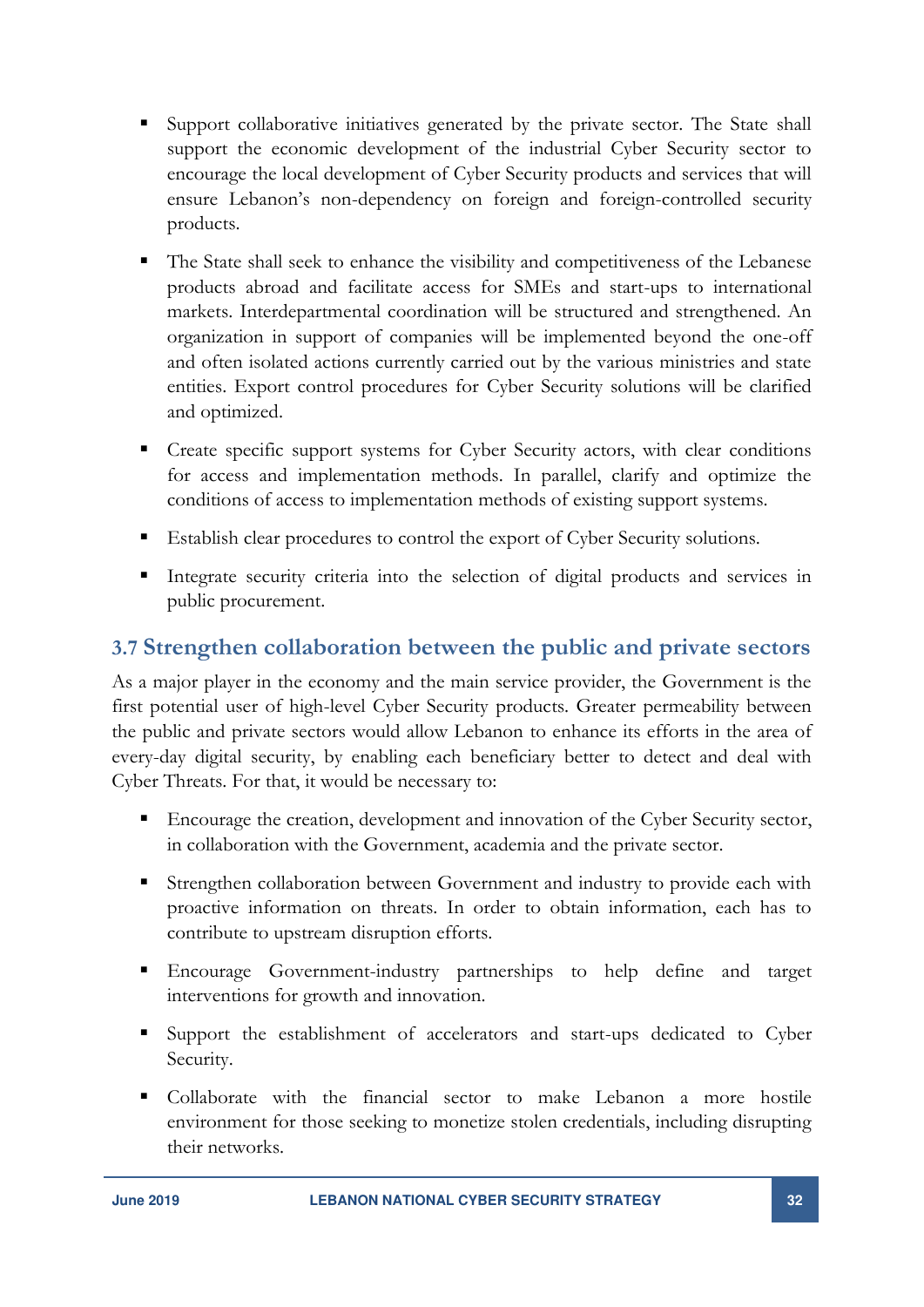- Support collaborative initiatives generated by the private sector. The State shall support the economic development of the industrial Cyber Security sector to encourage the local development of Cyber Security products and services that will ensure Lebanon's non-dependency on foreign and foreign-controlled security products.
- The State shall seek to enhance the visibility and competitiveness of the Lebanese products abroad and facilitate access for SMEs and start-ups to international markets. Interdepartmental coordination will be structured and strengthened. An organization in support of companies will be implemented beyond the one-off and often isolated actions currently carried out by the various ministries and state entities. Export control procedures for Cyber Security solutions will be clarified and optimized.
- Create specific support systems for Cyber Security actors, with clear conditions for access and implementation methods. In parallel, clarify and optimize the conditions of access to implementation methods of existing support systems.
- Establish clear procedures to control the export of Cyber Security solutions.
- Integrate security criteria into the selection of digital products and services in public procurement.

## 3.7 Strengthen collaboration between the public and private sectors

As a major player in the economy and the main service provider, the Government is the first potential user of high-level Cyber Security products. Greater permeability between the public and private sectors would allow Lebanon to enhance its efforts in the area of every-day digital security, by enabling each beneficiary better to detect and deal with Cyber Threats. For that, it would be necessary to:

- Encourage the creation, development and innovation of the Cyber Security sector, in collaboration with the Government, academia and the private sector.
- Strengthen collaboration between Government and industry to provide each with proactive information on threats. In order to obtain information, each has to contribute to upstream disruption efforts.
- Encourage Government-industry partnerships to help define and target interventions for growth and innovation.
- Support the establishment of accelerators and start-ups dedicated to Cyber Security.
- Collaborate with the financial sector to make Lebanon a more hostile environment for those seeking to monetize stolen credentials, including disrupting their networks.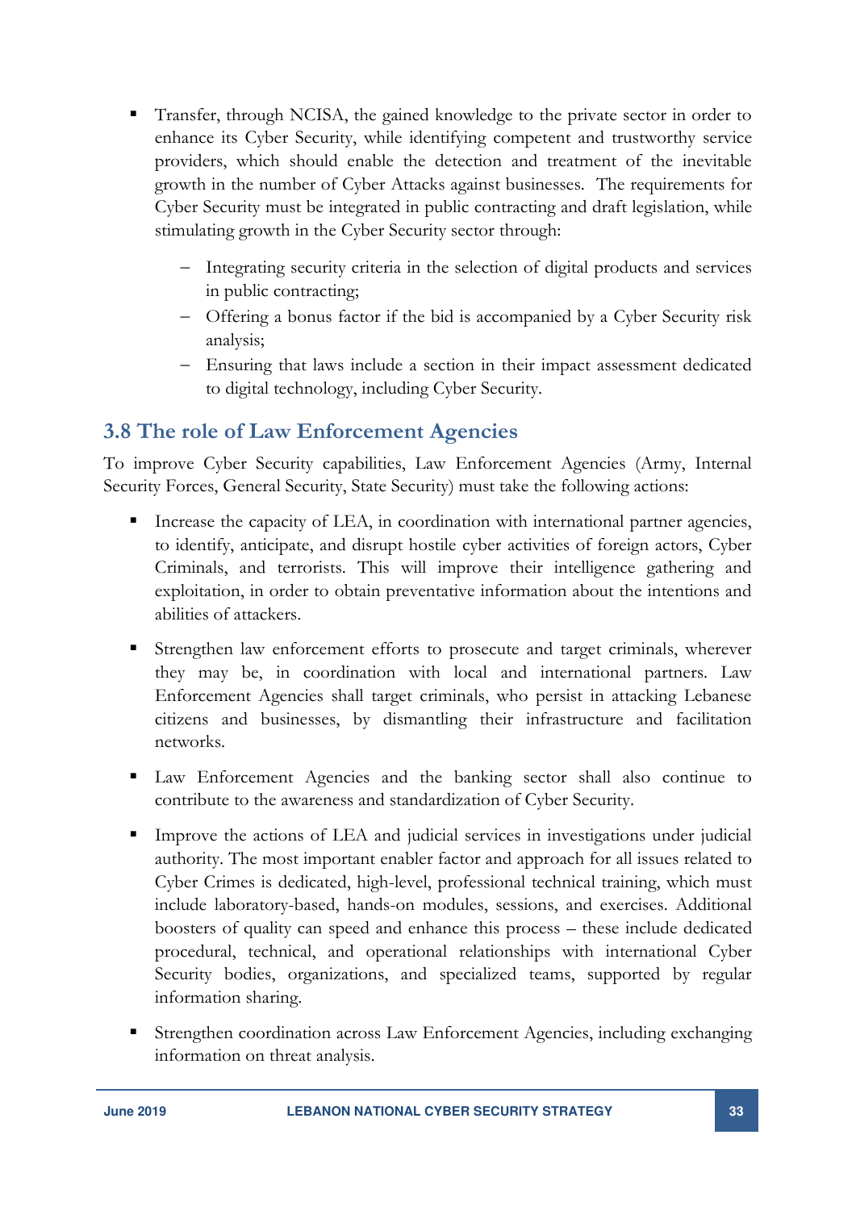- Transfer, through NCISA, the gained knowledge to the private sector in order to enhance its Cyber Security, while identifying competent and trustworthy service providers, which should enable the detection and treatment of the inevitable growth in the number of Cyber Attacks against businesses. The requirements for Cyber Security must be integrated in public contracting and draft legislation, while stimulating growth in the Cyber Security sector through:
  - Integrating security criteria in the selection of digital products and services in public contracting;
  - Offering a bonus factor if the bid is accompanied by a Cyber Security risk analysis;
  - Ensuring that laws include a section in their impact assessment dedicated to digital technology, including Cyber Security.

## 3.8 The role of Law Enforcement Agencies

To improve Cyber Security capabilities, Law Enforcement Agencies (Army, Internal Security Forces, General Security, State Security) must take the following actions:

- Increase the capacity of LEA, in coordination with international partner agencies, to identify, anticipate, and disrupt hostile cyber activities of foreign actors, Cyber Criminals, and terrorists. This will improve their intelligence gathering and exploitation, in order to obtain preventative information about the intentions and abilities of attackers.

- Strengthen law enforcement efforts to prosecute and target criminals, wherever they may be, in coordination with local and international partners. Law Enforcement Agencies shall target criminals, who persist in attacking Lebanese citizens and businesses, by dismantling their infrastructure and facilitation networks.

- Law Enforcement Agencies and the banking sector shall also continue to contribute to the awareness and standardization of Cyber Security.

- Improve the actions of LEA and judicial services in investigations under judicial authority. The most important enabler factor and approach for all issues related to Cyber Crimes is dedicated, high-level, professional technical training, which must include laboratory-based, hands-on modules, sessions, and exercises. Additional boosters of quality can speed and enhance this process – these include dedicated procedural, technical, and operational relationships with international Cyber Security bodies, organizations, and specialized teams, supported by regular information sharing.

- Strengthen coordination across Law Enforcement Agencies, including exchanging information on threat analysis.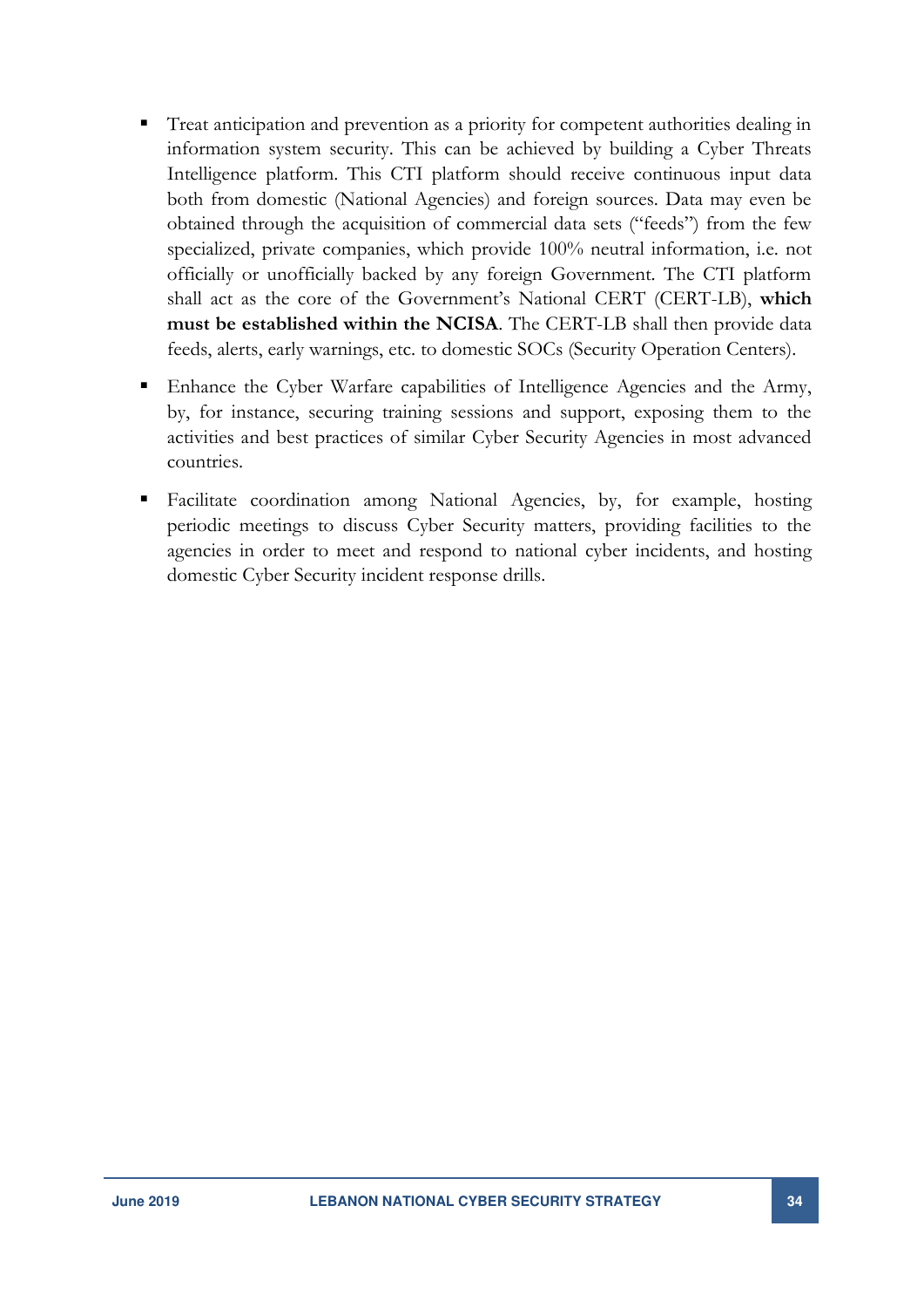- Treat anticipation and prevention as a priority for competent authorities dealing in information system security. This can be achieved by building a Cyber Threats Intelligence platform. This CTI platform should receive continuous input data both from domestic (National Agencies) and foreign sources. Data may even be obtained through the acquisition of commercial data sets ("feeds") from the few specialized, private companies, which provide 100% neutral information, i.e. not officially or unofficially backed by any foreign Government. The CTI platform shall act as the core of the Government's National CERT (CERT-LB), **which must be established within the NCISA**. The CERT-LB shall then provide data feeds, alerts, early warnings, etc. to domestic SOCs (Security Operation Centers).

- Enhance the Cyber Warfare capabilities of Intelligence Agencies and the Army, by, for instance, securing training sessions and support, exposing them to the activities and best practices of similar Cyber Security Agencies in most advanced countries.

- Facilitate coordination among National Agencies, by, for example, hosting periodic meetings to discuss Cyber Security matters, providing facilities to the agencies in order to meet and respond to national cyber incidents, and hosting domestic Cyber Security incident response drills.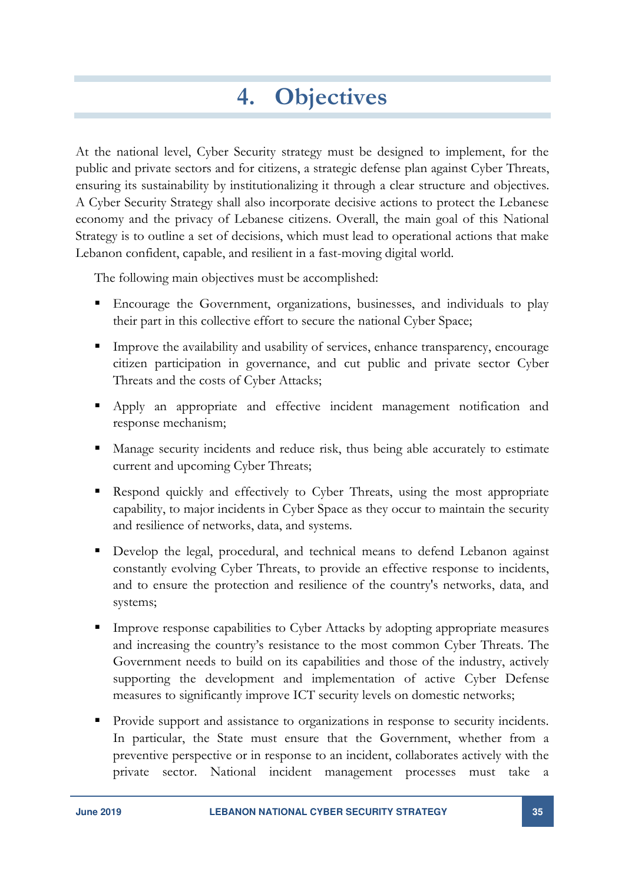# 4. Objectives

At the national level, Cyber Security strategy must be designed to implement, for the public and private sectors and for citizens, a strategic defense plan against Cyber Threats, ensuring its sustainability by institutionalizing it through a clear structure and objectives. A Cyber Security Strategy shall also incorporate decisive actions to protect the Lebanese economy and the privacy of Lebanese citizens. Overall, the main goal of this National Strategy is to outline a set of decisions, which must lead to operational actions that make Lebanon confident, capable, and resilient in a fast-moving digital world.

The following main objectives must be accomplished:

- Encourage the Government, organizations, businesses, and individuals to play their part in this collective effort to secure the national Cyber Space;
- Improve the availability and usability of services, enhance transparency, encourage citizen participation in governance, and cut public and private sector Cyber Threats and the costs of Cyber Attacks;
- Apply an appropriate and effective incident management notification and response mechanism;
- Manage security incidents and reduce risk, thus being able accurately to estimate current and upcoming Cyber Threats;
- Respond quickly and effectively to Cyber Threats, using the most appropriate capability, to major incidents in Cyber Space as they occur to maintain the security and resilience of networks, data, and systems.
- Develop the legal, procedural, and technical means to defend Lebanon against constantly evolving Cyber Threats, to provide an effective response to incidents, and to ensure the protection and resilience of the country's networks, data, and systems;
- Improve response capabilities to Cyber Attacks by adopting appropriate measures and increasing the country's resistance to the most common Cyber Threats. The Government needs to build on its capabilities and those of the industry, actively supporting the development and implementation of active Cyber Defense measures to significantly improve ICT security levels on domestic networks;
- Provide support and assistance to organizations in response to security incidents. In particular, the State must ensure that the Government, whether from a preventive perspective or in response to an incident, collaborates actively with the private sector. National incident management processes must take a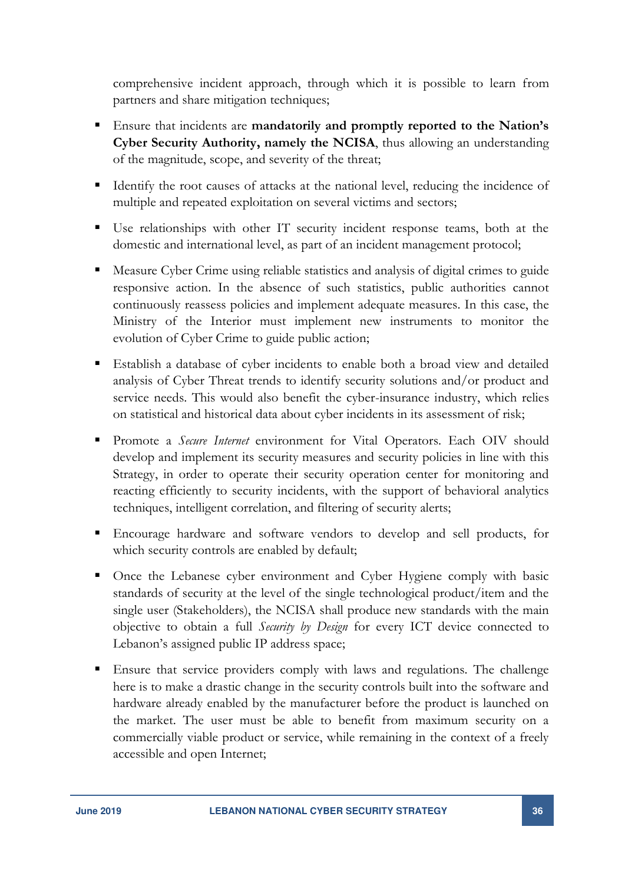comprehensive incident approach, through which it is possible to learn from partners and share mitigation techniques;

- Ensure that incidents are **mandatorily and promptly reported to the Nation's Cyber Security Authority, namely the NCISA**, thus allowing an understanding of the magnitude, scope, and severity of the threat;
- Identify the root causes of attacks at the national level, reducing the incidence of multiple and repeated exploitation on several victims and sectors;
- Use relationships with other IT security incident response teams, both at the domestic and international level, as part of an incident management protocol;
- Measure Cyber Crime using reliable statistics and analysis of digital crimes to guide responsive action. In the absence of such statistics, public authorities cannot continuously reassess policies and implement adequate measures. In this case, the Ministry of the Interior must implement new instruments to monitor the evolution of Cyber Crime to guide public action;
- Establish a database of cyber incidents to enable both a broad view and detailed analysis of Cyber Threat trends to identify security solutions and/or product and service needs. This would also benefit the cyber-insurance industry, which relies on statistical and historical data about cyber incidents in its assessment of risk;
- Promote a *Secure Internet* environment for Vital Operators. Each OIV should develop and implement its security measures and security policies in line with this Strategy, in order to operate their security operation center for monitoring and reacting efficiently to security incidents, with the support of behavioral analytics techniques, intelligent correlation, and filtering of security alerts;
- Encourage hardware and software vendors to develop and sell products, for which security controls are enabled by default;
- Once the Lebanese cyber environment and Cyber Hygiene comply with basic standards of security at the level of the single technological product/item and the single user (Stakeholders), the NCISA shall produce new standards with the main objective to obtain a full *Security by Design* for every ICT device connected to Lebanon's assigned public IP address space;
- Ensure that service providers comply with laws and regulations. The challenge here is to make a drastic change in the security controls built into the software and hardware already enabled by the manufacturer before the product is launched on the market. The user must be able to benefit from maximum security on a commercially viable product or service, while remaining in the context of a freely accessible and open Internet;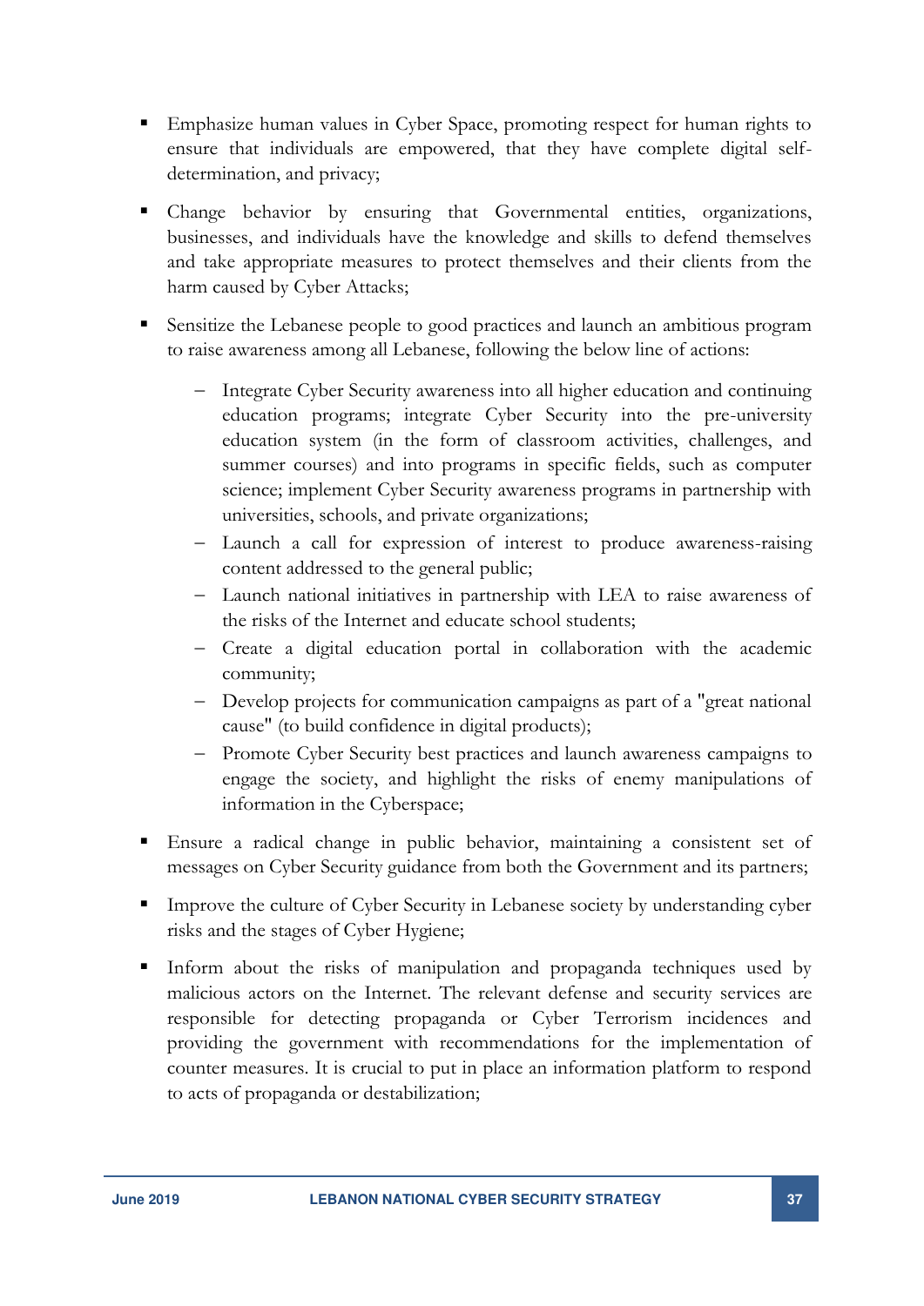- Emphasize human values in Cyber Space, promoting respect for human rights to ensure that individuals are empowered, that they have complete digital self-determination, and privacy;
- Change behavior by ensuring that Governmental entities, organizations, businesses, and individuals have the knowledge and skills to defend themselves and take appropriate measures to protect themselves and their clients from the harm caused by Cyber Attacks;
- Sensitize the Lebanese people to good practices and launch an ambitious program to raise awareness among all Lebanese, following the below line of actions:
  - Integrate Cyber Security awareness into all higher education and continuing education programs; integrate Cyber Security into the pre-university education system (in the form of classroom activities, challenges, and summer courses) and into programs in specific fields, such as computer science; implement Cyber Security awareness programs in partnership with universities, schools, and private organizations;
  - Launch a call for expression of interest to produce awareness-raising content addressed to the general public;
  - Launch national initiatives in partnership with LEA to raise awareness of the risks of the Internet and educate school students;
  - Create a digital education portal in collaboration with the academic community;
  - Develop projects for communication campaigns as part of a "great national cause" (to build confidence in digital products);
  - Promote Cyber Security best practices and launch awareness campaigns to engage the society, and highlight the risks of enemy manipulations of information in the Cyberspace;
- Ensure a radical change in public behavior, maintaining a consistent set of messages on Cyber Security guidance from both the Government and its partners;
- Improve the culture of Cyber Security in Lebanese society by understanding cyber risks and the stages of Cyber Hygiene;
- Inform about the risks of manipulation and propaganda techniques used by malicious actors on the Internet. The relevant defense and security services are responsible for detecting propaganda or Cyber Terrorism incidences and providing the government with recommendations for the implementation of counter measures. It is crucial to put in place an information platform to respond to acts of propaganda or destabilization;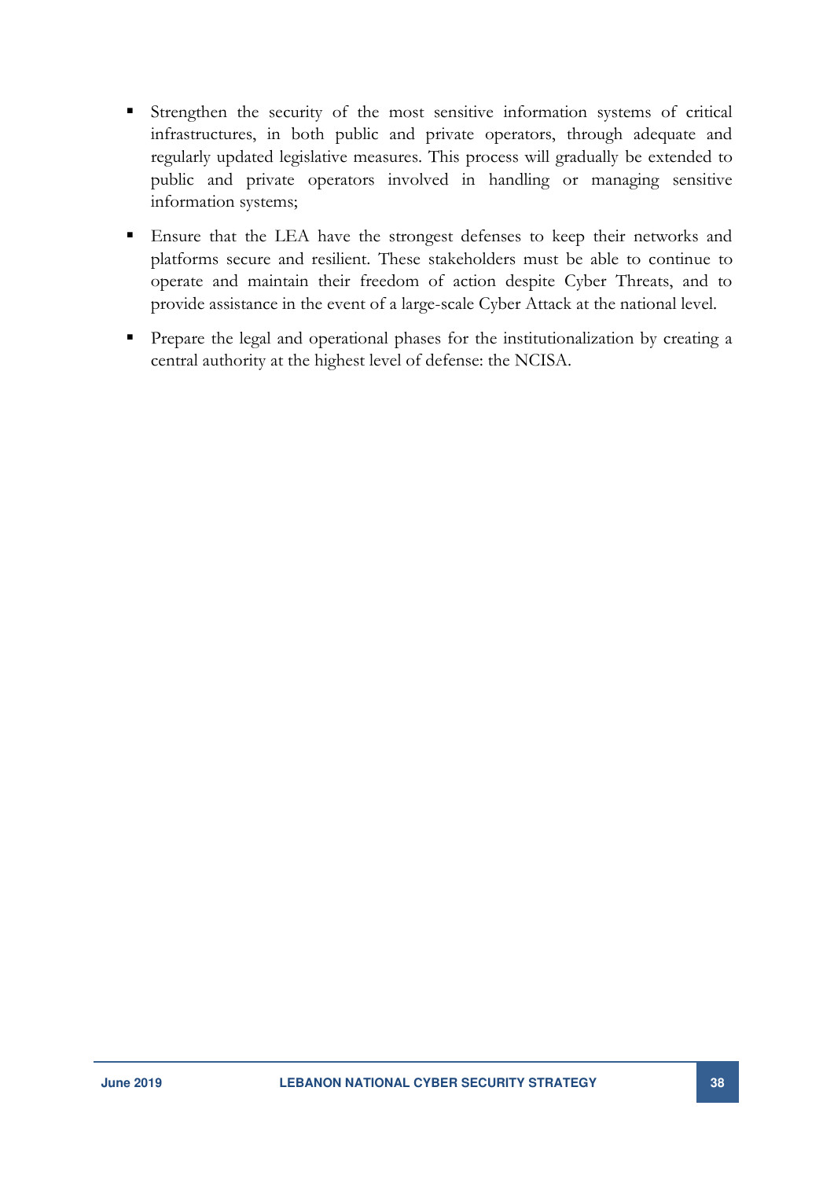- Strengthen the security of the most sensitive information systems of critical infrastructures, in both public and private operators, through adequate and regularly updated legislative measures. This process will gradually be extended to public and private operators involved in handling or managing sensitive information systems;
- Ensure that the LEA have the strongest defenses to keep their networks and platforms secure and resilient. These stakeholders must be able to continue to operate and maintain their freedom of action despite Cyber Threats, and to provide assistance in the event of a large-scale Cyber Attack at the national level.
- Prepare the legal and operational phases for the institutionalization by creating a central authority at the highest level of defense: the NCISA.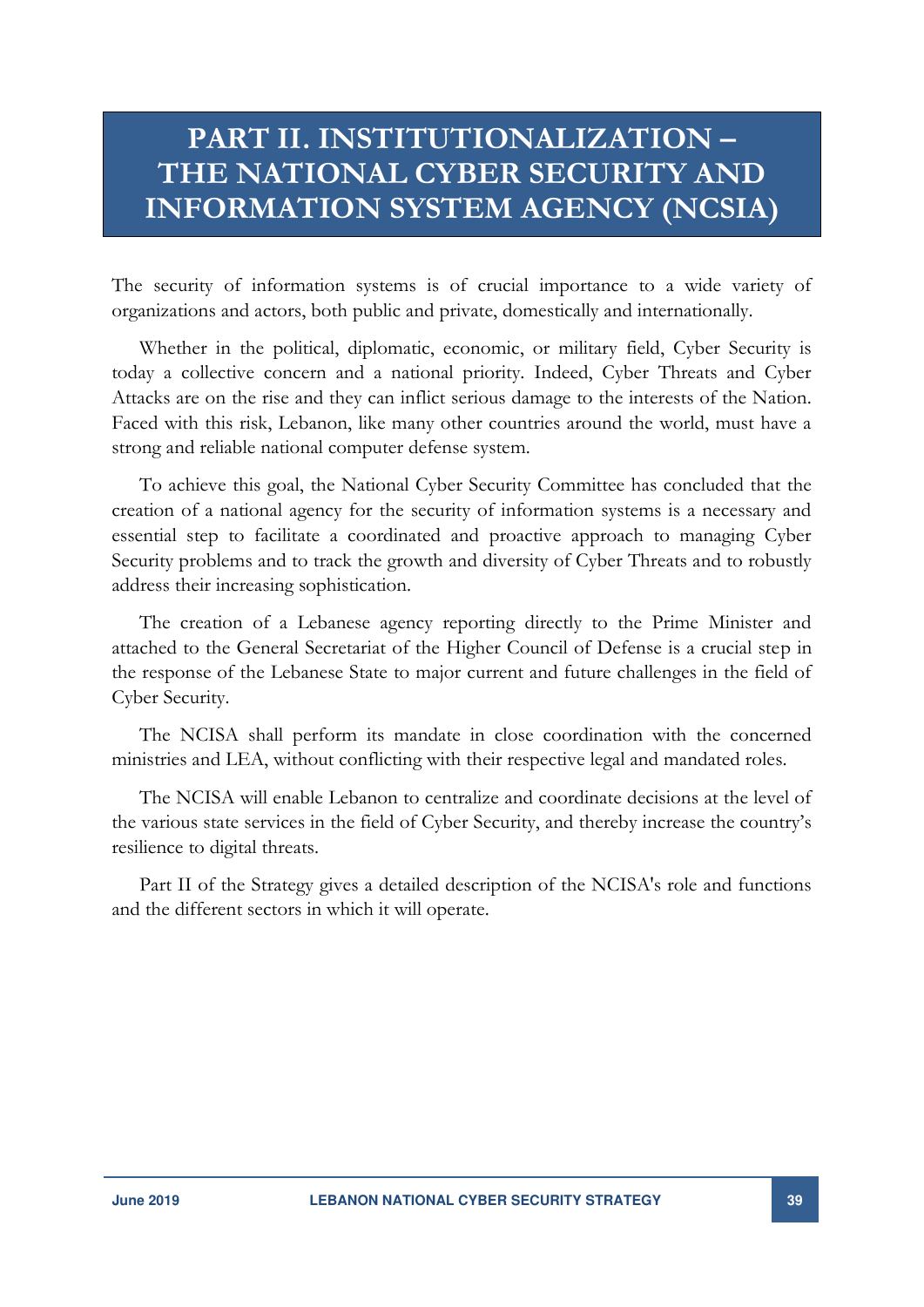# PART II. INSTITUTIONALIZATION – THE NATIONAL CYBER SECURITY AND INFORMATION SYSTEM AGENCY (NCSIA)

The security of information systems is of crucial importance to a wide variety of organizations and actors, both public and private, domestically and internationally.

Whether in the political, diplomatic, economic, or military field, Cyber Security is today a collective concern and a national priority. Indeed, Cyber Threats and Cyber Attacks are on the rise and they can inflict serious damage to the interests of the Nation. Faced with this risk, Lebanon, like many other countries around the world, must have a strong and reliable national computer defense system.

To achieve this goal, the National Cyber Security Committee has concluded that the creation of a national agency for the security of information systems is a necessary and essential step to facilitate a coordinated and proactive approach to managing Cyber Security problems and to track the growth and diversity of Cyber Threats and to robustly address their increasing sophistication.

The creation of a Lebanese agency reporting directly to the Prime Minister and attached to the General Secretariat of the Higher Council of Defense is a crucial step in the response of the Lebanese State to major current and future challenges in the field of Cyber Security.

The NCISA shall perform its mandate in close coordination with the concerned ministries and LEA, without conflicting with their respective legal and mandated roles.

The NCISA will enable Lebanon to centralize and coordinate decisions at the level of the various state services in the field of Cyber Security, and thereby increase the country's resilience to digital threats.

Part II of the Strategy gives a detailed description of the NCISA's role and functions and the different sectors in which it will operate.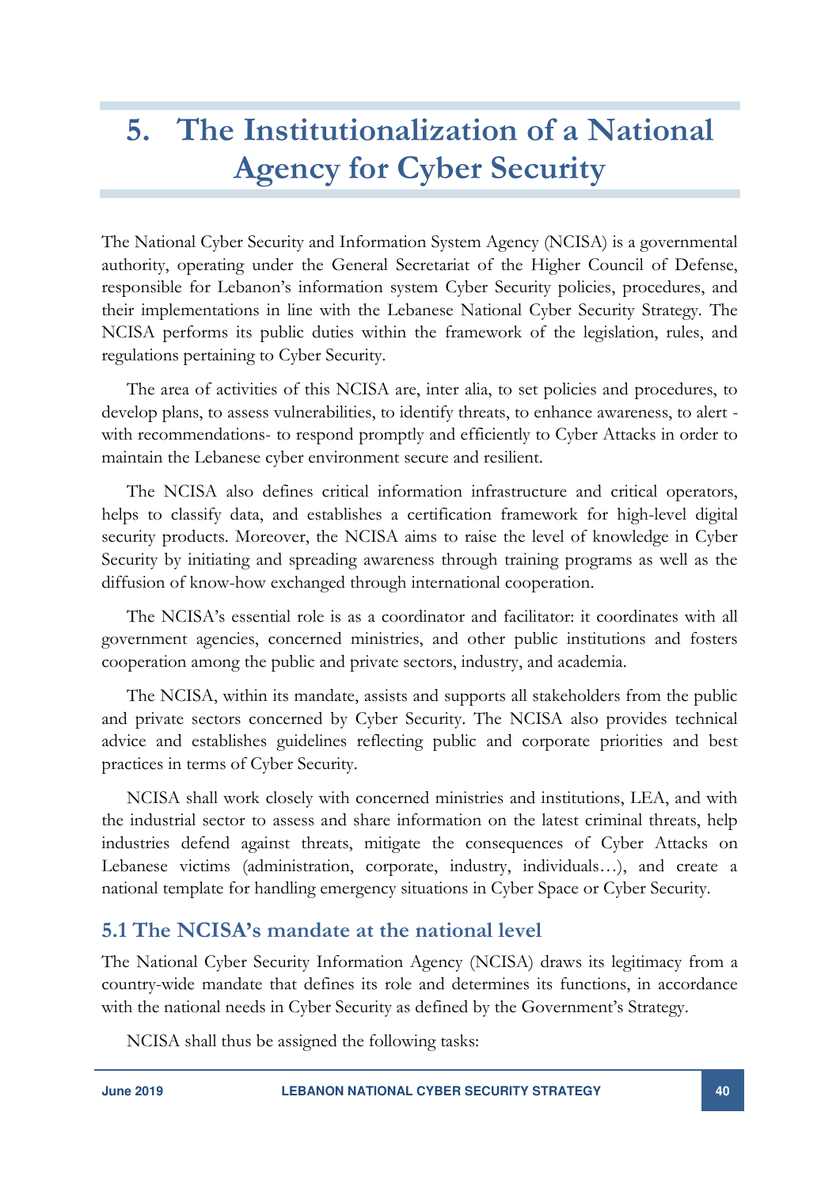# 5. The Institutionalization of a National Agency for Cyber Security

The National Cyber Security and Information System Agency (NCISA) is a governmental authority, operating under the General Secretariat of the Higher Council of Defense, responsible for Lebanon's information system Cyber Security policies, procedures, and their implementations in line with the Lebanese National Cyber Security Strategy. The NCISA performs its public duties within the framework of the legislation, rules, and regulations pertaining to Cyber Security.

The area of activities of this NCISA are, inter alia, to set policies and procedures, to develop plans, to assess vulnerabilities, to identify threats, to enhance awareness, to alert - with recommendations- to respond promptly and efficiently to Cyber Attacks in order to maintain the Lebanese cyber environment secure and resilient.

The NCISA also defines critical information infrastructure and critical operators, helps to classify data, and establishes a certification framework for high-level digital security products. Moreover, the NCISA aims to raise the level of knowledge in Cyber Security by initiating and spreading awareness through training programs as well as the diffusion of know-how exchanged through international cooperation.

The NCISA's essential role is as a coordinator and facilitator: it coordinates with all government agencies, concerned ministries, and other public institutions and fosters cooperation among the public and private sectors, industry, and academia.

The NCISA, within its mandate, assists and supports all stakeholders from the public and private sectors concerned by Cyber Security. The NCISA also provides technical advice and establishes guidelines reflecting public and corporate priorities and best practices in terms of Cyber Security.

NCISA shall work closely with concerned ministries and institutions, LEA, and with the industrial sector to assess and share information on the latest criminal threats, help industries defend against threats, mitigate the consequences of Cyber Attacks on Lebanese victims (administration, corporate, industry, individuals…), and create a national template for handling emergency situations in Cyber Space or Cyber Security.

## 5.1 The NCISA's mandate at the national level

The National Cyber Security Information Agency (NCISA) draws its legitimacy from a country-wide mandate that defines its role and determines its functions, in accordance with the national needs in Cyber Security as defined by the Government's Strategy.

NCISA shall thus be assigned the following tasks: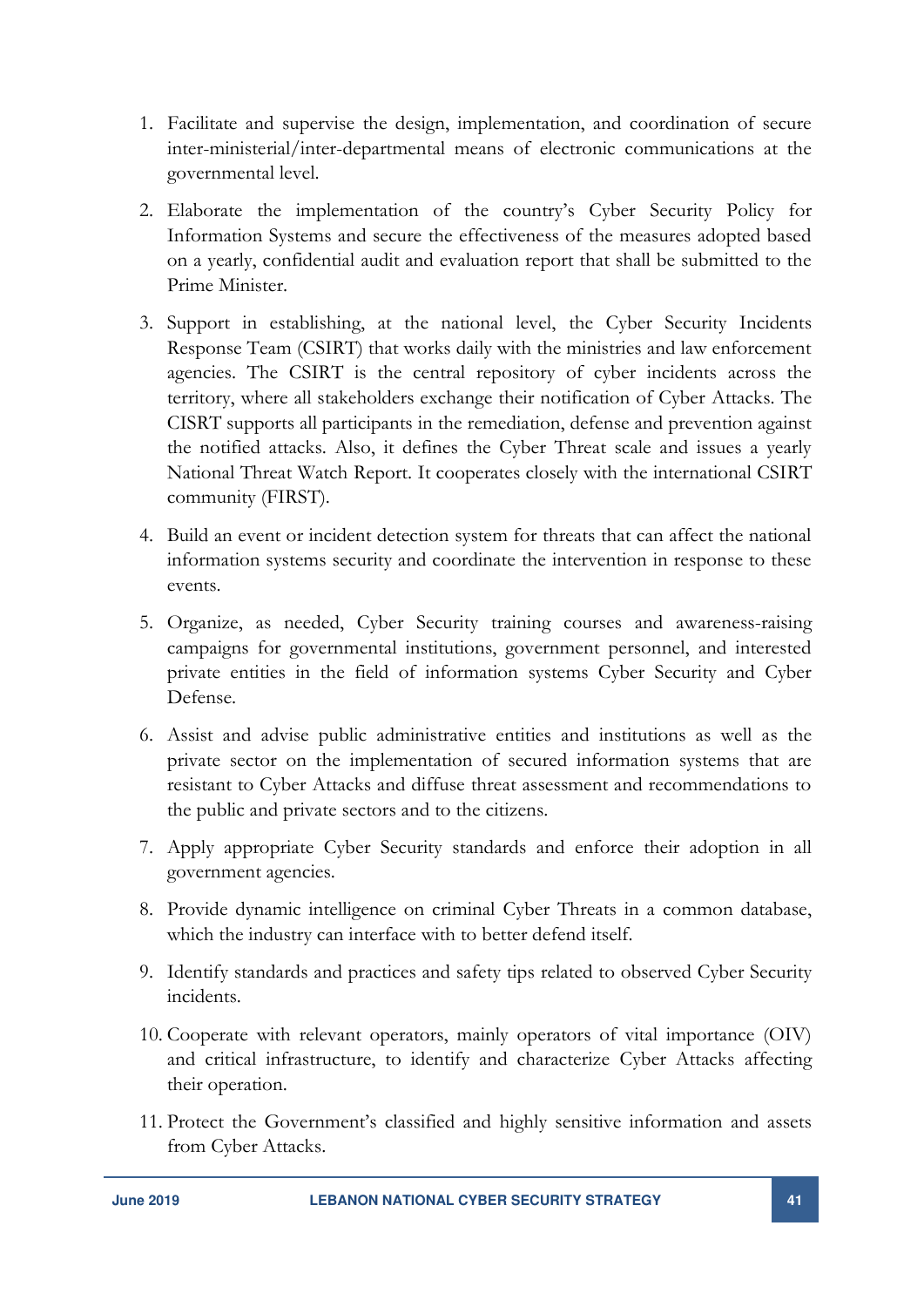1. Facilitate and supervise the design, implementation, and coordination of secure inter-ministerial/inter-departmental means of electronic communications at the governmental level.

2. Elaborate the implementation of the country's Cyber Security Policy for Information Systems and secure the effectiveness of the measures adopted based on a yearly, confidential audit and evaluation report that shall be submitted to the Prime Minister.

3. Support in establishing, at the national level, the Cyber Security Incidents Response Team (CSIRT) that works daily with the ministries and law enforcement agencies. The CSIRT is the central repository of cyber incidents across the territory, where all stakeholders exchange their notification of Cyber Attacks. The CISRT supports all participants in the remediation, defense and prevention against the notified attacks. Also, it defines the Cyber Threat scale and issues a yearly National Threat Watch Report. It cooperates closely with the international CSIRT community (FIRST).

4. Build an event or incident detection system for threats that can affect the national information systems security and coordinate the intervention in response to these events.

5. Organize, as needed, Cyber Security training courses and awareness-raising campaigns for governmental institutions, government personnel, and interested private entities in the field of information systems Cyber Security and Cyber Defense.

6. Assist and advise public administrative entities and institutions as well as the private sector on the implementation of secured information systems that are resistant to Cyber Attacks and diffuse threat assessment and recommendations to the public and private sectors and to the citizens.

7. Apply appropriate Cyber Security standards and enforce their adoption in all government agencies.

8. Provide dynamic intelligence on criminal Cyber Threats in a common database, which the industry can interface with to better defend itself.

9. Identify standards and practices and safety tips related to observed Cyber Security incidents.

10. Cooperate with relevant operators, mainly operators of vital importance (OIV) and critical infrastructure, to identify and characterize Cyber Attacks affecting their operation.

11. Protect the Government's classified and highly sensitive information and assets from Cyber Attacks.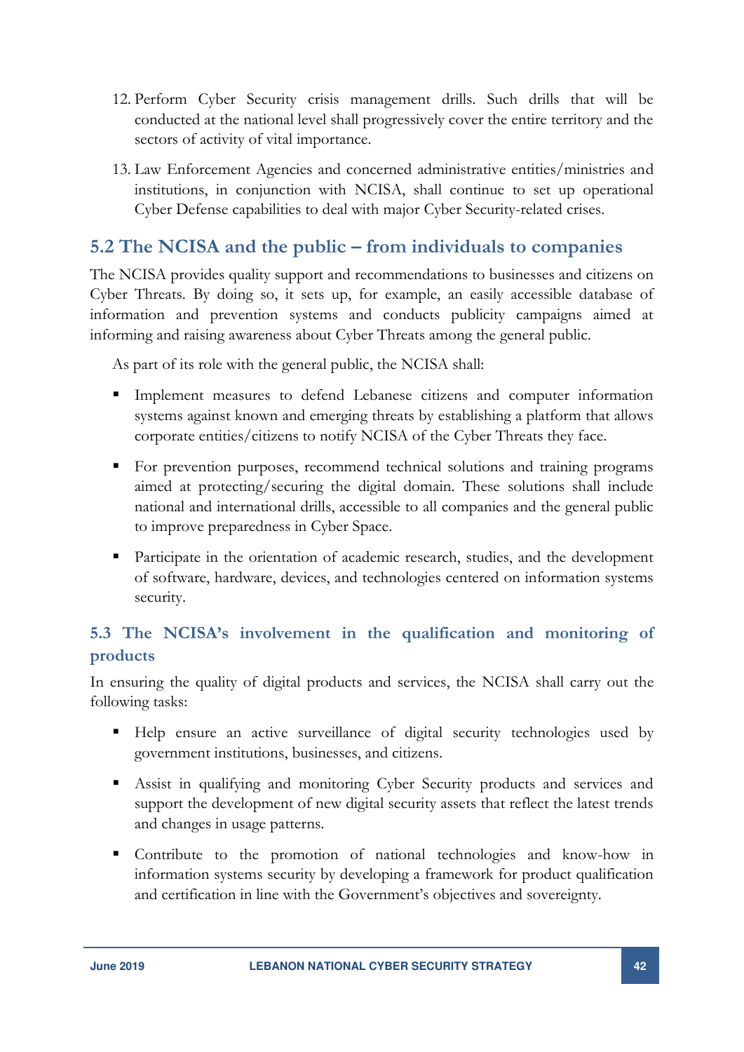12. Perform Cyber Security crisis management drills. Such drills that will be conducted at the national level shall progressively cover the entire territory and the sectors of activity of vital importance.

13. Law Enforcement Agencies and concerned administrative entities/ministries and institutions, in conjunction with NCISA, shall continue to set up operational Cyber Defense capabilities to deal with major Cyber Security-related crises.

## 5.2 The NCISA and the public – from individuals to companies

The NCISA provides quality support and recommendations to businesses and citizens on Cyber Threats. By doing so, it sets up, for example, an easily accessible database of information and prevention systems and conducts publicity campaigns aimed at informing and raising awareness about Cyber Threats among the general public.

As part of its role with the general public, the NCISA shall:

- Implement measures to defend Lebanese citizens and computer information systems against known and emerging threats by establishing a platform that allows corporate entities/citizens to notify NCISA of the Cyber Threats they face.
- For prevention purposes, recommend technical solutions and training programs aimed at protecting/securing the digital domain. These solutions shall include national and international drills, accessible to all companies and the general public to improve preparedness in Cyber Space.
- Participate in the orientation of academic research, studies, and the development of software, hardware, devices, and technologies centered on information systems security.

### 5.3 The NCISA's involvement in the qualification and monitoring of products

In ensuring the quality of digital products and services, the NCISA shall carry out the following tasks:

- Help ensure an active surveillance of digital security technologies used by government institutions, businesses, and citizens.
- Assist in qualifying and monitoring Cyber Security products and services and support the development of new digital security assets that reflect the latest trends and changes in usage patterns.
- Contribute to the promotion of national technologies and know-how in information systems security by developing a framework for product qualification and certification in line with the Government's objectives and sovereignty.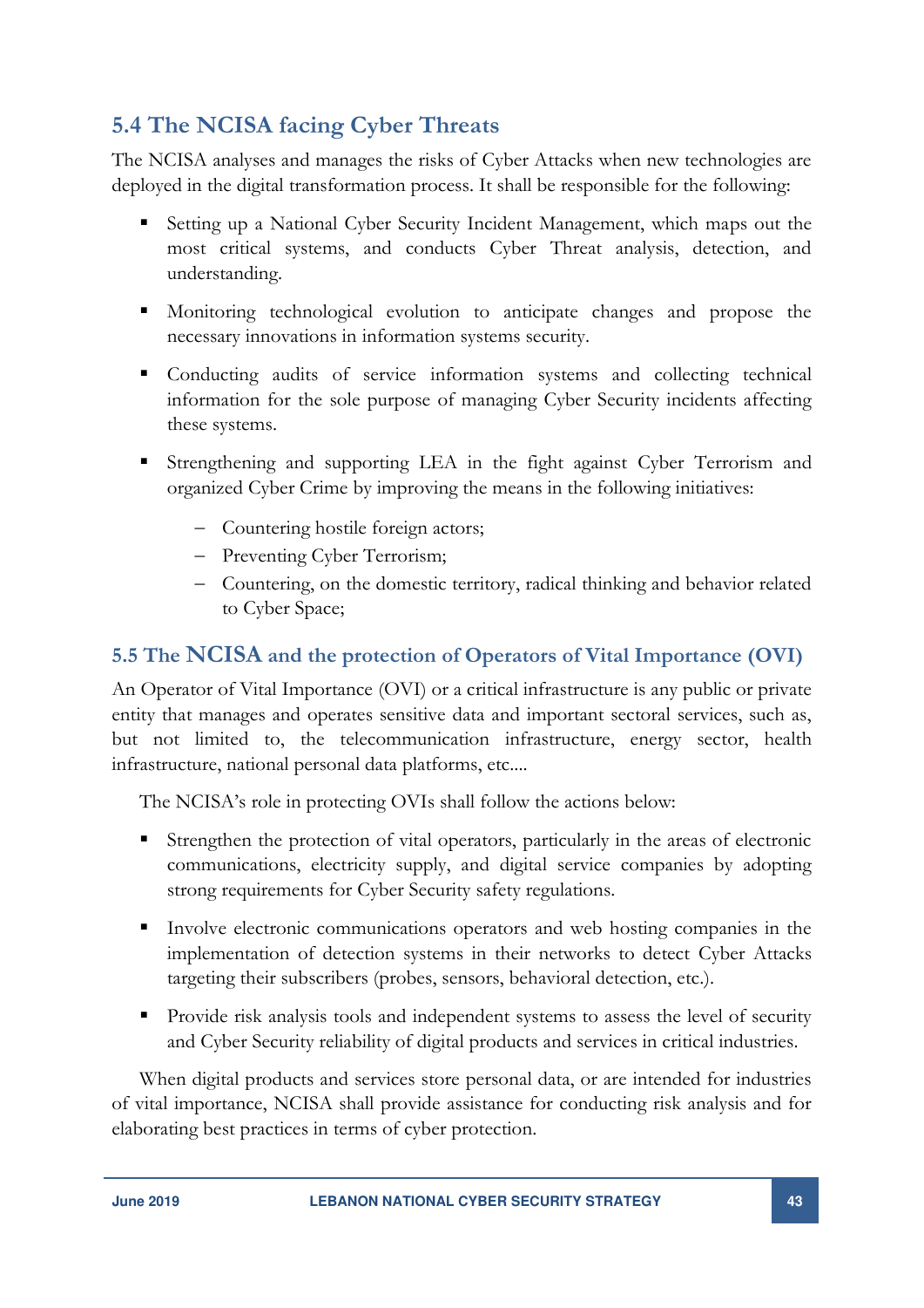## 5.4 The NCISA facing Cyber Threats

The NCISA analyses and manages the risks of Cyber Attacks when new technologies are deployed in the digital transformation process. It shall be responsible for the following:

- Setting up a National Cyber Security Incident Management, which maps out the most critical systems, and conducts Cyber Threat analysis, detection, and understanding.
- Monitoring technological evolution to anticipate changes and propose the necessary innovations in information systems security.
- Conducting audits of service information systems and collecting technical information for the sole purpose of managing Cyber Security incidents affecting these systems.
- Strengthening and supporting LEA in the fight against Cyber Terrorism and organized Cyber Crime by improving the means in the following initiatives:
  - Countering hostile foreign actors;
  - Preventing Cyber Terrorism;
  - Countering, on the domestic territory, radical thinking and behavior related to Cyber Space;

## 5.5 The NCISA and the protection of Operators of Vital Importance (OVI)

An Operator of Vital Importance (OVI) or a critical infrastructure is any public or private entity that manages and operates sensitive data and important sectoral services, such as, but not limited to, the telecommunication infrastructure, energy sector, health infrastructure, national personal data platforms, etc....

The NCISA's role in protecting OVIs shall follow the actions below:

- Strengthen the protection of vital operators, particularly in the areas of electronic communications, electricity supply, and digital service companies by adopting strong requirements for Cyber Security safety regulations.
- Involve electronic communications operators and web hosting companies in the implementation of detection systems in their networks to detect Cyber Attacks targeting their subscribers (probes, sensors, behavioral detection, etc.).
- Provide risk analysis tools and independent systems to assess the level of security and Cyber Security reliability of digital products and services in critical industries.

When digital products and services store personal data, or are intended for industries of vital importance, NCISA shall provide assistance for conducting risk analysis and for elaborating best practices in terms of cyber protection.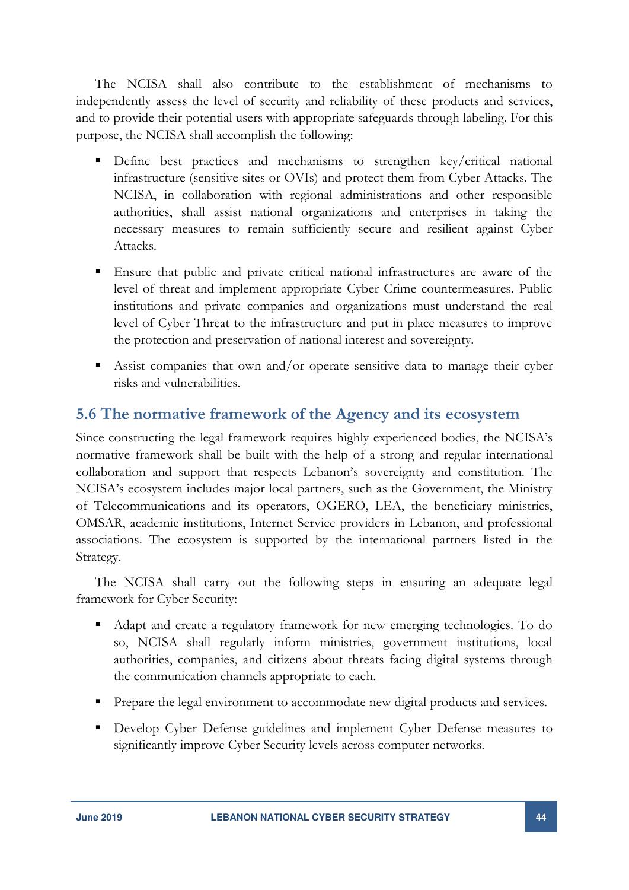The NCISA shall also contribute to the establishment of mechanisms to independently assess the level of security and reliability of these products and services, and to provide their potential users with appropriate safeguards through labeling. For this purpose, the NCISA shall accomplish the following:

- Define best practices and mechanisms to strengthen key/critical national infrastructure (sensitive sites or OVIs) and protect them from Cyber Attacks. The NCISA, in collaboration with regional administrations and other responsible authorities, shall assist national organizations and enterprises in taking the necessary measures to remain sufficiently secure and resilient against Cyber Attacks.
- Ensure that public and private critical national infrastructures are aware of the level of threat and implement appropriate Cyber Crime countermeasures. Public institutions and private companies and organizations must understand the real level of Cyber Threat to the infrastructure and put in place measures to improve the protection and preservation of national interest and sovereignty.
- Assist companies that own and/or operate sensitive data to manage their cyber risks and vulnerabilities.

## 5.6 The normative framework of the Agency and its ecosystem

Since constructing the legal framework requires highly experienced bodies, the NCISA's normative framework shall be built with the help of a strong and regular international collaboration and support that respects Lebanon's sovereignty and constitution. The NCISA's ecosystem includes major local partners, such as the Government, the Ministry of Telecommunications and its operators, OGERO, LEA, the beneficiary ministries, OMSAR, academic institutions, Internet Service providers in Lebanon, and professional associations. The ecosystem is supported by the international partners listed in the Strategy.

The NCISA shall carry out the following steps in ensuring an adequate legal framework for Cyber Security:

- Adapt and create a regulatory framework for new emerging technologies. To do so, NCISA shall regularly inform ministries, government institutions, local authorities, companies, and citizens about threats facing digital systems through the communication channels appropriate to each.
- Prepare the legal environment to accommodate new digital products and services.
- Develop Cyber Defense guidelines and implement Cyber Defense measures to significantly improve Cyber Security levels across computer networks.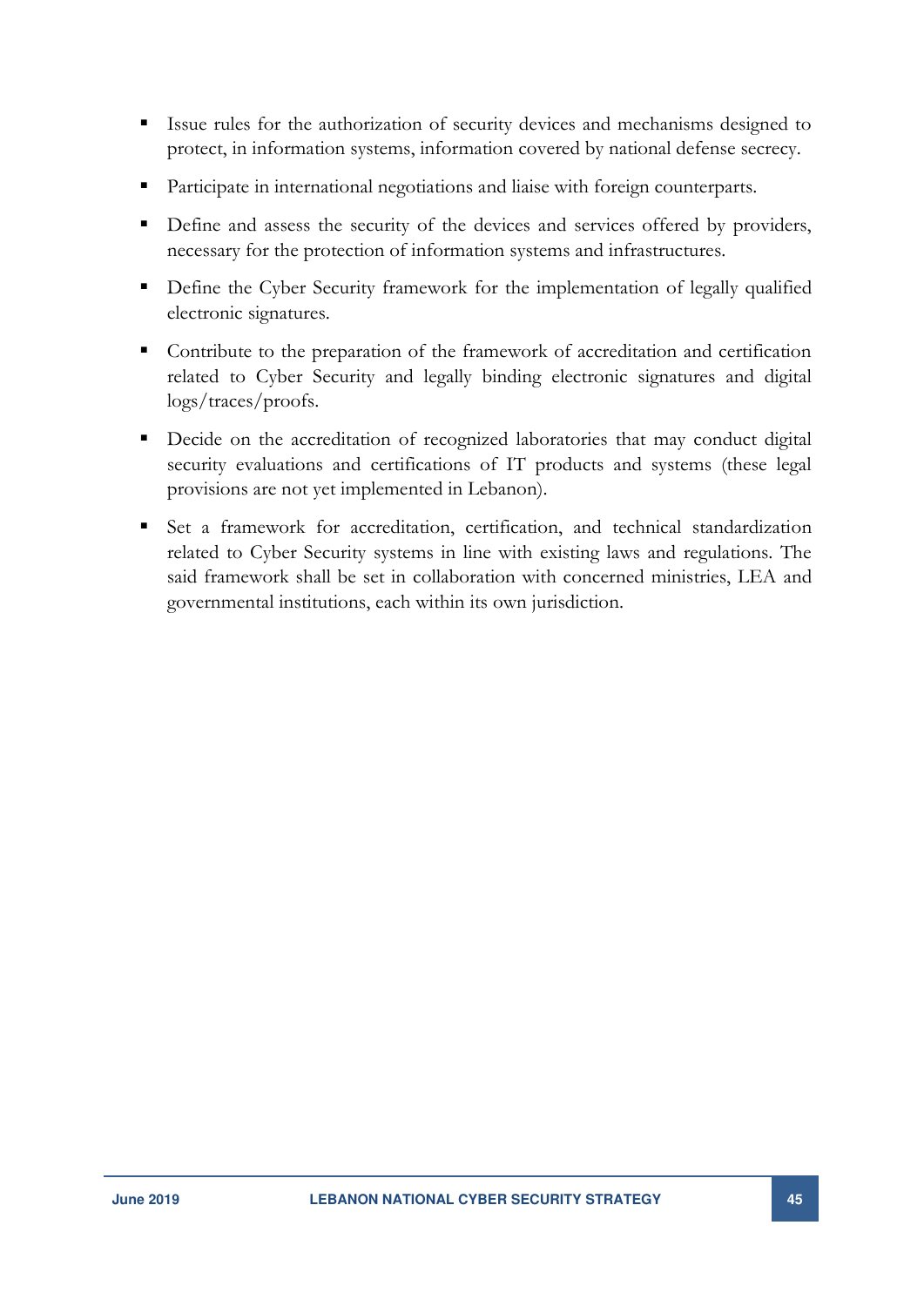- Issue rules for the authorization of security devices and mechanisms designed to protect, in information systems, information covered by national defense secrecy.
- Participate in international negotiations and liaise with foreign counterparts.
- Define and assess the security of the devices and services offered by providers, necessary for the protection of information systems and infrastructures.
- Define the Cyber Security framework for the implementation of legally qualified electronic signatures.
- Contribute to the preparation of the framework of accreditation and certification related to Cyber Security and legally binding electronic signatures and digital logs/traces/proofs.
- Decide on the accreditation of recognized laboratories that may conduct digital security evaluations and certifications of IT products and systems (these legal provisions are not yet implemented in Lebanon).
- Set a framework for accreditation, certification, and technical standardization related to Cyber Security systems in line with existing laws and regulations. The said framework shall be set in collaboration with concerned ministries, LEA and governmental institutions, each within its own jurisdiction.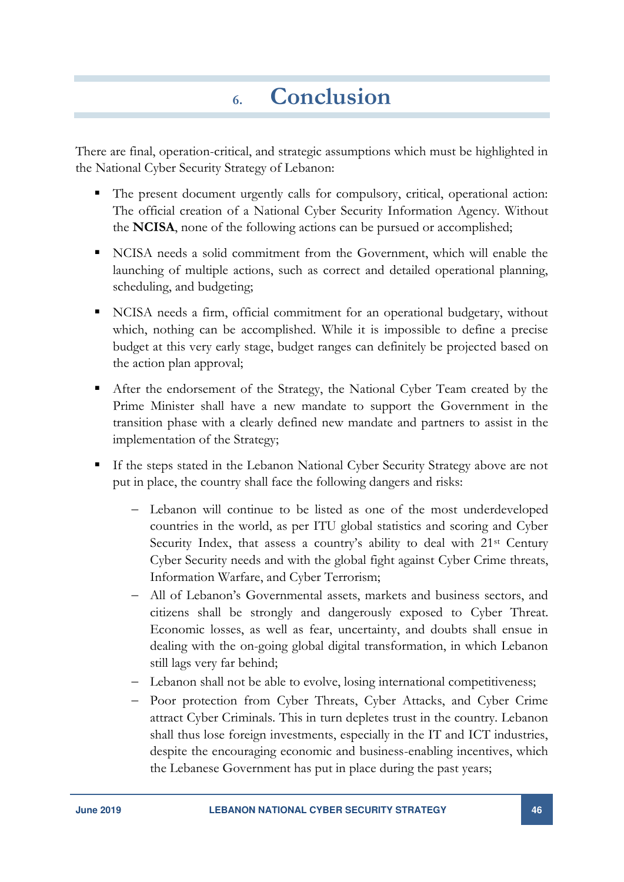# 6. Conclusion

There are final, operation-critical, and strategic assumptions which must be highlighted in the National Cyber Security Strategy of Lebanon:

- The present document urgently calls for compulsory, critical, operational action: The official creation of a National Cyber Security Information Agency. Without the **NCISA**, none of the following actions can be pursued or accomplished;
- NCISA needs a solid commitment from the Government, which will enable the launching of multiple actions, such as correct and detailed operational planning, scheduling, and budgeting;
- NCISA needs a firm, official commitment for an operational budgetary, without which, nothing can be accomplished. While it is impossible to define a precise budget at this very early stage, budget ranges can definitely be projected based on the action plan approval;
- After the endorsement of the Strategy, the National Cyber Team created by the Prime Minister shall have a new mandate to support the Government in the transition phase with a clearly defined new mandate and partners to assist in the implementation of the Strategy;
- If the steps stated in the Lebanon National Cyber Security Strategy above are not put in place, the country shall face the following dangers and risks:
    - Lebanon will continue to be listed as one of the most underdeveloped countries in the world, as per ITU global statistics and scoring and Cyber Security Index, that assess a country's ability to deal with 21st Century Cyber Security needs and with the global fight against Cyber Crime threats, Information Warfare, and Cyber Terrorism;
    - All of Lebanon's Governmental assets, markets and business sectors, and citizens shall be strongly and dangerously exposed to Cyber Threat. Economic losses, as well as fear, uncertainty, and doubts shall ensue in dealing with the on-going global digital transformation, in which Lebanon still lags very far behind;
    - Lebanon shall not be able to evolve, losing international competitiveness;
    - Poor protection from Cyber Threats, Cyber Attacks, and Cyber Crime attract Cyber Criminals. This in turn depletes trust in the country. Lebanon shall thus lose foreign investments, especially in the IT and ICT industries, despite the encouraging economic and business-enabling incentives, which the Lebanese Government has put in place during the past years;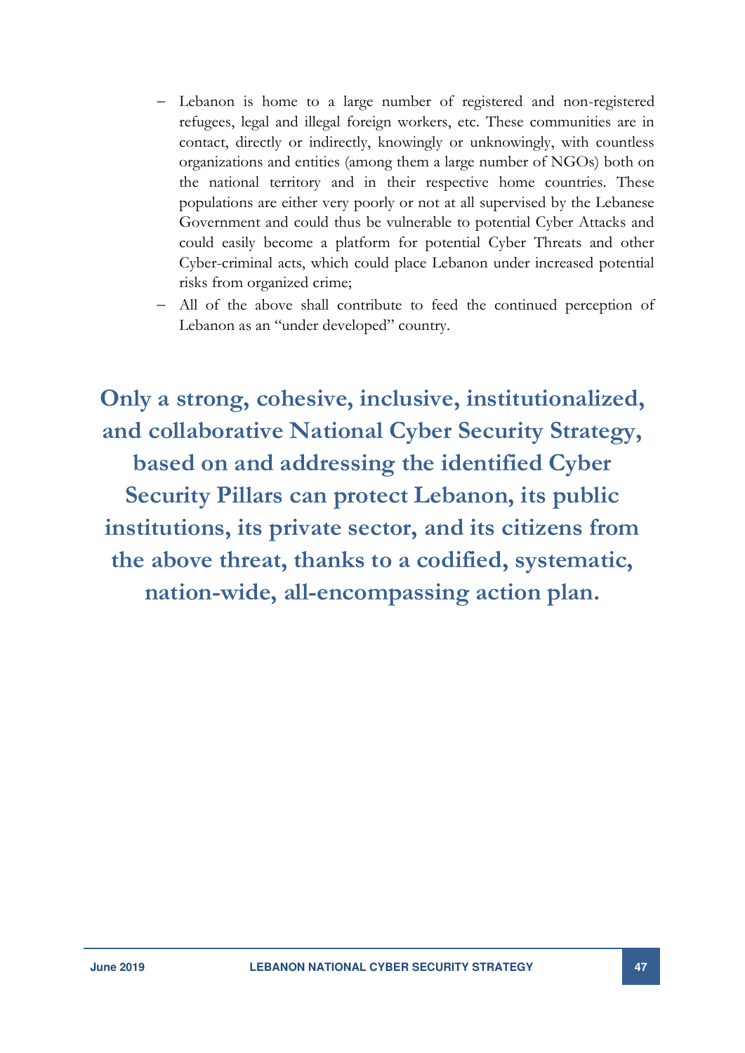- Lebanon is home to a large number of registered and non-registered refugees, legal and illegal foreign workers, etc. These communities are in contact, directly or indirectly, knowingly or unknowingly, with countless organizations and entities (among them a large number of NGOs) both on the national territory and in their respective home countries. These populations are either very poorly or not at all supervised by the Lebanese Government and could thus be vulnerable to potential Cyber Attacks and could easily become a platform for potential Cyber Threats and other Cyber-criminal acts, which could place Lebanon under increased potential risks from organized crime;
- All of the above shall contribute to feed the continued perception of Lebanon as an "under developed" country.

**Only a strong, cohesive, inclusive, institutionalized, and collaborative National Cyber Security Strategy, based on and addressing the identified Cyber Security Pillars can protect Lebanon, its public institutions, its private sector, and its citizens from the above threat, thanks to a codified, systematic, nation-wide, all-encompassing action plan.**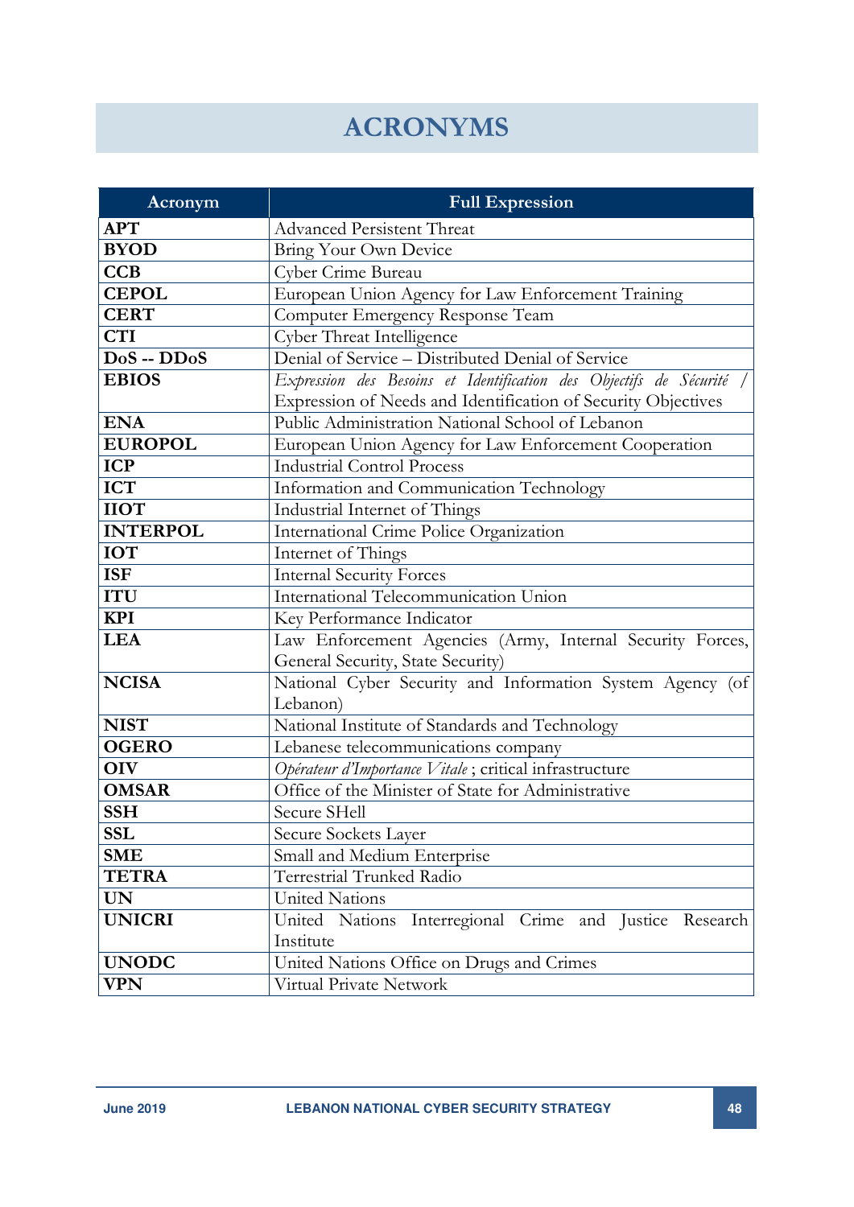# ACRONYMS

| Acronym | Full Expression |
|---|---|
| **APT** | Advanced Persistent Threat |
| **BYOD** | Bring Your Own Device |
| **CCB** | Cyber Crime Bureau |
| **CEPOL** | European Union Agency for Law Enforcement Training |
| **CERT** | Computer Emergency Response Team |
| **CTI** | Cyber Threat Intelligence |
| **DoS -- DDoS** | Denial of Service – Distributed Denial of Service |
| **EBIOS** | *Expression des Besoins et Identification des Objectifs de Sécurité* / Expression of Needs and Identification of Security Objectives |
| **ENA** | Public Administration National School of Lebanon |
| **EUROPOL** | European Union Agency for Law Enforcement Cooperation |
| **ICP** | Industrial Control Process |
| **ICT** | Information and Communication Technology |
| **IIOT** | Industrial Internet of Things |
| **INTERPOL** | International Crime Police Organization |
| **IOT** | Internet of Things |
| **ISF** | Internal Security Forces |
| **ITU** | International Telecommunication Union |
| **KPI** | Key Performance Indicator |
| **LEA** | Law Enforcement Agencies (Army, Internal Security Forces, General Security, State Security) |
| **NCISA** | National Cyber Security and Information System Agency (of Lebanon) |
| **NIST** | National Institute of Standards and Technology |
| **OGERO** | Lebanese telecommunications company |
| **OIV** | *Opérateur d'Importance Vitale* ; critical infrastructure |
| **OMSAR** | Office of the Minister of State for Administrative |
| **SSH** | Secure SHell |
| **SSL** | Secure Sockets Layer |
| **SME** | Small and Medium Enterprise |
| **TETRA** | Terrestrial Trunked Radio |
| **UN** | United Nations |
| **UNICRI** | United Nations Interregional Crime and Justice Research Institute |
| **UNODC** | United Nations Office on Drugs and Crimes |
| **VPN** | Virtual Private Network |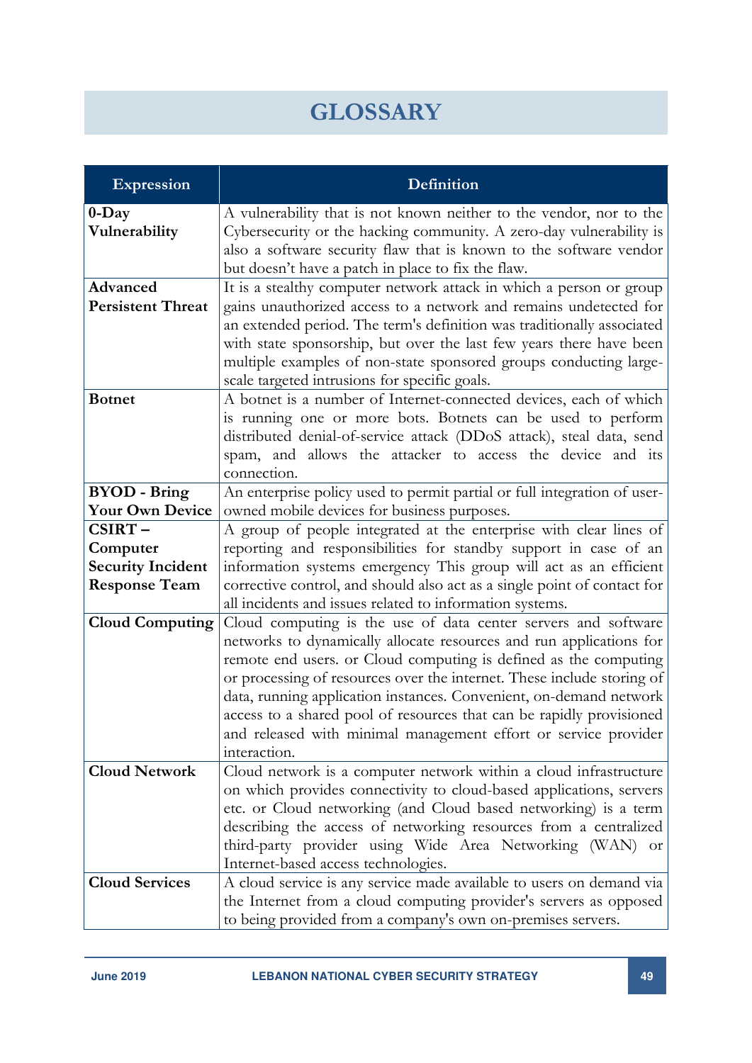# GLOSSARY

| Expression | Definition |
|---|---|
| **0-Day Vulnerability** | A vulnerability that is not known neither to the vendor, nor to the Cybersecurity or the hacking community. A zero-day vulnerability is also a software security flaw that is known to the software vendor but doesn't have a patch in place to fix the flaw. |
| **Advanced Persistent Threat** | It is a stealthy computer network attack in which a person or group gains unauthorized access to a network and remains undetected for an extended period. The term's definition was traditionally associated with state sponsorship, but over the last few years there have been multiple examples of non-state sponsored groups conducting large-scale targeted intrusions for specific goals. |
| **Botnet** | A botnet is a number of Internet-connected devices, each of which is running one or more bots. Botnets can be used to perform distributed denial-of-service attack (DDoS attack), steal data, send spam, and allows the attacker to access the device and its connection. |
| **BYOD - Bring Your Own Device** | An enterprise policy used to permit partial or full integration of user-owned mobile devices for business purposes. |
| **CSIRT – Computer Security Incident Response Team** | A group of people integrated at the enterprise with clear lines of reporting and responsibilities for standby support in case of an information systems emergency This group will act as an efficient corrective control, and should also act as a single point of contact for all incidents and issues related to information systems. |
| **Cloud Computing** | Cloud computing is the use of data center servers and software networks to dynamically allocate resources and run applications for remote end users. or Cloud computing is defined as the computing or processing of resources over the internet. These include storing of data, running application instances. Convenient, on-demand network access to a shared pool of resources that can be rapidly provisioned and released with minimal management effort or service provider interaction. |
| **Cloud Network** | Cloud network is a computer network within a cloud infrastructure on which provides connectivity to cloud-based applications, servers etc. or Cloud networking (and Cloud based networking) is a term describing the access of networking resources from a centralized third-party provider using Wide Area Networking (WAN) or Internet-based access technologies. |
| **Cloud Services** | A cloud service is any service made available to users on demand via the Internet from a cloud computing provider's servers as opposed to being provided from a company's own on-premises servers. |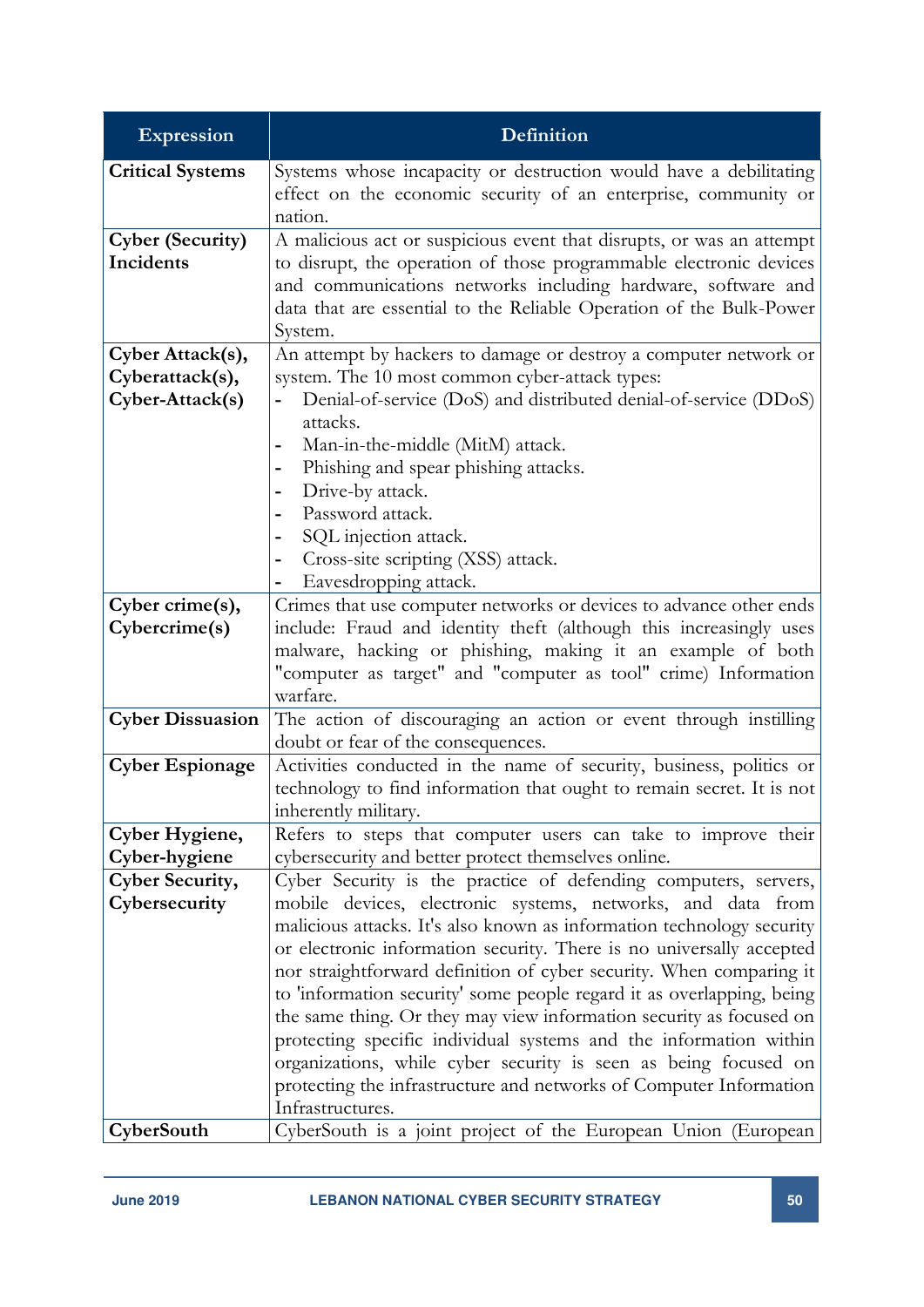| Expression | Definition |
|---|---|
| **Critical Systems** | Systems whose incapacity or destruction would have a debilitating effect on the economic security of an enterprise, community or nation. |
| **Cyber (Security) Incidents** | A malicious act or suspicious event that disrupts, or was an attempt to disrupt, the operation of those programmable electronic devices and communications networks including hardware, software and data that are essential to the Reliable Operation of the Bulk-Power System. |
| **Cyber Attack(s), Cyberattack(s), Cyber-Attack(s)** | An attempt by hackers to damage or destroy a computer network or system. The 10 most common cyber-attack types:<br>- Denial-of-service (DoS) and distributed denial-of-service (DDoS) attacks.<br>- Man-in-the-middle (MitM) attack.<br>- Phishing and spear phishing attacks.<br>- Drive-by attack.<br>- Password attack.<br>- SQL injection attack.<br>- Cross-site scripting (XSS) attack.<br>- Eavesdropping attack. |
| **Cyber crime(s), Cybercrime(s)** | Crimes that use computer networks or devices to advance other ends include: Fraud and identity theft (although this increasingly uses malware, hacking or phishing, making it an example of both "computer as target" and "computer as tool" crime) Information warfare. |
| **Cyber Dissuasion** | The action of discouraging an action or event through instilling doubt or fear of the consequences. |
| **Cyber Espionage** | Activities conducted in the name of security, business, politics or technology to find information that ought to remain secret. It is not inherently military. |
| **Cyber Hygiene, Cyber-hygiene** | Refers to steps that computer users can take to improve their cybersecurity and better protect themselves online. |
| **Cyber Security, Cybersecurity** | Cyber Security is the practice of defending computers, servers, mobile devices, electronic systems, networks, and data from malicious attacks. It's also known as information technology security or electronic information security. There is no universally accepted nor straightforward definition of cyber security. When comparing it to 'information security' some people regard it as overlapping, being the same thing. Or they may view information security as focused on protecting specific individual systems and the information within organizations, while cyber security is seen as being focused on protecting the infrastructure and networks of Computer Information Infrastructures. |
| **CyberSouth** | CyberSouth is a joint project of the European Union (European |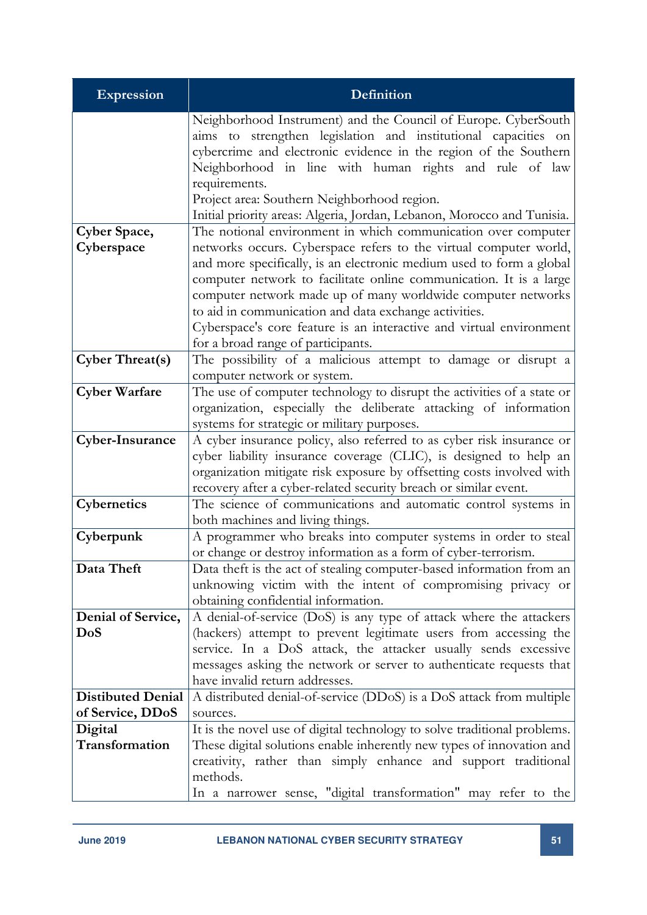| Expression | Definition |
|---|---|
| | Neighborhood Instrument) and the Council of Europe. CyberSouth aims to strengthen legislation and institutional capacities on cybercrime and electronic evidence in the region of the Southern Neighborhood in line with human rights and rule of law requirements.<br>Project area: Southern Neighborhood region.<br>Initial priority areas: Algeria, Jordan, Lebanon, Morocco and Tunisia. |
| **Cyber Space, Cyberspace** | The notional environment in which communication over computer networks occurs. Cyberspace refers to the virtual computer world, and more specifically, is an electronic medium used to form a global computer network to facilitate online communication. It is a large computer network made up of many worldwide computer networks to aid in communication and data exchange activities.<br>Cyberspace's core feature is an interactive and virtual environment for a broad range of participants. |
| **Cyber Threat(s)** | The possibility of a malicious attempt to damage or disrupt a computer network or system. |
| **Cyber Warfare** | The use of computer technology to disrupt the activities of a state or organization, especially the deliberate attacking of information systems for strategic or military purposes. |
| **Cyber-Insurance** | A cyber insurance policy, also referred to as cyber risk insurance or cyber liability insurance coverage (CLIC), is designed to help an organization mitigate risk exposure by offsetting costs involved with recovery after a cyber-related security breach or similar event. |
| **Cybernetics** | The science of communications and automatic control systems in both machines and living things. |
| **Cyberpunk** | A programmer who breaks into computer systems in order to steal or change or destroy information as a form of cyber-terrorism. |
| **Data Theft** | Data theft is the act of stealing computer-based information from an unknowing victim with the intent of compromising privacy or obtaining confidential information. |
| **Denial of Service, DoS** | A denial-of-service (DoS) is any type of attack where the attackers (hackers) attempt to prevent legitimate users from accessing the service. In a DoS attack, the attacker usually sends excessive messages asking the network or server to authenticate requests that have invalid return addresses. |
| **Distibuted Denial of Service, DDoS** | A distributed denial-of-service (DDoS) is a DoS attack from multiple sources. |
| **Digital Transformation** | It is the novel use of digital technology to solve traditional problems. These digital solutions enable inherently new types of innovation and creativity, rather than simply enhance and support traditional methods.<br>In a narrower sense, "digital transformation" may refer to the |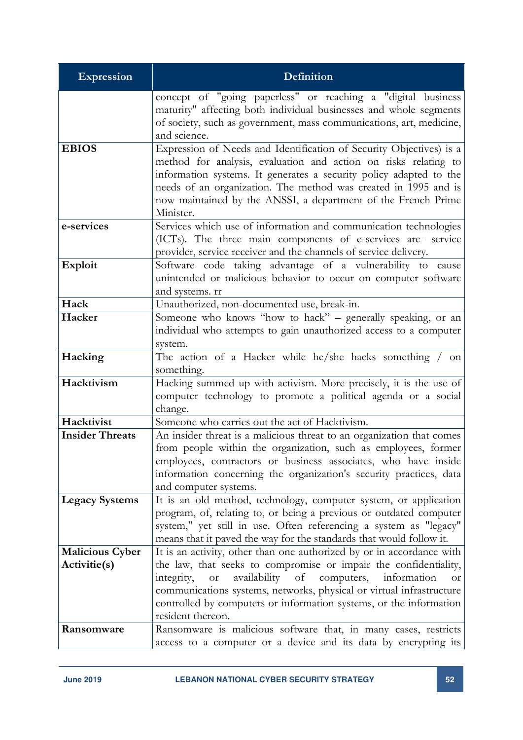| Expression | Definition |
|---|---|
| | concept of "going paperless" or reaching a "digital business maturity" affecting both individual businesses and whole segments of society, such as government, mass communications, art, medicine, and science. |
| **EBIOS** | Expression of Needs and Identification of Security Objectives) is a method for analysis, evaluation and action on risks relating to information systems. It generates a security policy adapted to the needs of an organization. The method was created in 1995 and is now maintained by the ANSSI, a department of the French Prime Minister. |
| **e-services** | Services which use of information and communication technologies (ICTs). The three main components of e-services are- service provider, service receiver and the channels of service delivery. |
| **Exploit** | Software code taking advantage of a vulnerability to cause unintended or malicious behavior to occur on computer software and systems. rr |
| **Hack** | Unauthorized, non-documented use, break-in. |
| **Hacker** | Someone who knows "how to hack" – generally speaking, or an individual who attempts to gain unauthorized access to a computer system. |
| **Hacking** | The action of a Hacker while he/she hacks something / on something. |
| **Hacktivism** | Hacking summed up with activism. More precisely, it is the use of computer technology to promote a political agenda or a social change. |
| **Hacktivist** | Someone who carries out the act of Hacktivism. |
| **Insider Threats** | An insider threat is a malicious threat to an organization that comes from people within the organization, such as employees, former employees, contractors or business associates, who have inside information concerning the organization's security practices, data and computer systems. |
| **Legacy Systems** | It is an old method, technology, computer system, or application program, of, relating to, or being a previous or outdated computer system," yet still in use. Often referencing a system as "legacy" means that it paved the way for the standards that would follow it. |
| **Malicious Cyber Activitie(s)** | It is an activity, other than one authorized by or in accordance with the law, that seeks to compromise or impair the confidentiality, integrity, or availability of computers, information or communications systems, networks, physical or virtual infrastructure controlled by computers or information systems, or the information resident thereon. |
| **Ransomware** | Ransomware is malicious software that, in many cases, restricts access to a computer or a device and its data by encrypting its |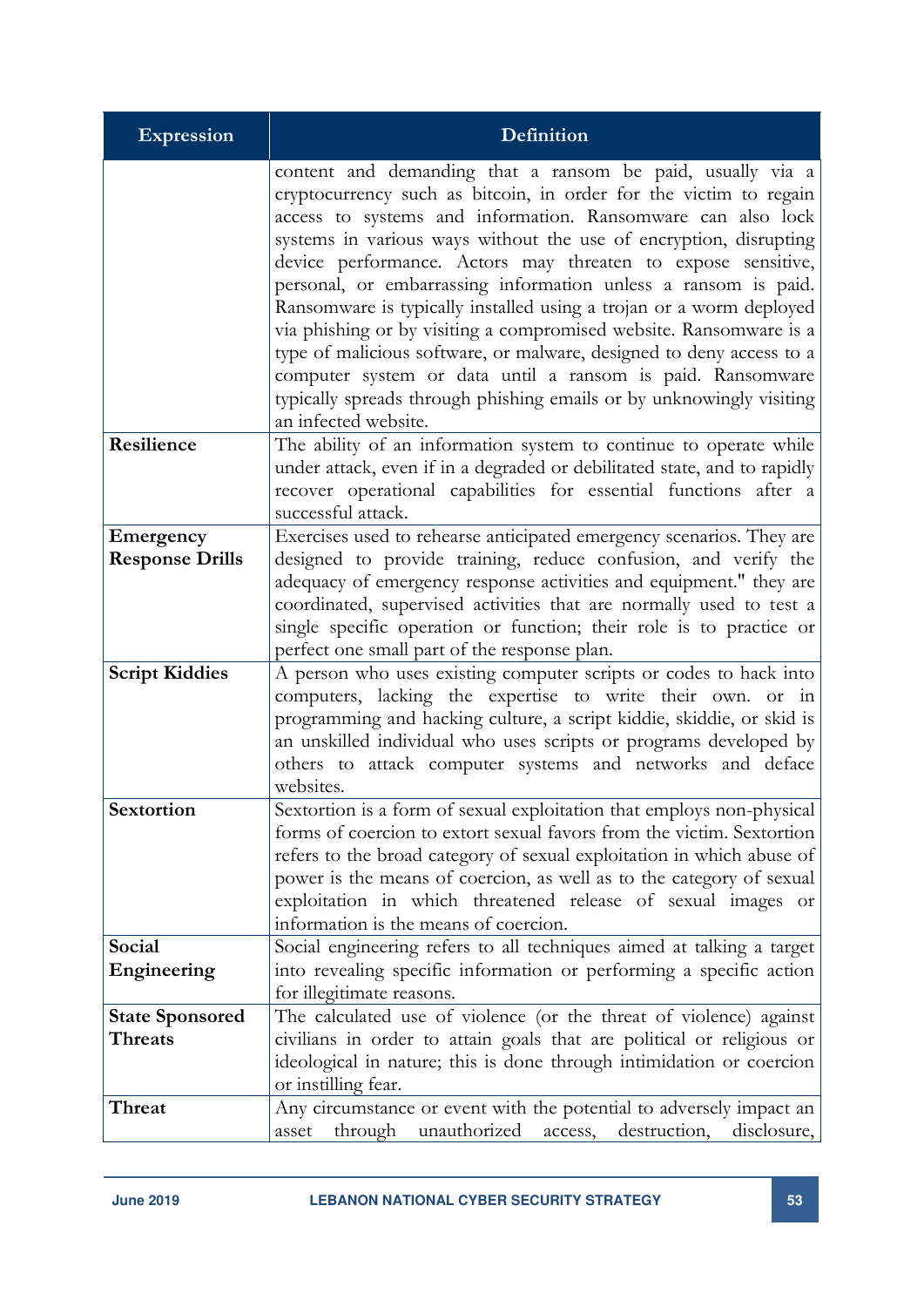| Expression | Definition |
|---|---|
| | content and demanding that a ransom be paid, usually via a cryptocurrency such as bitcoin, in order for the victim to regain access to systems and information. Ransomware can also lock systems in various ways without the use of encryption, disrupting device performance. Actors may threaten to expose sensitive, personal, or embarrassing information unless a ransom is paid. Ransomware is typically installed using a trojan or a worm deployed via phishing or by visiting a compromised website. Ransomware is a type of malicious software, or malware, designed to deny access to a computer system or data until a ransom is paid. Ransomware typically spreads through phishing emails or by unknowingly visiting an infected website. |
| **Resilience** | The ability of an information system to continue to operate while under attack, even if in a degraded or debilitated state, and to rapidly recover operational capabilities for essential functions after a successful attack. |
| **Emergency Response Drills** | Exercises used to rehearse anticipated emergency scenarios. They are designed to provide training, reduce confusion, and verify the adequacy of emergency response activities and equipment." they are coordinated, supervised activities that are normally used to test a single specific operation or function; their role is to practice or perfect one small part of the response plan. |
| **Script Kiddies** | A person who uses existing computer scripts or codes to hack into computers, lacking the expertise to write their own. or in programming and hacking culture, a script kiddie, skiddie, or skid is an unskilled individual who uses scripts or programs developed by others to attack computer systems and networks and deface websites. |
| **Sextortion** | Sextortion is a form of sexual exploitation that employs non-physical forms of coercion to extort sexual favors from the victim. Sextortion refers to the broad category of sexual exploitation in which abuse of power is the means of coercion, as well as to the category of sexual exploitation in which threatened release of sexual images or information is the means of coercion. |
| **Social Engineering** | Social engineering refers to all techniques aimed at talking a target into revealing specific information or performing a specific action for illegitimate reasons. |
| **State Sponsored Threats** | The calculated use of violence (or the threat of violence) against civilians in order to attain goals that are political or religious or ideological in nature; this is done through intimidation or coercion or instilling fear. |
| **Threat** | Any circumstance or event with the potential to adversely impact an asset through unauthorized access, destruction, disclosure, |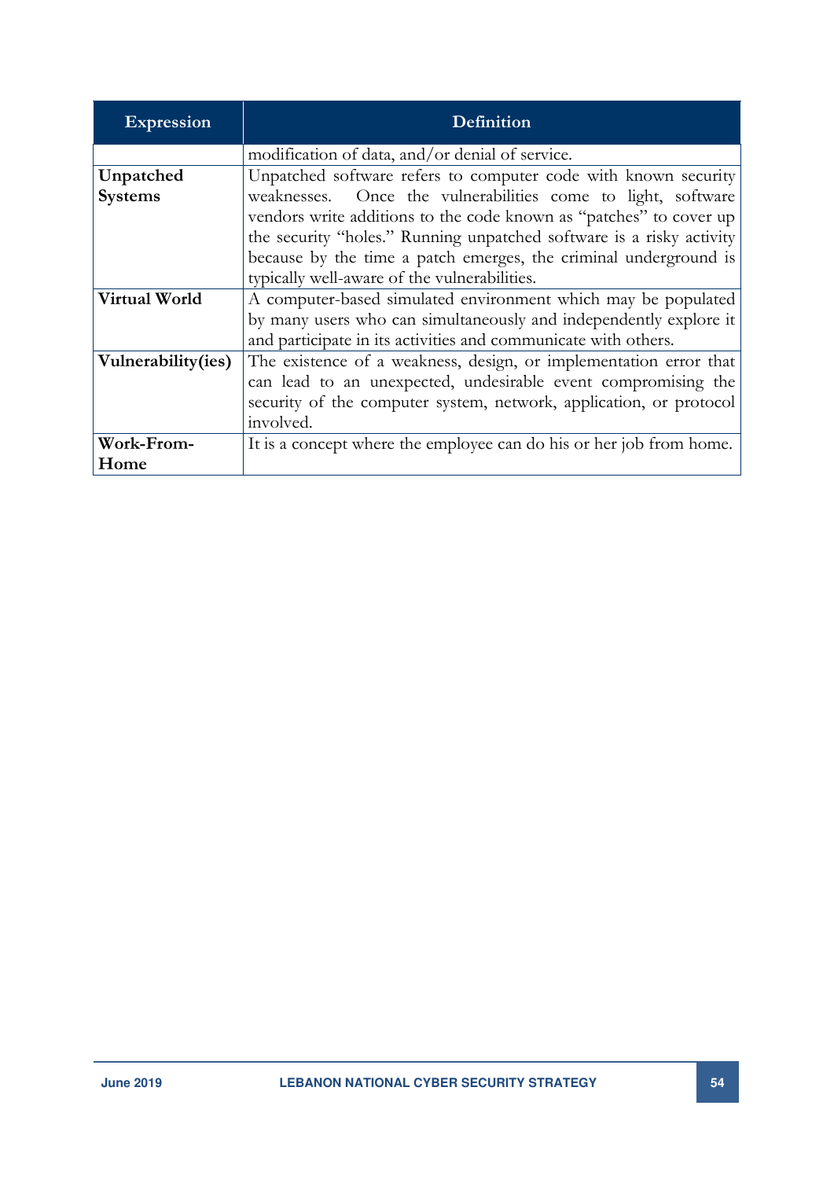| Expression | Definition |
|---|---|
| | modification of data, and/or denial of service. |
| **Unpatched Systems** | Unpatched software refers to computer code with known security weaknesses. Once the vulnerabilities come to light, software vendors write additions to the code known as "patches" to cover up the security "holes." Running unpatched software is a risky activity because by the time a patch emerges, the criminal underground is typically well-aware of the vulnerabilities. |
| **Virtual World** | A computer-based simulated environment which may be populated by many users who can simultaneously and independently explore it and participate in its activities and communicate with others. |
| **Vulnerability(ies)** | The existence of a weakness, design, or implementation error that can lead to an unexpected, undesirable event compromising the security of the computer system, network, application, or protocol involved. |
| **Work-From-Home** | It is a concept where the employee can do his or her job from home. |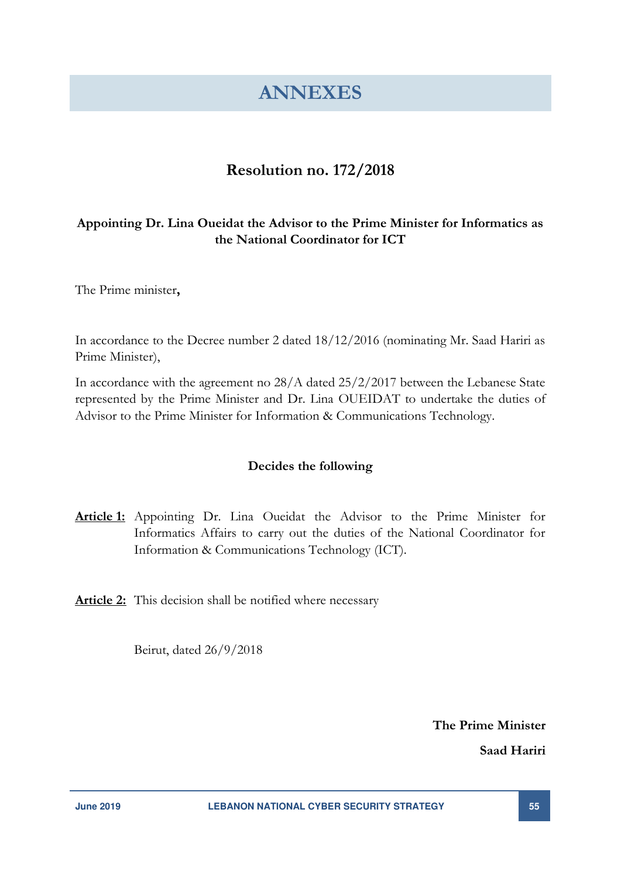# ANNEXES

## Resolution no. 172/2018

**Appointing Dr. Lina Oueidat the Advisor to the Prime Minister for Informatics as the National Coordinator for ICT**

The Prime minister**,**

In accordance to the Decree number 2 dated 18/12/2016 (nominating Mr. Saad Hariri as Prime Minister),

In accordance with the agreement no 28/A dated 25/2/2017 between the Lebanese State represented by the Prime Minister and Dr. Lina OUEIDAT to undertake the duties of Advisor to the Prime Minister for Information & Communications Technology.

**Decides the following**

**Article 1:** Appointing Dr. Lina Oueidat the Advisor to the Prime Minister for Informatics Affairs to carry out the duties of the National Coordinator for Information & Communications Technology (ICT).

**Article 2:** This decision shall be notified where necessary

Beirut, dated 26/9/2018

**The Prime Minister**

**Saad Hariri**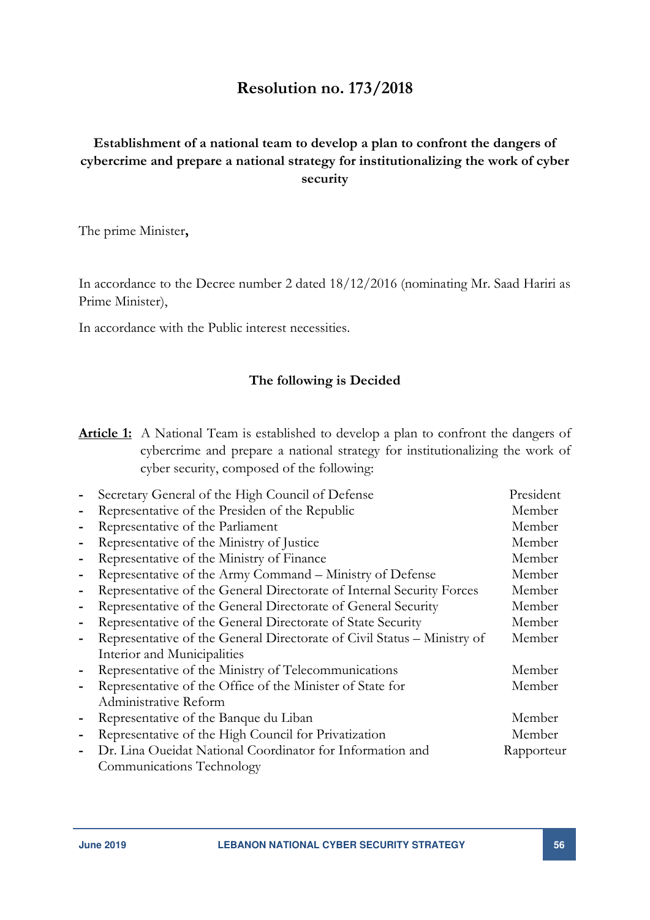# Resolution no. 173/2018

**Establishment of a national team to develop a plan to confront the dangers of cybercrime and prepare a national strategy for institutionalizing the work of cyber security**

The prime Minister**,**

In accordance to the Decree number 2 dated 18/12/2016 (nominating Mr. Saad Hariri as Prime Minister),

In accordance with the Public interest necessities.

**The following is Decided**

**Article 1:** A National Team is established to develop a plan to confront the dangers of cybercrime and prepare a national strategy for institutionalizing the work of cyber security, composed of the following:

| | |
|---|---|
| - Secretary General of the High Council of Defense | President |
| - Representative of the Presiden of the Republic | Member |
| - Representative of the Parliament | Member |
| - Representative of the Ministry of Justice | Member |
| - Representative of the Ministry of Finance | Member |
| - Representative of the Army Command – Ministry of Defense | Member |
| - Representative of the General Directorate of Internal Security Forces | Member |
| - Representative of the General Directorate of General Security | Member |
| - Representative of the General Directorate of State Security | Member |
| - Representative of the General Directorate of Civil Status – Ministry of Interior and Municipalities | Member |
| - Representative of the Ministry of Telecommunications | Member |
| - Representative of the Office of the Minister of State for Administrative Reform | Member |
| - Representative of the Banque du Liban | Member |
| - Representative of the High Council for Privatization | Member |
| - Dr. Lina Oueidat National Coordinator for Information and Communications Technology | Rapporteur |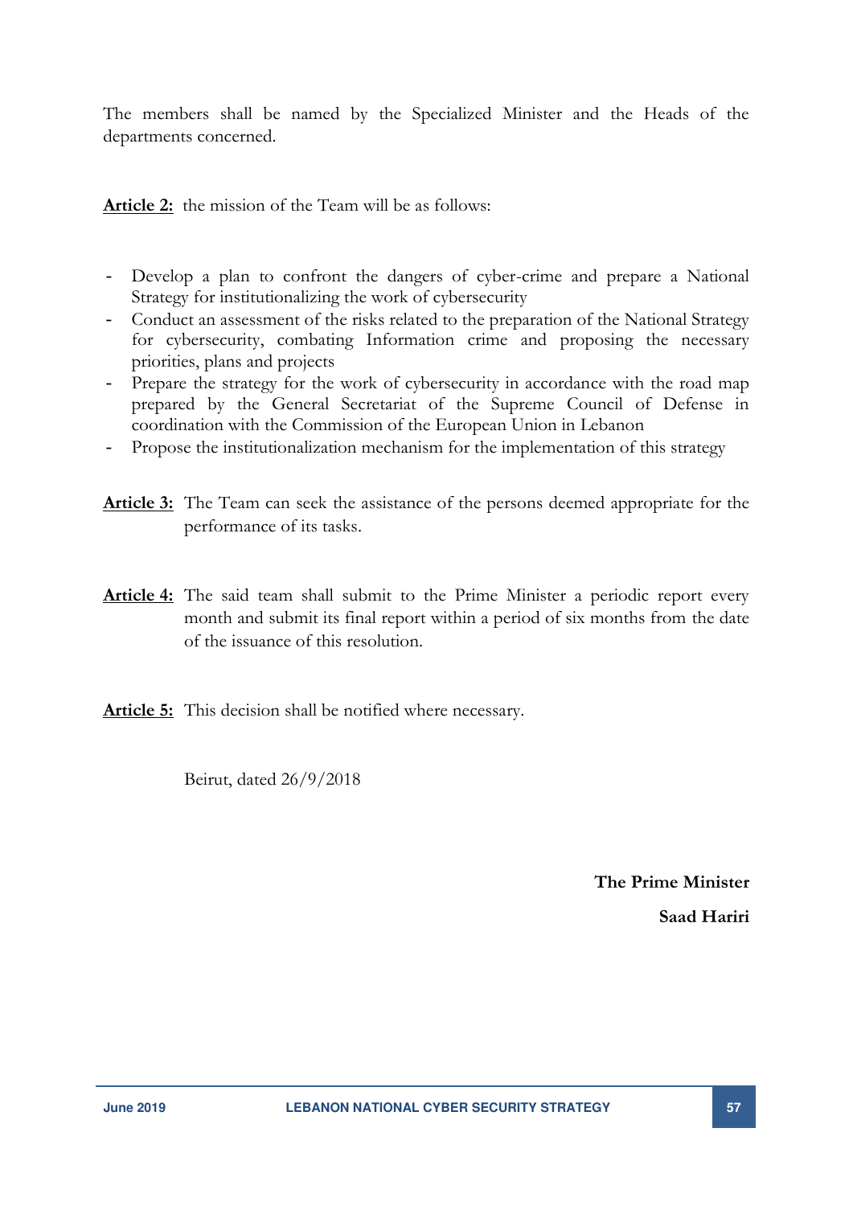The members shall be named by the Specialized Minister and the Heads of the departments concerned.

**Article 2:** the mission of the Team will be as follows:

- Develop a plan to confront the dangers of cyber-crime and prepare a National Strategy for institutionalizing the work of cybersecurity
- Conduct an assessment of the risks related to the preparation of the National Strategy for cybersecurity, combating Information crime and proposing the necessary priorities, plans and projects
- Prepare the strategy for the work of cybersecurity in accordance with the road map prepared by the General Secretariat of the Supreme Council of Defense in coordination with the Commission of the European Union in Lebanon
- Propose the institutionalization mechanism for the implementation of this strategy

**Article 3:** The Team can seek the assistance of the persons deemed appropriate for the performance of its tasks.

**Article 4:** The said team shall submit to the Prime Minister a periodic report every month and submit its final report within a period of six months from the date of the issuance of this resolution.

**Article 5:** This decision shall be notified where necessary.

Beirut, dated 26/9/2018

**The Prime Minister**

**Saad Hariri**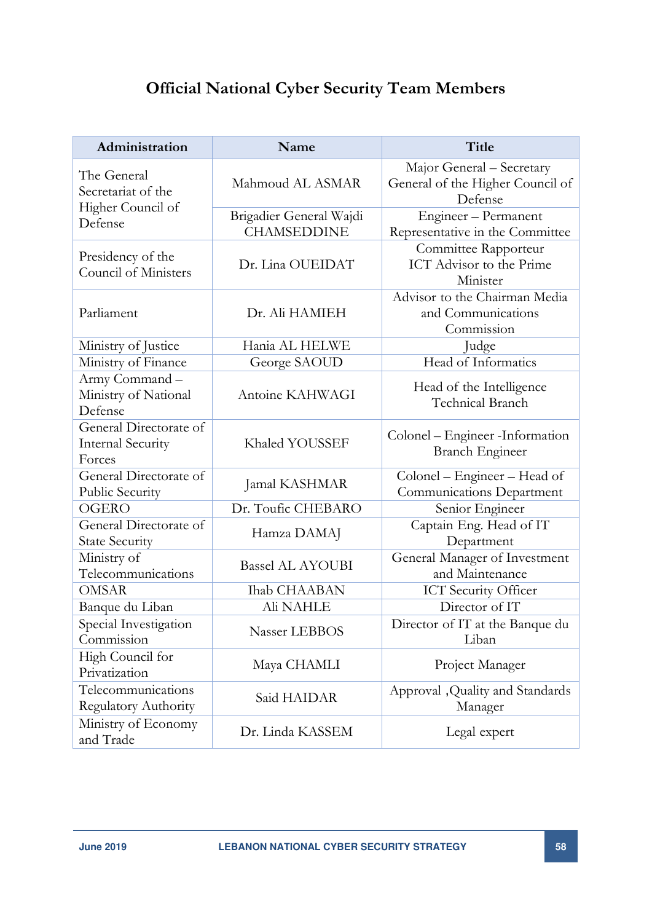# Official National Cyber Security Team Members

| Administration | Name | Title |
|---|---|---|
| The General Secretariat of the Higher Council of Defense | Mahmoud AL ASMAR | Major General – Secretary General of the Higher Council of Defense |
| | Brigadier General Wajdi CHAMSEDDINE | Engineer – Permanent Representative in the Committee |
| Presidency of the Council of Ministers | Dr. Lina OUEIDAT | Committee Rapporteur ICT Advisor to the Prime Minister |
| Parliament | Dr. Ali HAMIEH | Advisor to the Chairman Media and Communications Commission |
| Ministry of Justice | Hania AL HELWE | Judge |
| Ministry of Finance | George SAOUD | Head of Informatics |
| Army Command – Ministry of National Defense | Antoine KAHWAGI | Head of the Intelligence Technical Branch |
| General Directorate of Internal Security Forces | Khaled YOUSSEF | Colonel – Engineer -Information Branch Engineer |
| General Directorate of Public Security | Jamal KASHMAR | Colonel – Engineer – Head of Communications Department |
| OGERO | Dr. Toufic CHEBARO | Senior Engineer |
| General Directorate of State Security | Hamza DAMAJ | Captain Eng. Head of IT Department |
| Ministry of Telecommunications | Bassel AL AYOUBI | General Manager of Investment and Maintenance |
| OMSAR | Ihab CHAABAN | ICT Security Officer |
| Banque du Liban | Ali NAHLE | Director of IT |
| Special Investigation Commission | Nasser LEBBOS | Director of IT at the Banque du Liban |
| High Council for Privatization | Maya CHAMLI | Project Manager |
| Telecommunications Regulatory Authority | Said HAIDAR | Approval ,Quality and Standards Manager |
| Ministry of Economy and Trade | Dr. Linda KASSEM | Legal expert |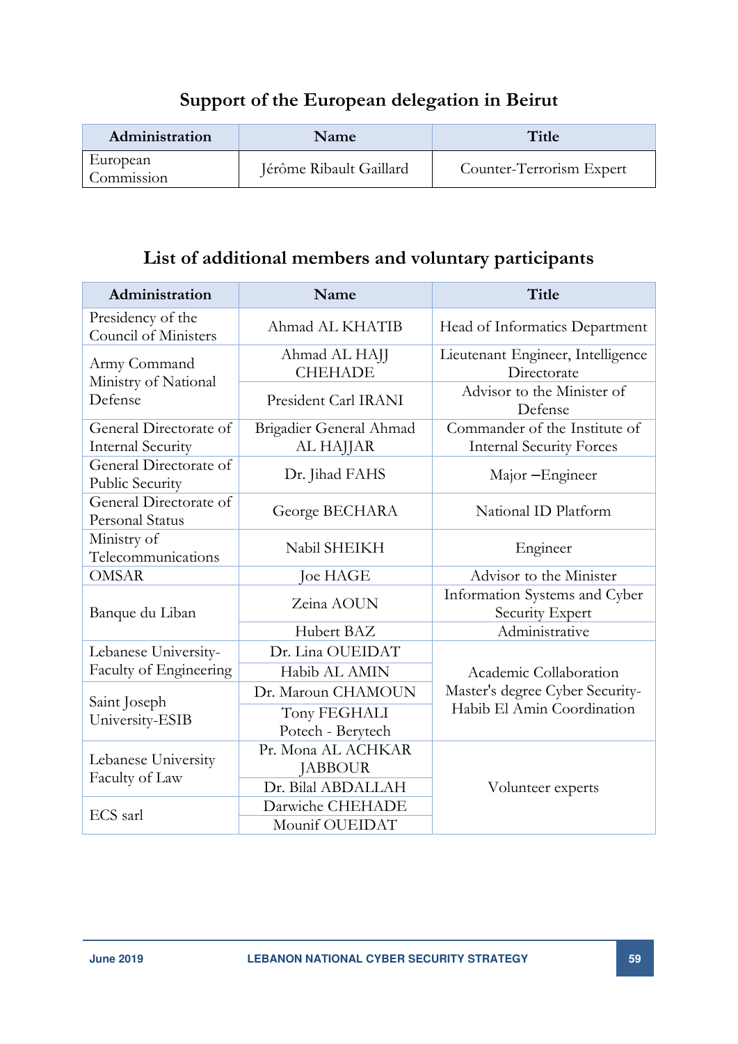## Support of the European delegation in Beirut

| Administration | Name | Title |
|---|---|---|
| European Commission | Jérôme Ribault Gaillard | Counter-Terrorism Expert |

## List of additional members and voluntary participants

| Administration | Name | Title |
|---|---|---|
| Presidency of the Council of Ministers | Ahmad AL KHATIB | Head of Informatics Department |
| Army Command Ministry of National Defense | Ahmad AL HAJJ CHEHADE | Lieutenant Engineer, Intelligence Directorate |
| | President Carl IRANI | Advisor to the Minister of Defense |
| General Directorate of Internal Security | Brigadier General Ahmad AL HAJJAR | Commander of the Institute of Internal Security Forces |
| General Directorate of Public Security | Dr. Jihad FAHS | Major –Engineer |
| General Directorate of Personal Status | George BECHARA | National ID Platform |
| Ministry of Telecommunications | Nabil SHEIKH | Engineer |
| OMSAR | Joe HAGE | Advisor to the Minister |
| Banque du Liban | Zeina AOUN | Information Systems and Cyber Security Expert |
| | Hubert BAZ | Administrative |
| Lebanese University-Faculty of Engineering | Dr. Lina OUEIDAT | Academic Collaboration Master's degree Cyber Security-Habib El Amin Coordination |
| | Habib AL AMIN | |
| Saint Joseph University-ESIB | Dr. Maroun CHAMOUN | |
| | Tony FEGHALI Potech - Berytech | |
| Lebanese University Faculty of Law | Pr. Mona AL ACHKAR JABBOUR | Volunteer experts |
| | Dr. Bilal ABDALLAH | |
| ECS sarl | Darwiche CHEHADE | |
| | Mounif OUEIDAT | |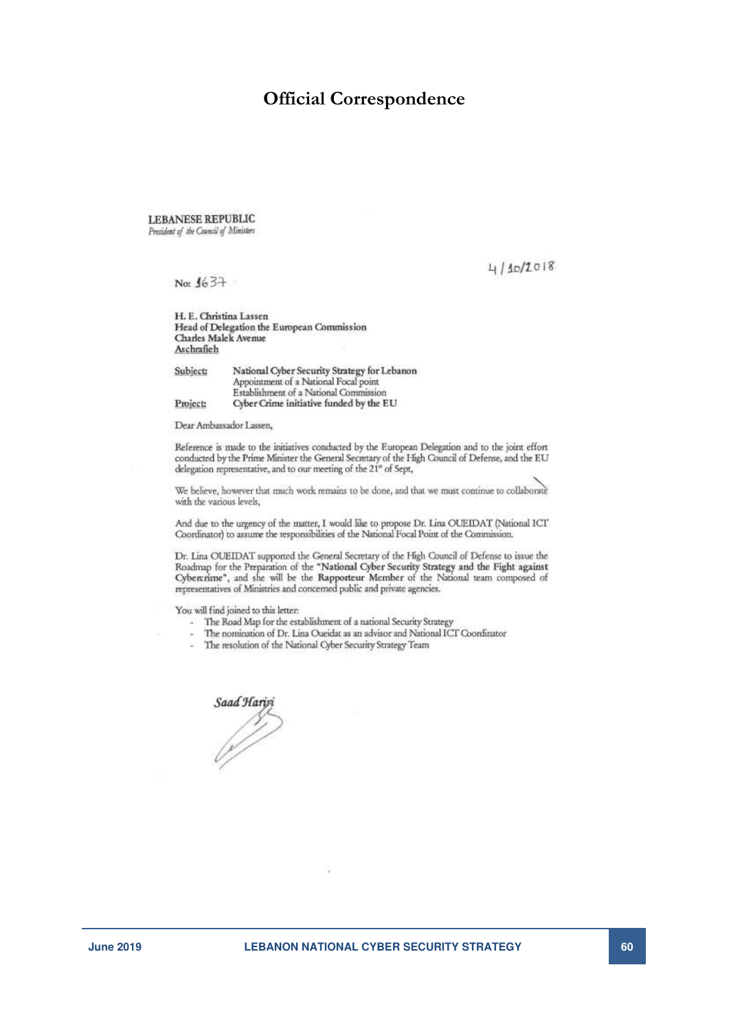# Official Correspondence

**LEBANESE REPUBLIC**
*President of the Council of Ministers*

4/10/2018

No: 1637

H. E. Christina Lassen
Head of Delegation the European Commission
Charles Malek Avenue
Aschrafieh

| | |
|---|---|
| Subject: | National Cyber Security Strategy for Lebanon<br>Appointment of a National Focal point<br>Establishment of a National Commission |
| Project: | Cyber Crime initiative funded by the EU |

Dear Ambassador Lassen,

Reference is made to the initiatives conducted by the European Delegation and to the joint effort conducted by the Prime Minister the General Secretary of the High Council of Defense, and the EU delegation representative, and to our meeting of the 21st of Sept,

We believe, however that much work remains to be done, and that we must continue to collaborate with the various levels,

And due to the urgency of the matter, I would like to propose Dr. Lina OUEIDAT (National ICT Coordinator) to assume the responsibilities of the National Focal Point of the Commission.

Dr. Lina OUEIDAT supported the General Secretary of the High Council of Defense to issue the Roadmap for the Preparation of the **"National Cyber Security Strategy and the Fight against Cybercrime"**, and she will be the **Rapporteur Member** of the National team composed of representatives of Ministries and concerned public and private agencies.

You will find joined to this letter:

- The Road Map for the establishment of a national Security Strategy
- The nomination of Dr. Lina Oueidat as an advisor and National ICT Coordinator
- The resolution of the National Cyber Security Strategy Team

*Saad Hariri*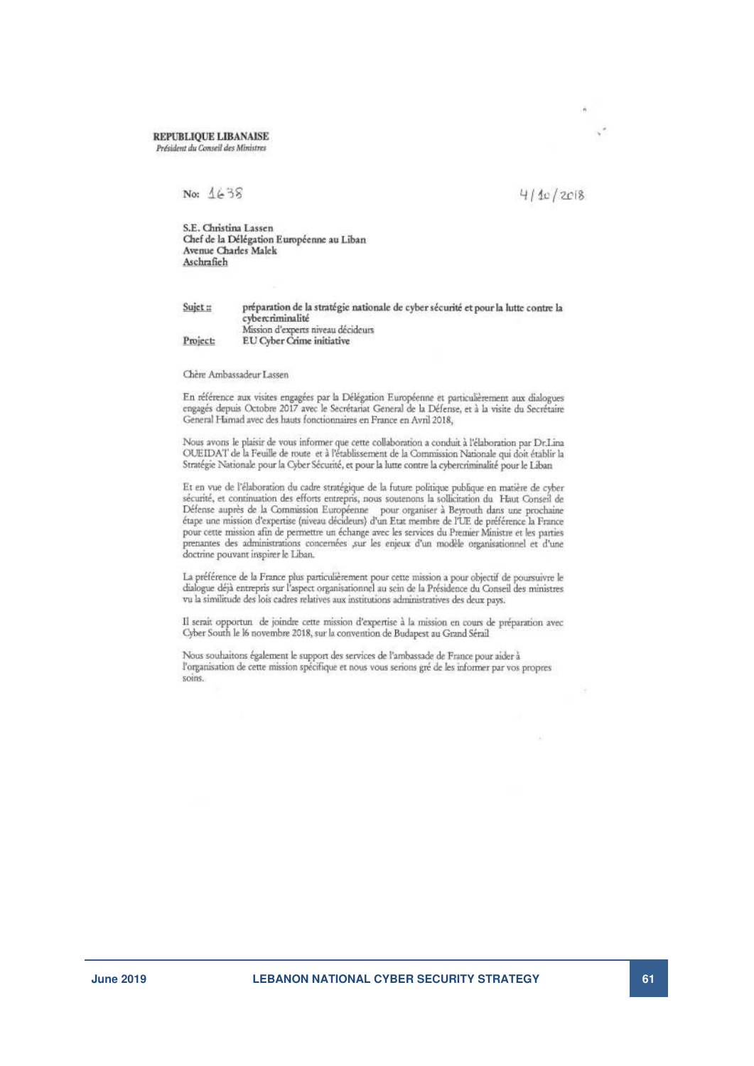**REPUBLIQUE LIBANAISE**
*Président du Conseil des Ministres*

No: 1638

4/10/2018

S.E. Christina Lassen
Chef de la Délégation Européenne au Liban
Avenue Charles Malek
Aschrafieh

| | |
|---|---|
| Sujet : | **préparation de la stratégie nationale de cyber sécurité et pour la lutte contre la cybercriminalité** |
| | Mission d'experts niveau décideurs |
| Project: | **EU Cyber Crime initiative** |

Chère Ambassadeur Lassen

En référence aux visites engagées par la Délégation Européenne et particulièrement aux dialogues engagés depuis Octobre 2017 avec le Secrétariat General de la Défense, et à la visite du Secrétaire General Hamad avec des hauts fonctionnaires en France en Avril 2018,

Nous avons le plaisir de vous informer que cette collaboration a conduit à l'élaboration par Dr.Lina OUEIDAT de la Feuille de route et à l'établissement de la Commission Nationale qui doit établir la Stratégie Nationale pour la Cyber Sécurité, et pour la lutte contre la cybercriminalité pour le Liban

Et en vue de l'élaboration du cadre stratégique de la future politique publique en matière de cyber sécurité, et continuation des efforts entrepris, nous soutenons la sollicitation du Haut Conseil de Défense auprès de la Commission Européenne pour organiser à Beyrouth dans une prochaine étape une mission d'expertise (niveau décideurs) d'un Etat membre de l'UE de préférence la France pour cette mission afin de permettre un échange avec les services du Premier Ministre et les parties prenantes des administrations concernées ,sur les enjeux d'un modèle organisationnel et d'une doctrine pouvant inspirer le Liban.

La préférence de la France plus particulièrement pour cette mission a pour objectif de poursuivre le dialogue déjà entrepris sur l'aspect organisationnel au sein de la Présidence du Conseil des ministres vu la similitude des lois cadres relatives aux institutions administratives des deux pays.

Il serait opportun de joindre cette mission d'expertise à la mission en cours de préparation avec Cyber South le 16 novembre 2018, sur la convention de Budapest au Grand Sérail

Nous souhaitons également le support des services de l'ambassade de France pour aider à l'organisation de cette mission spécifique et nous vous serions gré de les informer par vos propres soins.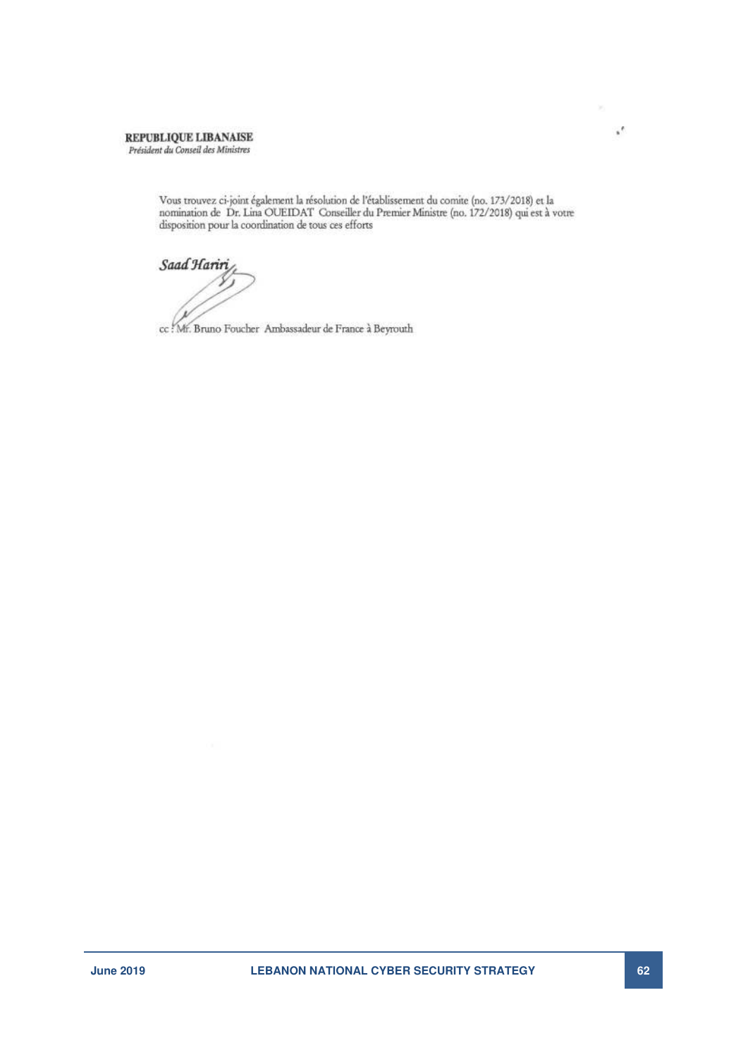**REPUBLIQUE LIBANAISE**
*Président du Conseil des Ministres*

Vous trouvez ci-joint également la résolution de l'établissement du comite (no. 173/2018) et la nomination de Dr. Lina OUEIDAT Conseiller du Premier Ministre (no. 172/2018) qui est à votre disposition pour la coordination de tous ces efforts

*Saad Hariri*

cc : Mr. Bruno Foucher Ambassadeur de France à Beyrouth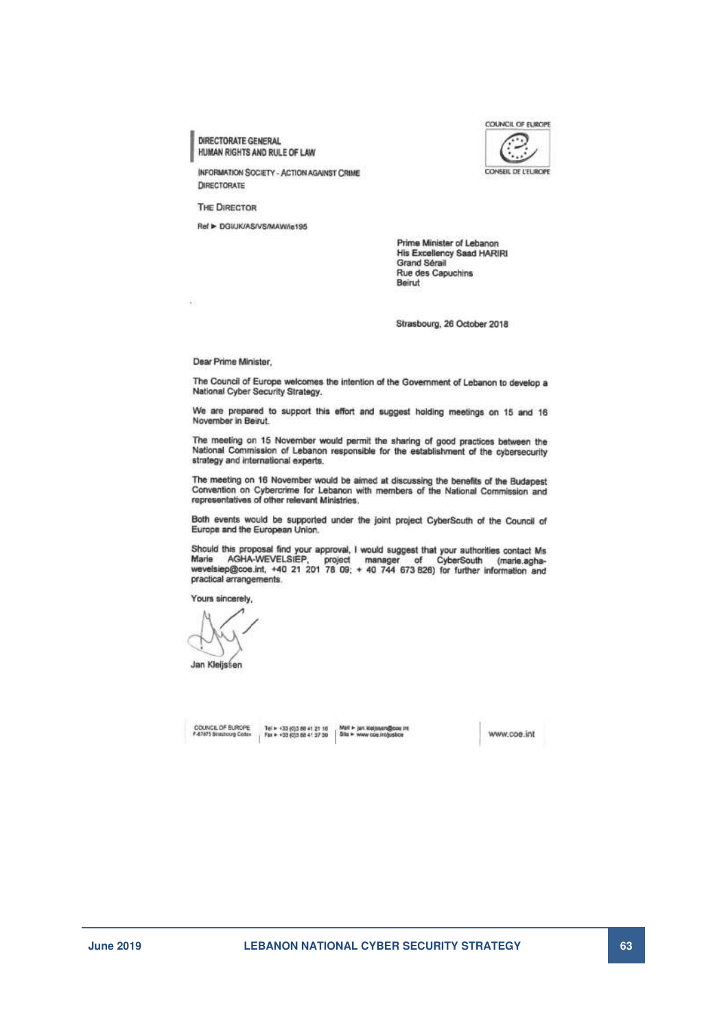COUNCIL OF EUROPE

CONSEIL DE L'EUROPE

**DIRECTORATE GENERAL**
**HUMAN RIGHTS AND RULE OF LAW**

INFORMATION SOCIETY - ACTION AGAINST CRIME DIRECTORATE

THE DIRECTOR

Ref ► DGI/JK/AS/VS/MAW/le195

Prime Minister of Lebanon
His Excellency Saad HARIRI
Grand Sérail
Rue des Capuchins
Beirut

Strasbourg, 26 October 2018

Dear Prime Minister,

The Council of Europe welcomes the intention of the Government of Lebanon to develop a National Cyber Security Strategy.

We are prepared to support this effort and suggest holding meetings on 15 and 16 November in Beirut.

The meeting on 15 November would permit the sharing of good practices between the National Commission of Lebanon responsible for the establishment of the cybersecurity strategy and international experts.

The meeting on 16 November would be aimed at discussing the benefits of the Budapest Convention on Cybercrime for Lebanon with members of the National Commission and representatives of other relevant Ministries.

Both events would be supported under the joint project CyberSouth of the Council of Europe and the European Union.

Should this proposal find your approval, I would suggest that your authorities contact Ms Marie AGHA-WEVELSIEP, project manager of CyberSouth (marie.agha-wevelsiep@coe.int, +40 21 201 78 09; + 40 744 673 826) for further information and practical arrangements.

Yours sincerely,

Jan Kleijssen

COUNCIL OF EUROPE
F-67075 Strasbourg Cedex | Tel ► +33 (0)3 88 41 21 16
Fax ► +33 (0)3 88 41 37 39 | Mail ► jan.kleijssen@coe.int
Site ► www.coe.int/justice | www.coe.int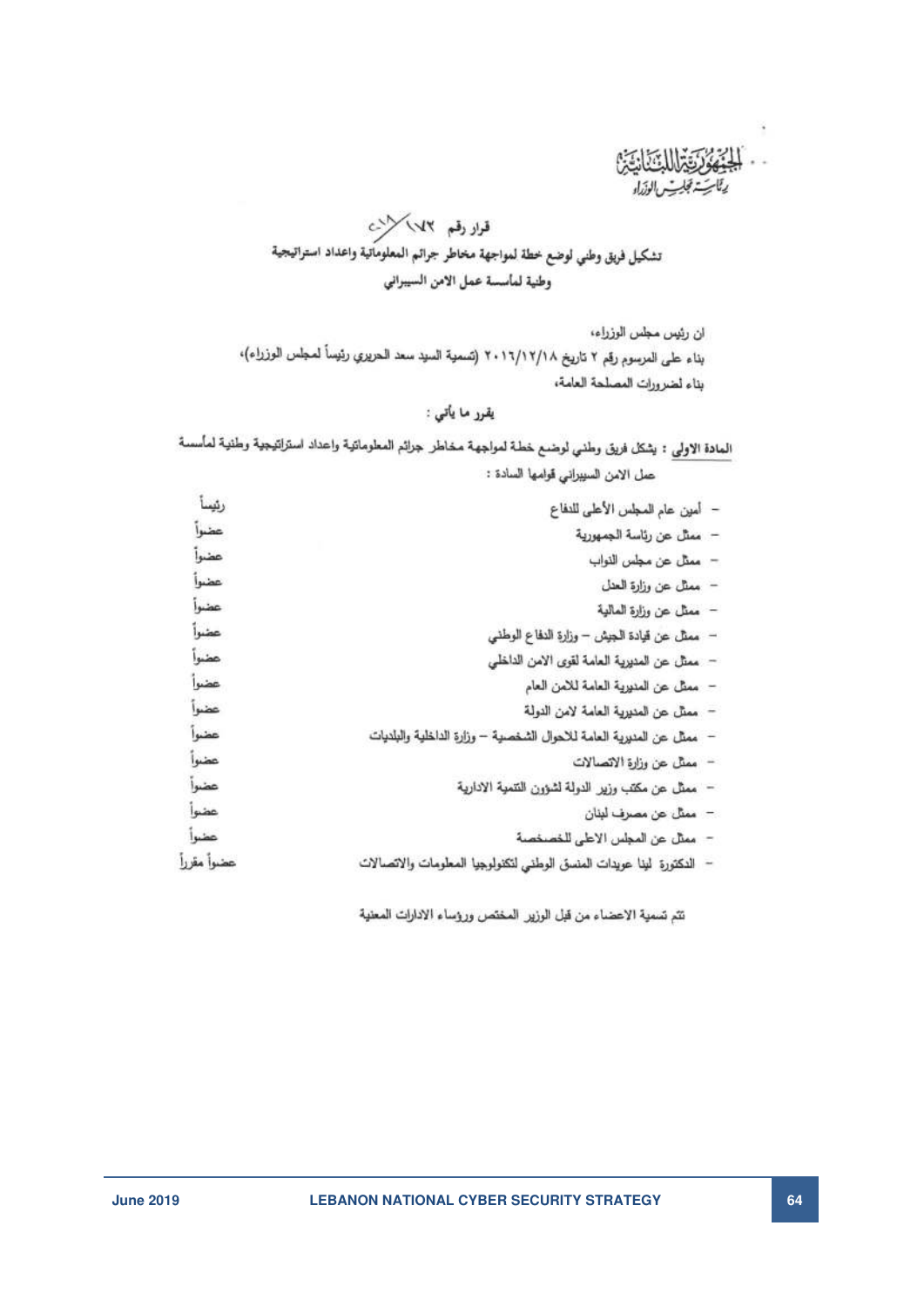الجمهورية اللبنانية
رئاسة مجلس الوزراء

قرار رقم ١٧٢/٢٠١٩

تشكيل فريق وطني لوضع خطة لمواجهة مخاطر جرائم المعلوماتية واعداد استراتيجية وطنية لمأسسة عمل الامن السيبراني

ان رئيس مجلس الوزراء،
بناء على المرسوم رقم ٢ تاريخ ٢٠١٦/١٢/١٨ (تسمية السيد سعد الحريري رئيساً لمجلس الوزراء)،
بناء لضرورات المصلحة العامة،

يقرر ما يأتي :

المادة الاولى : يشكل فريق وطني لوضع خطة لمواجهة مخاطر جرائم المعلوماتية واعداد استراتيجية وطنية لمأسسة عمل الامن السيبراني قوامها السادة :

| | |
|---|---|
| - أمين عام المجلس الأعلى للدفاع | رئيساً |
| - ممثل عن رئاسة الجمهورية | عضواً |
| - ممثل عن مجلس النواب | عضواً |
| - ممثل عن وزارة العدل | عضواً |
| - ممثل عن وزارة المالية | عضواً |
| - ممثل عن قيادة الجيش – وزارة الدفاع الوطني | عضواً |
| - ممثل عن المديرية العامة لقوى الامن الداخلي | عضواً |
| - ممثل عن المديرية العامة للامن العام | عضواً |
| - ممثل عن المديرية العامة لامن الدولة | عضواً |
| - ممثل عن المديرية العامة للاحوال الشخصية – وزارة الداخلية والبلديات | عضواً |
| - ممثل عن وزارة الاتصالات | عضواً |
| - ممثل عن مكتب وزير الدولة لشؤون التنمية الادارية | عضواً |
| - ممثل عن مصرف لبنان | عضواً |
| - ممثل عن المجلس الاعلى للخصخصة | عضواً |
| - الدكتورة لينا عويدات المنسق الوطني لتكنولوجيا المعلومات والاتصالات | عضواً مقرراً |

تتم تسمية الاعضاء من قبل الوزير المختص ورؤساء الادارات المعنية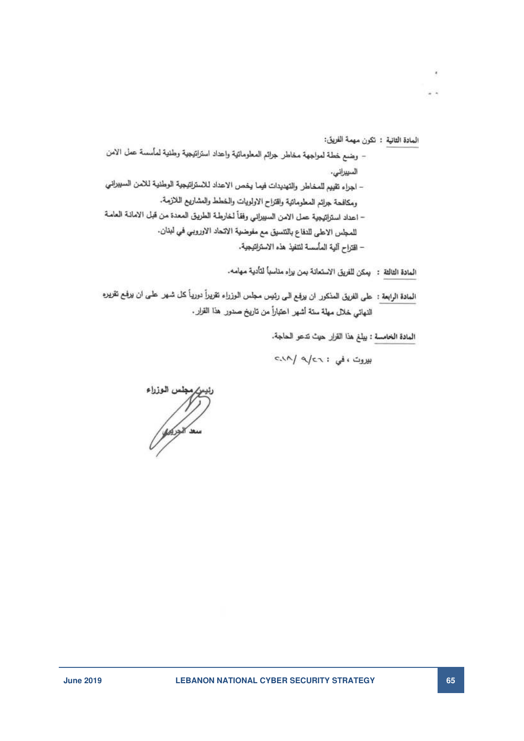**المادة الثانية** : تكون مهمة الفريق:

- وضع خطة لمواجهة مخاطر جرائم المعلوماتية واعداد استراتيجية وطنية لمأسسة عمل الامن السيبراني.
- اجراء تقييم للمخاطر والتهديدات فيما يخص الاعداد للاستراتيجية الوطنية للامن السيبراني ومكافحة جرائم المعلوماتية واقتراح الاولويات والخطط والمشاريع اللازمة.
- اعداد استراتيجية عمل الامن السيبراني وفقاً لخارطة الطريق المعدة من قبل الامانة العامة للمجلس الاعلى للدفاع بالتنسيق مع مفوضية الاتحاد الاوروبي في لبنان.
- اقتراح آلية المأسسة لتنفيذ هذه الاستراتيجية.

**المادة الثالثة** : يمكن للفريق الاستعانة بمن يراه مناسباً لتأدية مهامه.

**المادة الرابعة** : على الفريق المذكور ان يرفع الى رئيس مجلس الوزراء تقريراً دورياً كل شهر على ان يرفع تقريره النهائي خلال مهلة ستة أشهر اعتباراً من تاريخ صدور هذا القرار.

**المادة الخامسة** : يبلغ هذا القرار حيث تدعو الحاجة.

بيروت ، في : ٢٦/ ٩/ ٢٠١٨

رئيس مجلس الوزراء

سعد الحريري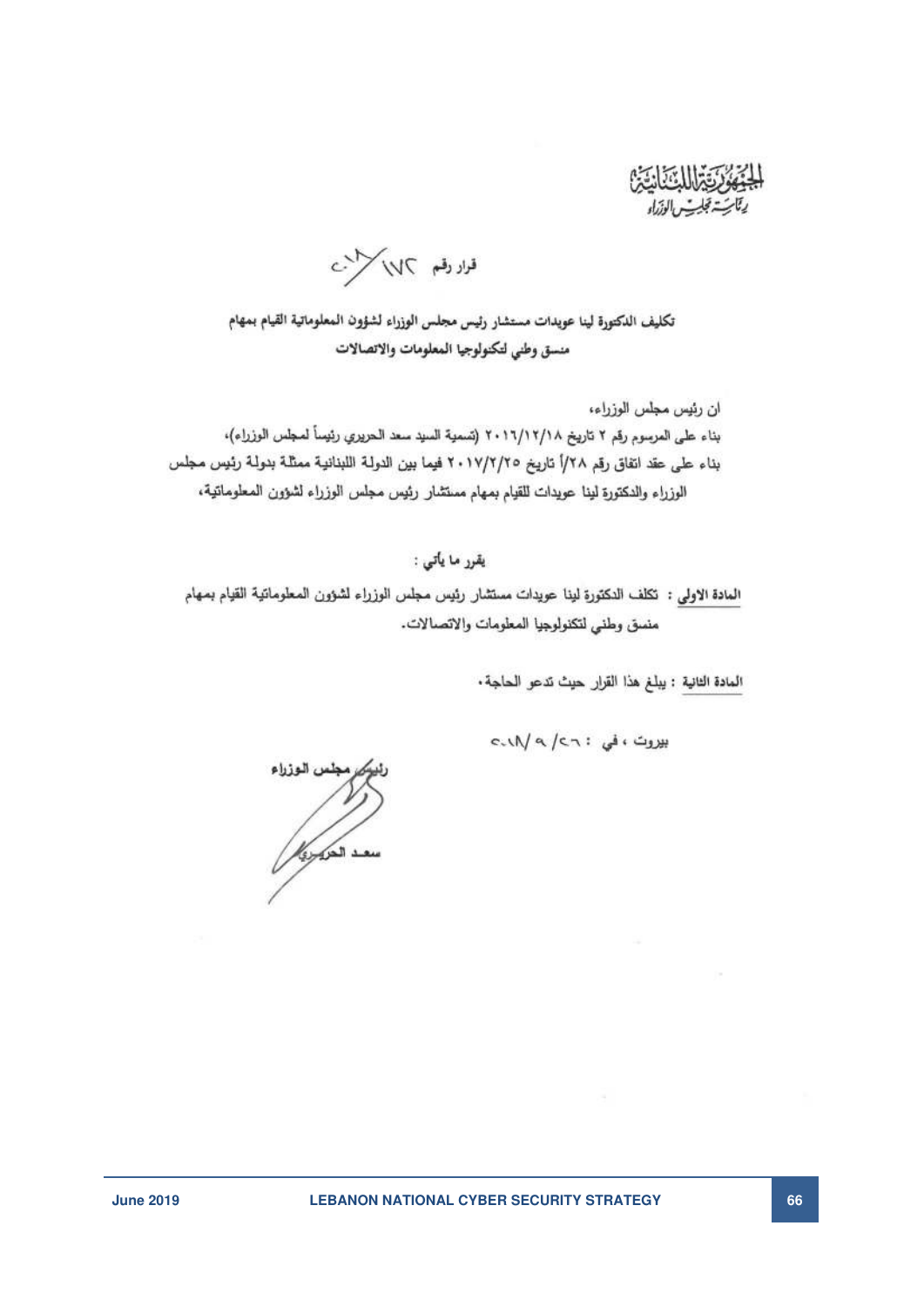الجمهورية اللبنانية
رئاسة مجلس الوزراء

قرار رقم ١٧٢/٢٠١٨

**تكليف الدكتورة لينا عويدات مستشار رئيس مجلس الوزراء لشؤون المعلوماتية القيام بمهام منسق وطني لتكنولوجيا المعلومات والاتصالات**

ان رئيس مجلس الوزراء،
بناء على المرسوم رقم ٢ تاريخ ٢٠١٦/١٢/١٨ (تسمية السيد سعد الحريري رئيساً لمجلس الوزراء)،
بناء على عقد اتفاق رقم ٢٨/أ تاريخ ٢٠١٧/٢/٢٥ فيما بين الدولة اللبنانية ممثلة بدولة رئيس مجلس الوزراء والدكتورة لينا عويدات للقيام بمهام مستشار رئيس مجلس الوزراء لشؤون المعلوماتية،

يقرر ما يأتي :

المادة الاولى : تكلف الدكتورة لينا عويدات مستشار رئيس مجلس الوزراء لشؤون المعلوماتية القيام بمهام منسق وطني لتكنولوجيا المعلومات والاتصالات.

المادة الثانية : يبلغ هذا القرار حيث تدعو الحاجة.

بيروت ، في : ٢٠١٨/٩/٢٦

رئيس مجلس الوزراء
سعد الحريري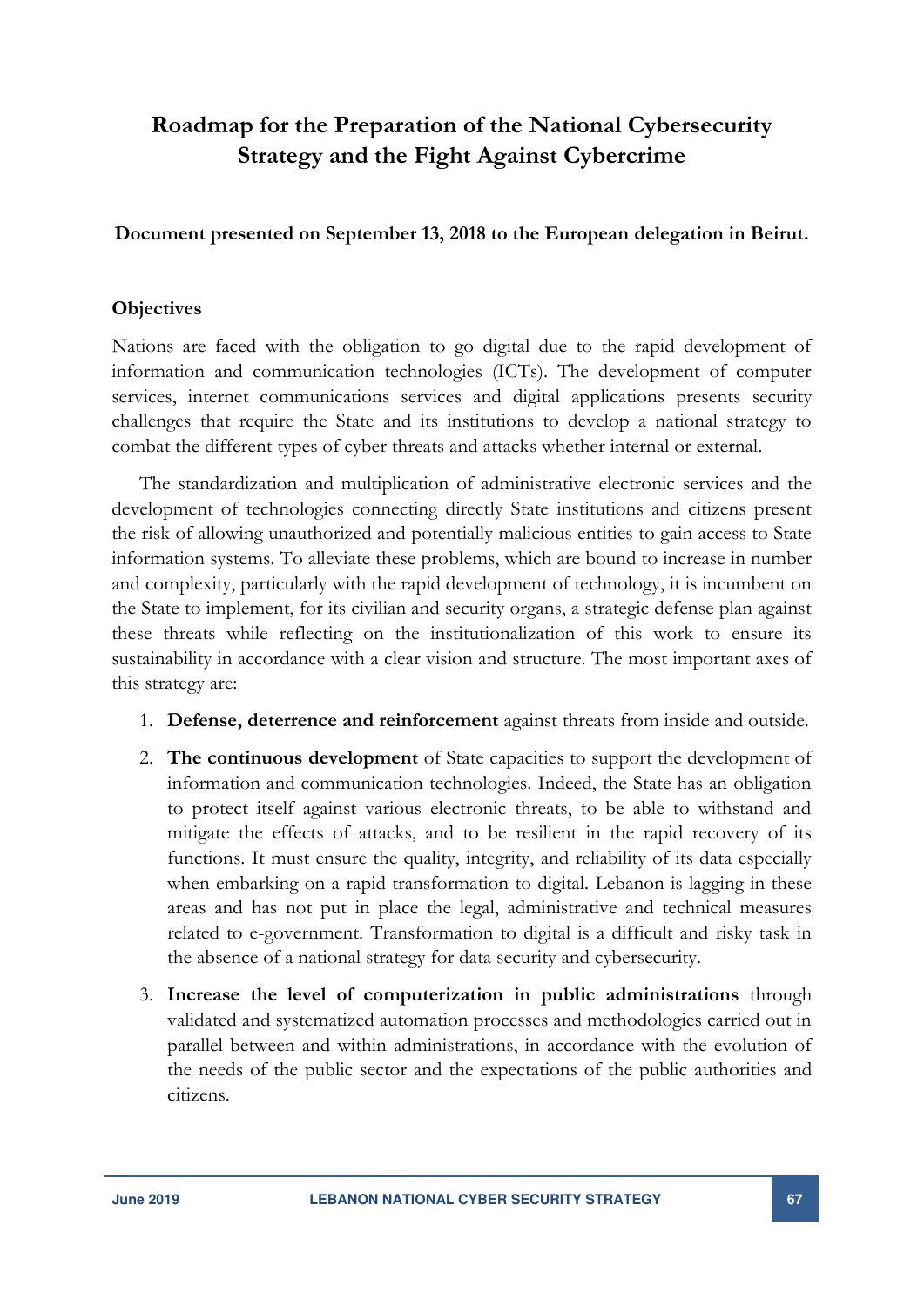# Roadmap for the Preparation of the National Cybersecurity Strategy and the Fight Against Cybercrime

**Document presented on September 13, 2018 to the European delegation in Beirut.**

**Objectives**

Nations are faced with the obligation to go digital due to the rapid development of information and communication technologies (ICTs). The development of computer services, internet communications services and digital applications presents security challenges that require the State and its institutions to develop a national strategy to combat the different types of cyber threats and attacks whether internal or external.

The standardization and multiplication of administrative electronic services and the development of technologies connecting directly State institutions and citizens present the risk of allowing unauthorized and potentially malicious entities to gain access to State information systems. To alleviate these problems, which are bound to increase in number and complexity, particularly with the rapid development of technology, it is incumbent on the State to implement, for its civilian and security organs, a strategic defense plan against these threats while reflecting on the institutionalization of this work to ensure its sustainability in accordance with a clear vision and structure. The most important axes of this strategy are:

1. **Defense, deterrence and reinforcement** against threats from inside and outside.
2. **The continuous development** of State capacities to support the development of information and communication technologies. Indeed, the State has an obligation to protect itself against various electronic threats, to be able to withstand and mitigate the effects of attacks, and to be resilient in the rapid recovery of its functions. It must ensure the quality, integrity, and reliability of its data especially when embarking on a rapid transformation to digital. Lebanon is lagging in these areas and has not put in place the legal, administrative and technical measures related to e-government. Transformation to digital is a difficult and risky task in the absence of a national strategy for data security and cybersecurity.
3. **Increase the level of computerization in public administrations** through validated and systematized automation processes and methodologies carried out in parallel between and within administrations, in accordance with the evolution of the needs of the public sector and the expectations of the public authorities and citizens.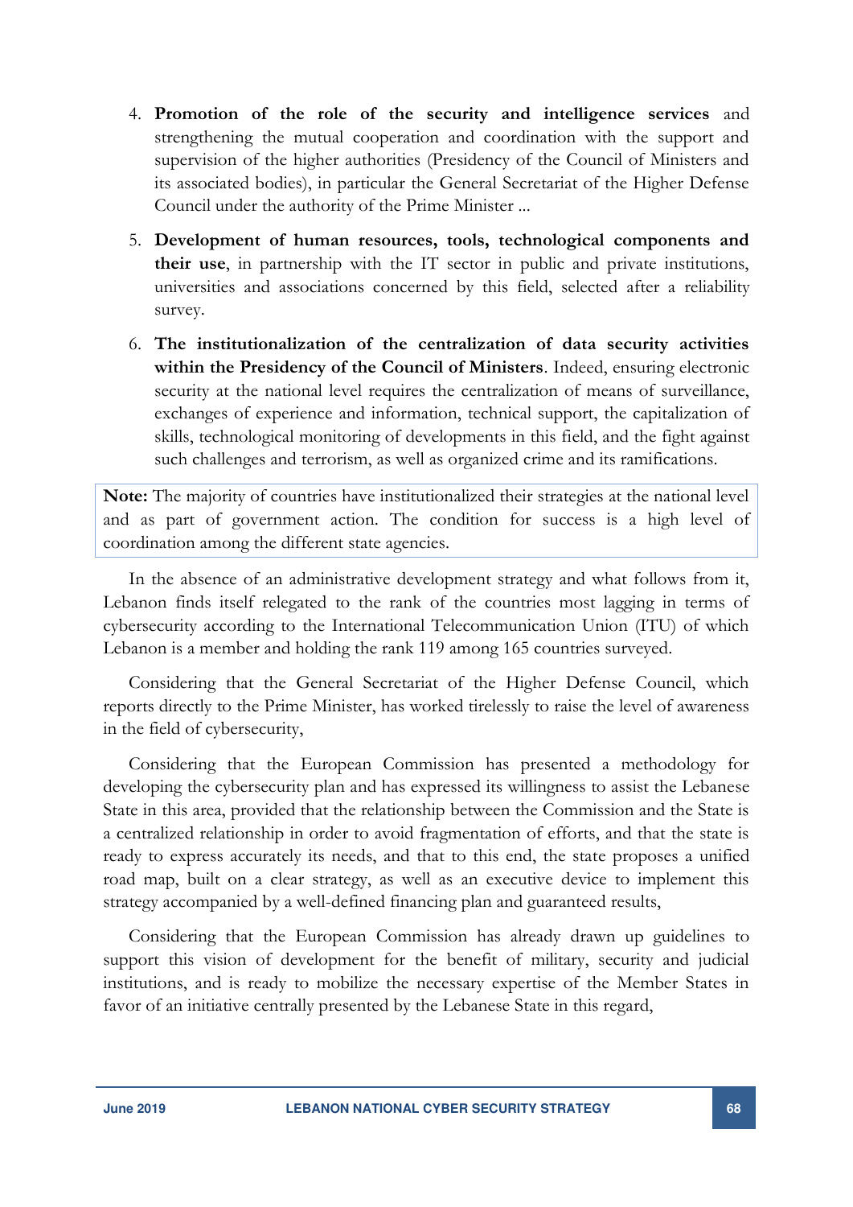4. **Promotion of the role of the security and intelligence services** and strengthening the mutual cooperation and coordination with the support and supervision of the higher authorities (Presidency of the Council of Ministers and its associated bodies), in particular the General Secretariat of the Higher Defense Council under the authority of the Prime Minister ...
5. **Development of human resources, tools, technological components and their use**, in partnership with the IT sector in public and private institutions, universities and associations concerned by this field, selected after a reliability survey.
6. **The institutionalization of the centralization of data security activities within the Presidency of the Council of Ministers**. Indeed, ensuring electronic security at the national level requires the centralization of means of surveillance, exchanges of experience and information, technical support, the capitalization of skills, technological monitoring of developments in this field, and the fight against such challenges and terrorism, as well as organized crime and its ramifications.

**Note:** The majority of countries have institutionalized their strategies at the national level and as part of government action. The condition for success is a high level of coordination among the different state agencies.

In the absence of an administrative development strategy and what follows from it, Lebanon finds itself relegated to the rank of the countries most lagging in terms of cybersecurity according to the International Telecommunication Union (ITU) of which Lebanon is a member and holding the rank 119 among 165 countries surveyed.

Considering that the General Secretariat of the Higher Defense Council, which reports directly to the Prime Minister, has worked tirelessly to raise the level of awareness in the field of cybersecurity,

Considering that the European Commission has presented a methodology for developing the cybersecurity plan and has expressed its willingness to assist the Lebanese State in this area, provided that the relationship between the Commission and the State is a centralized relationship in order to avoid fragmentation of efforts, and that the state is ready to express accurately its needs, and that to this end, the state proposes a unified road map, built on a clear strategy, as well as an executive device to implement this strategy accompanied by a well-defined financing plan and guaranteed results,

Considering that the European Commission has already drawn up guidelines to support this vision of development for the benefit of military, security and judicial institutions, and is ready to mobilize the necessary expertise of the Member States in favor of an initiative centrally presented by the Lebanese State in this regard,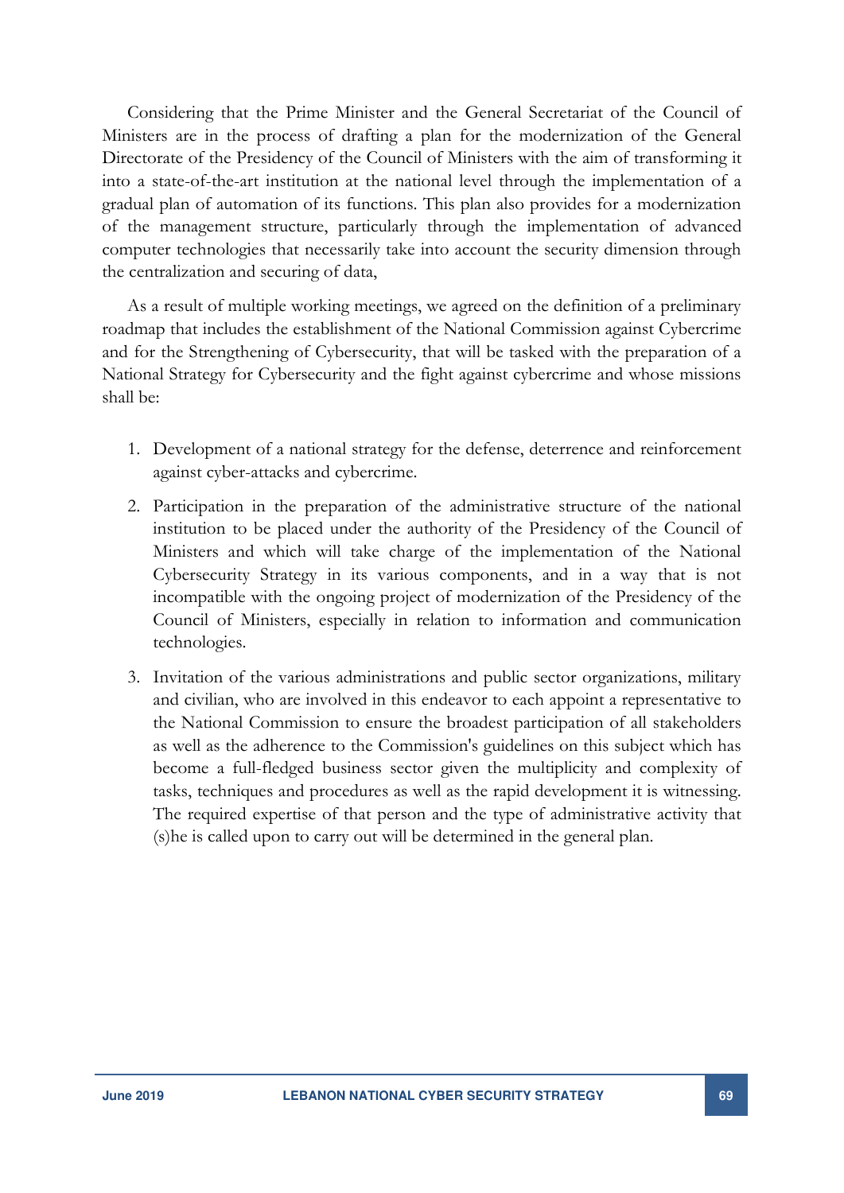Considering that the Prime Minister and the General Secretariat of the Council of Ministers are in the process of drafting a plan for the modernization of the General Directorate of the Presidency of the Council of Ministers with the aim of transforming it into a state-of-the-art institution at the national level through the implementation of a gradual plan of automation of its functions. This plan also provides for a modernization of the management structure, particularly through the implementation of advanced computer technologies that necessarily take into account the security dimension through the centralization and securing of data,

As a result of multiple working meetings, we agreed on the definition of a preliminary roadmap that includes the establishment of the National Commission against Cybercrime and for the Strengthening of Cybersecurity, that will be tasked with the preparation of a National Strategy for Cybersecurity and the fight against cybercrime and whose missions shall be:

1. Development of a national strategy for the defense, deterrence and reinforcement against cyber-attacks and cybercrime.
2. Participation in the preparation of the administrative structure of the national institution to be placed under the authority of the Presidency of the Council of Ministers and which will take charge of the implementation of the National Cybersecurity Strategy in its various components, and in a way that is not incompatible with the ongoing project of modernization of the Presidency of the Council of Ministers, especially in relation to information and communication technologies.
3. Invitation of the various administrations and public sector organizations, military and civilian, who are involved in this endeavor to each appoint a representative to the National Commission to ensure the broadest participation of all stakeholders as well as the adherence to the Commission's guidelines on this subject which has become a full-fledged business sector given the multiplicity and complexity of tasks, techniques and procedures as well as the rapid development it is witnessing. The required expertise of that person and the type of administrative activity that (s)he is called upon to carry out will be determined in the general plan.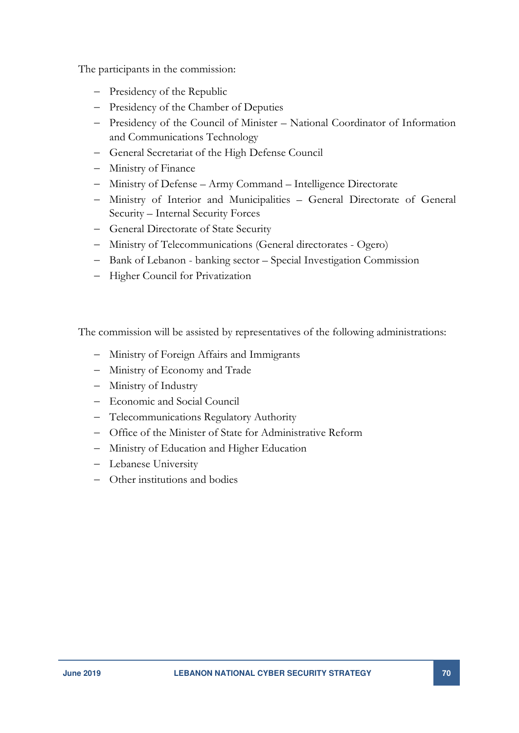The participants in the commission:

- Presidency of the Republic
- Presidency of the Chamber of Deputies
- Presidency of the Council of Minister – National Coordinator of Information and Communications Technology
- General Secretariat of the High Defense Council
- Ministry of Finance
- Ministry of Defense – Army Command – Intelligence Directorate
- Ministry of Interior and Municipalities – General Directorate of General Security – Internal Security Forces
- General Directorate of State Security
- Ministry of Telecommunications (General directorates - Ogero)
- Bank of Lebanon - banking sector – Special Investigation Commission
- Higher Council for Privatization

The commission will be assisted by representatives of the following administrations:

- Ministry of Foreign Affairs and Immigrants
- Ministry of Economy and Trade
- Ministry of Industry
- Economic and Social Council
- Telecommunications Regulatory Authority
- Office of the Minister of State for Administrative Reform
- Ministry of Education and Higher Education
- Lebanese University
- Other institutions and bodies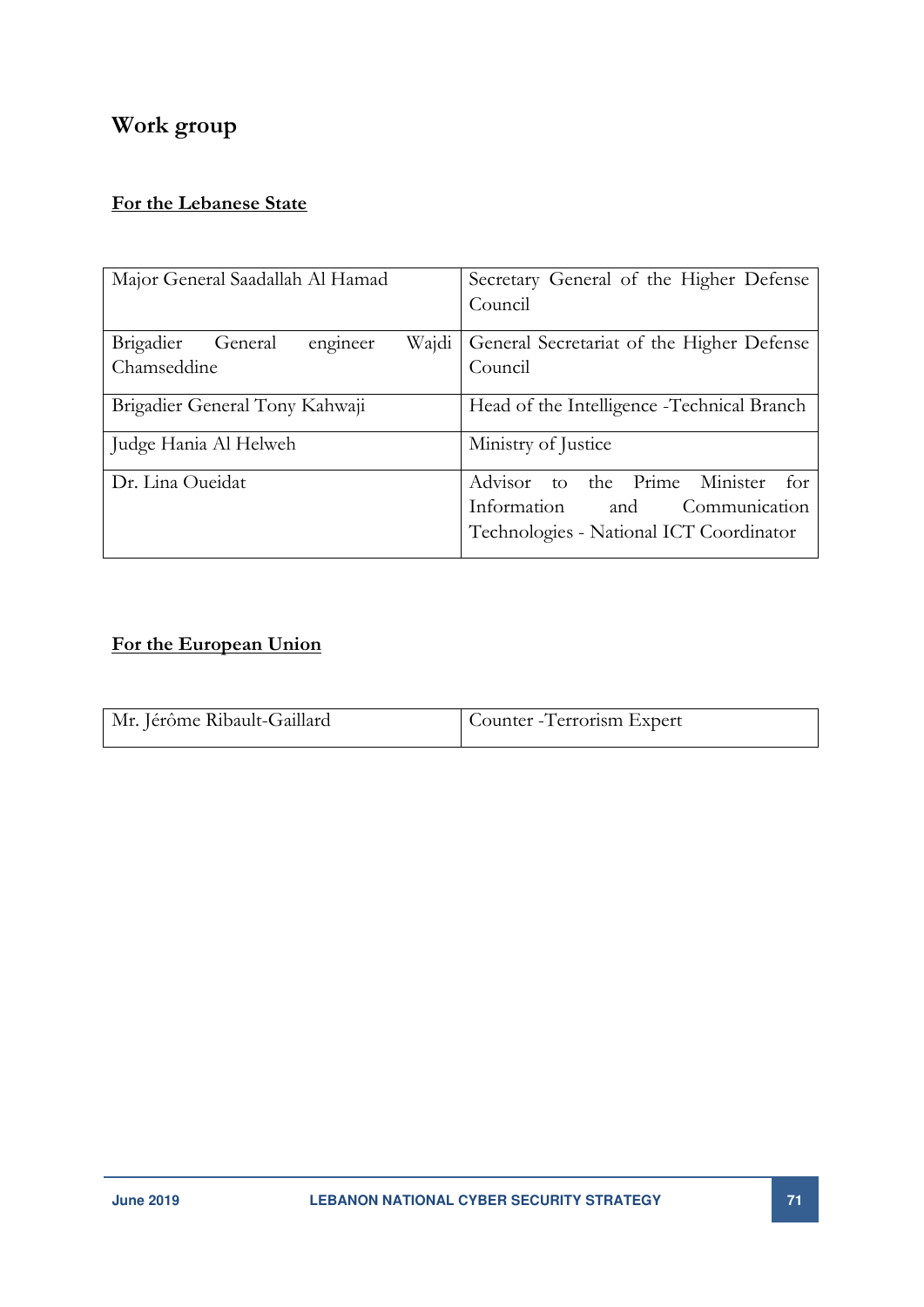## Work group

**For the Lebanese State**

| | |
|---|---|
| Major General Saadallah Al Hamad | Secretary General of the Higher Defense Council |
| Brigadier General engineer Wajdi Chamseddine | General Secretariat of the Higher Defense Council |
| Brigadier General Tony Kahwaji | Head of the Intelligence -Technical Branch |
| Judge Hania Al Helweh | Ministry of Justice |
| Dr. Lina Oueidat | Advisor to the Prime Minister for Information and Communication Technologies - National ICT Coordinator |

**For the European Union**

| | |
|---|---|
| Mr. Jérôme Ribault-Gaillard | Counter -Terrorism Expert |